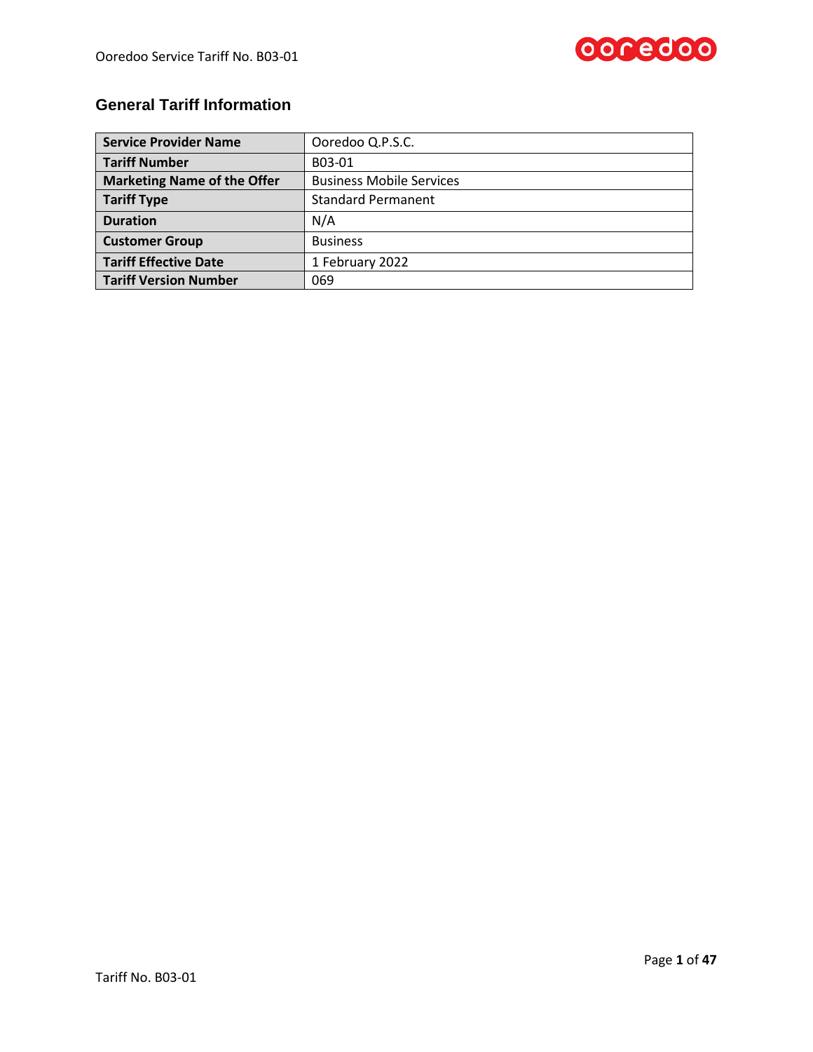## General Tariff Information

| **Service Provider Name** | Ooredoo Q.P.S.C. |
|---|---|
| **Tariff Number** | B03-01 |
| **Marketing Name of the Offer** | Business Mobile Services |
| **Tariff Type** | Standard Permanent |
| **Duration** | N/A |
| **Customer Group** | Business |
| **Tariff Effective Date** | 1 February 2022 |
| **Tariff Version Number** | 069 |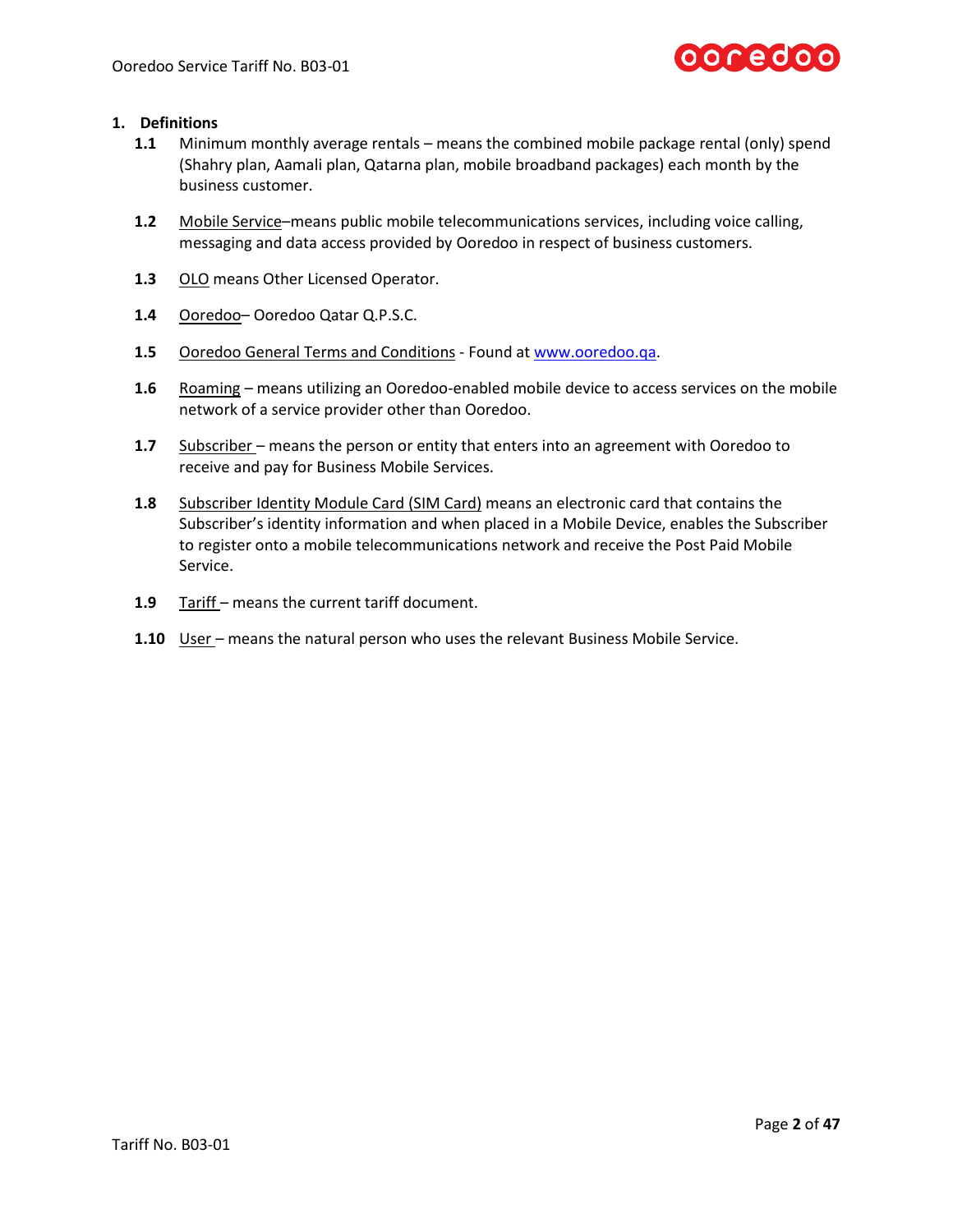## 1. Definitions

**1.1** Minimum monthly average rentals – means the combined mobile package rental (only) spend (Shahry plan, Aamali plan, Qatarna plan, mobile broadband packages) each month by the business customer.

**1.2** Mobile Service–means public mobile telecommunications services, including voice calling, messaging and data access provided by Ooredoo in respect of business customers.

**1.3** OLO means Other Licensed Operator.

**1.4** Ooredoo– Ooredoo Qatar Q.P.S.C.

**1.5** Ooredoo General Terms and Conditions - Found at [www.ooredoo.qa](http://www.ooredoo.qa).

**1.6** Roaming – means utilizing an Ooredoo-enabled mobile device to access services on the mobile network of a service provider other than Ooredoo.

**1.7** Subscriber – means the person or entity that enters into an agreement with Ooredoo to receive and pay for Business Mobile Services.

**1.8** Subscriber Identity Module Card (SIM Card) means an electronic card that contains the Subscriber's identity information and when placed in a Mobile Device, enables the Subscriber to register onto a mobile telecommunications network and receive the Post Paid Mobile Service.

**1.9** Tariff – means the current tariff document.

**1.10** User – means the natural person who uses the relevant Business Mobile Service.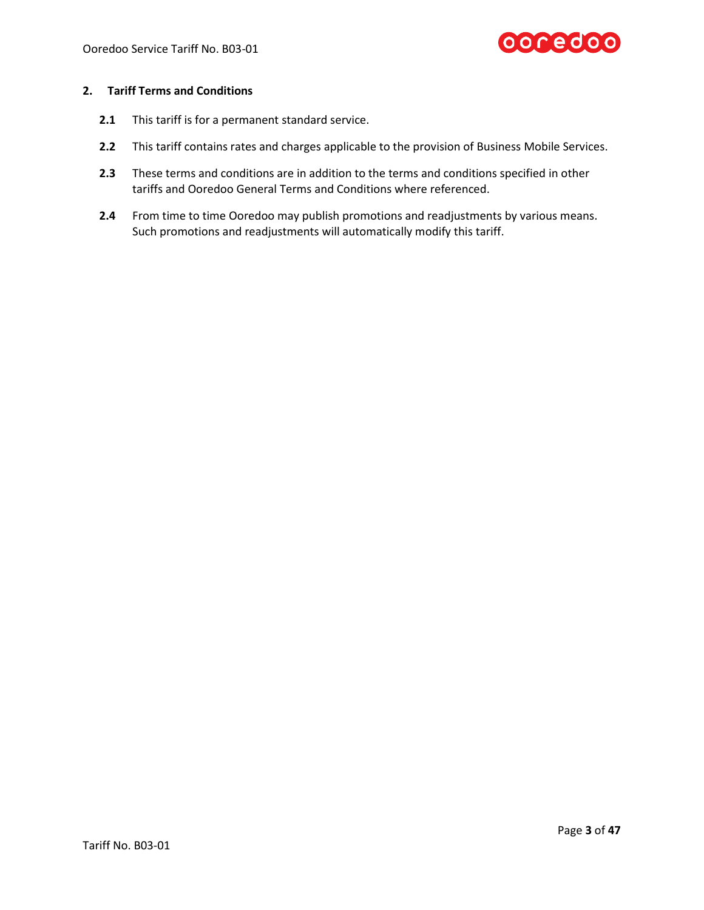## 2. Tariff Terms and Conditions

**2.1** This tariff is for a permanent standard service.

**2.2** This tariff contains rates and charges applicable to the provision of Business Mobile Services.

**2.3** These terms and conditions are in addition to the terms and conditions specified in other tariffs and Ooredoo General Terms and Conditions where referenced.

**2.4** From time to time Ooredoo may publish promotions and readjustments by various means. Such promotions and readjustments will automatically modify this tariff.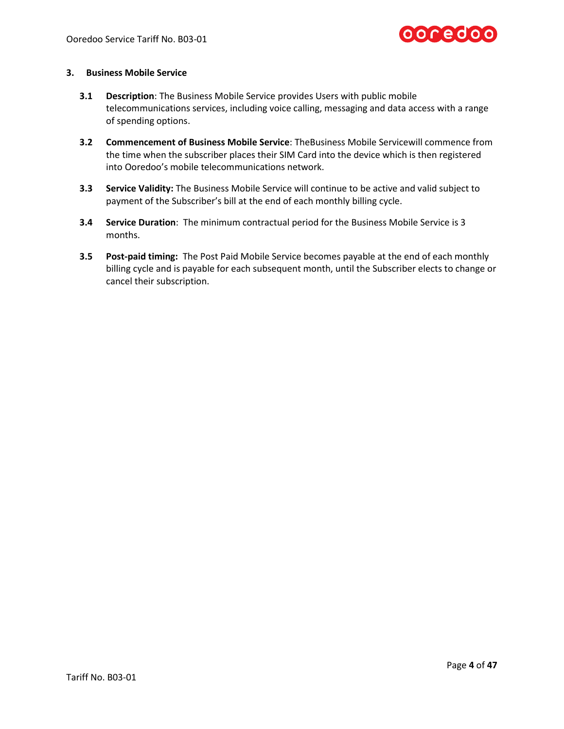## 3. Business Mobile Service

**3.1 Description**: The Business Mobile Service provides Users with public mobile telecommunications services, including voice calling, messaging and data access with a range of spending options.

**3.2 Commencement of Business Mobile Service**: TheBusiness Mobile Servicewill commence from the time when the subscriber places their SIM Card into the device which is then registered into Ooredoo's mobile telecommunications network.

**3.3 Service Validity:** The Business Mobile Service will continue to be active and valid subject to payment of the Subscriber's bill at the end of each monthly billing cycle.

**3.4 Service Duration**: The minimum contractual period for the Business Mobile Service is 3 months.

**3.5 Post-paid timing:** The Post Paid Mobile Service becomes payable at the end of each monthly billing cycle and is payable for each subsequent month, until the Subscriber elects to change or cancel their subscription.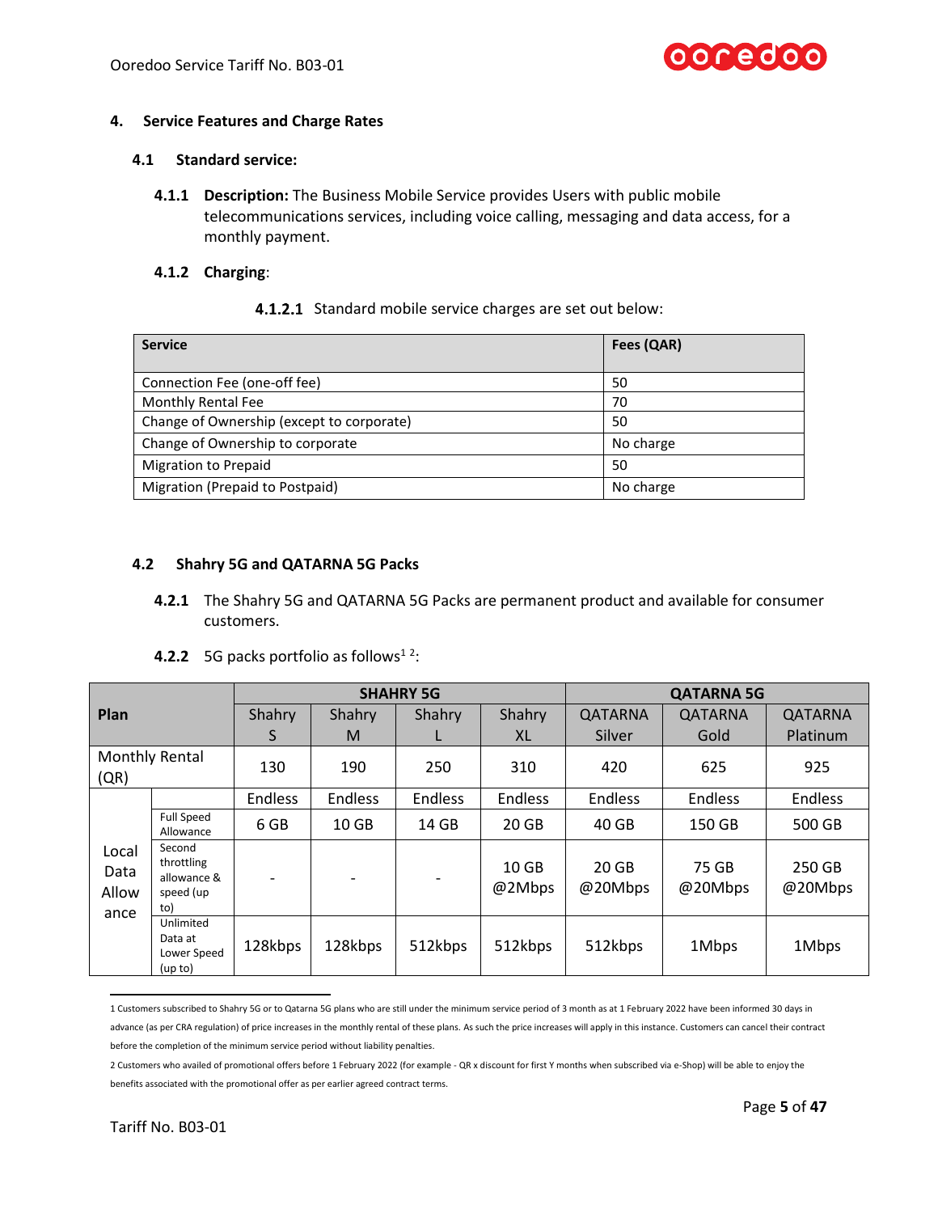## 4. Service Features and Charge Rates

### 4.1 Standard service:

**4.1.1 Description:** The Business Mobile Service provides Users with public mobile telecommunications services, including voice calling, messaging and data access, for a monthly payment.

**4.1.2 Charging**:

**4.1.2.1** Standard mobile service charges are set out below:

| Service | Fees (QAR) |
|---|---|
| Connection Fee (one-off fee) | 50 |
| Monthly Rental Fee | 70 |
| Change of Ownership (except to corporate) | 50 |
| Change of Ownership to corporate | No charge |
| Migration to Prepaid | 50 |
| Migration (Prepaid to Postpaid) | No charge |

### 4.2 Shahry 5G and QATARNA 5G Packs

**4.2.1** The Shahry 5G and QATARNA 5G Packs are permanent product and available for consumer customers.

**4.2.2** 5G packs portfolio as follows[1 2]:

| Plan | | SHAHRY 5G | | | | QATARNA 5G | | |
|---|---|---|---|---|---|---|---|---|
| | | Shahry S | Shahry M | Shahry L | Shahry XL | QATARNA Silver | QATARNA Gold | QATARNA Platinum |
| Monthly Rental (QR) | | 130 | 190 | 250 | 310 | 420 | 625 | 925 |
| Local Data Allowance | | Endless | Endless | Endless | Endless | Endless | Endless | Endless |
| | Full Speed Allowance | 6 GB | 10 GB | 14 GB | 20 GB | 40 GB | 150 GB | 500 GB |
| | Second throttling allowance & speed (up to) | - | - | - | 10 GB @2Mbps | 20 GB @20Mbps | 75 GB @20Mbps | 250 GB @20Mbps |
| | Unlimited Data at Lower Speed (up to) | 128kbps | 128kbps | 512kbps | 512kbps | 512kbps | 1Mbps | 1Mbps |

1 Customers subscribed to Shahry 5G or to Qatarna 5G plans who are still under the minimum service period of 3 month as at 1 February 2022 have been informed 30 days in advance (as per CRA regulation) of price increases in the monthly rental of these plans. As such the price increases will apply in this instance. Customers can cancel their contract before the completion of the minimum service period without liability penalties.

2 Customers who availed of promotional offers before 1 February 2022 (for example - QR x discount for first Y months when subscribed via e-Shop) will be able to enjoy the benefits associated with the promotional offer as per earlier agreed contract terms.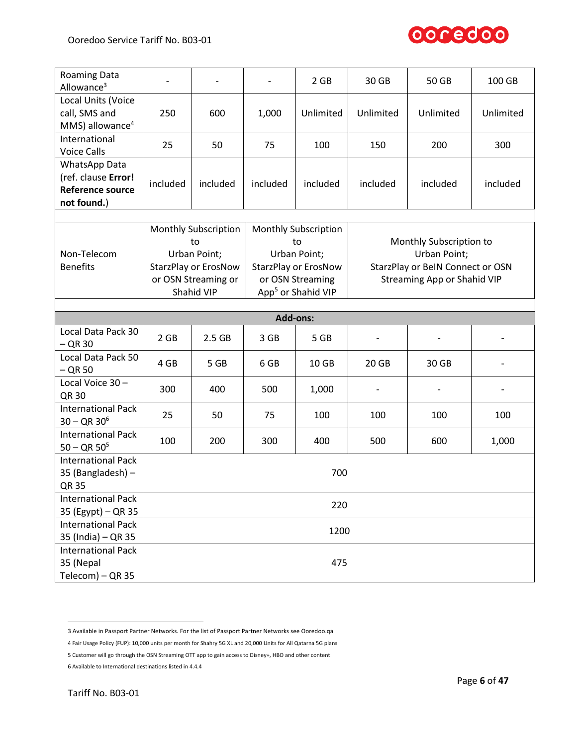| | | | | | | | |
|---|---|---|---|---|---|---|---|
| Roaming Data Allowance[3] | - | - | - | 2 GB | 30 GB | 50 GB | 100 GB |
| Local Units (Voice call, SMS and MMS) allowance[4] | 250 | 600 | 1,000 | Unlimited | Unlimited | Unlimited | Unlimited |
| International Voice Calls | 25 | 50 | 75 | 100 | 150 | 200 | 300 |
| WhatsApp Data (ref. clause **Error! Reference source not found.**) | included | included | included | included | included | included | included |
| | | | | | | | |
| Non-Telecom Benefits | Monthly Subscription to Urban Point; StarzPlay or ErosNow or OSN Streaming or Shahid VIP | | Monthly Subscription to Urban Point; StarzPlay or ErosNow or OSN Streaming App[5] or Shahid VIP | | Monthly Subscription to Urban Point; StarzPlay or BeIN Connect or OSN Streaming App or Shahid VIP | | |
| | | | | | | | |
| **Add-ons:** | | | | | | | |
| Local Data Pack 30 – QR 30 | 2 GB | 2.5 GB | 3 GB | 5 GB | - | - | - |
| Local Data Pack 50 – QR 50 | 4 GB | 5 GB | 6 GB | 10 GB | 20 GB | 30 GB | - |
| Local Voice 30 – QR 30 | 300 | 400 | 500 | 1,000 | - | - | - |
| International Pack 30 – QR 30[6] | 25 | 50 | 75 | 100 | 100 | 100 | 100 |
| International Pack 50 – QR 50[5] | 100 | 200 | 300 | 400 | 500 | 600 | 1,000 |
| International Pack 35 (Bangladesh) – QR 35 | 700 | | | | | | |
| International Pack 35 (Egypt) – QR 35 | 220 | | | | | | |
| International Pack 35 (India) – QR 35 | 1200 | | | | | | |
| International Pack 35 (Nepal Telecom) – QR 35 | 475 | | | | | | |

3 Available in Passport Partner Networks. For the list of Passport Partner Networks see Ooredoo.qa

4 Fair Usage Policy (FUP): 10,000 units per month for Shahry 5G XL and 20,000 Units for All Qatarna 5G plans

5 Customer will go through the OSN Streaming OTT app to gain access to Disney+, HBO and other content

6 Available to International destinations listed in 4.4.4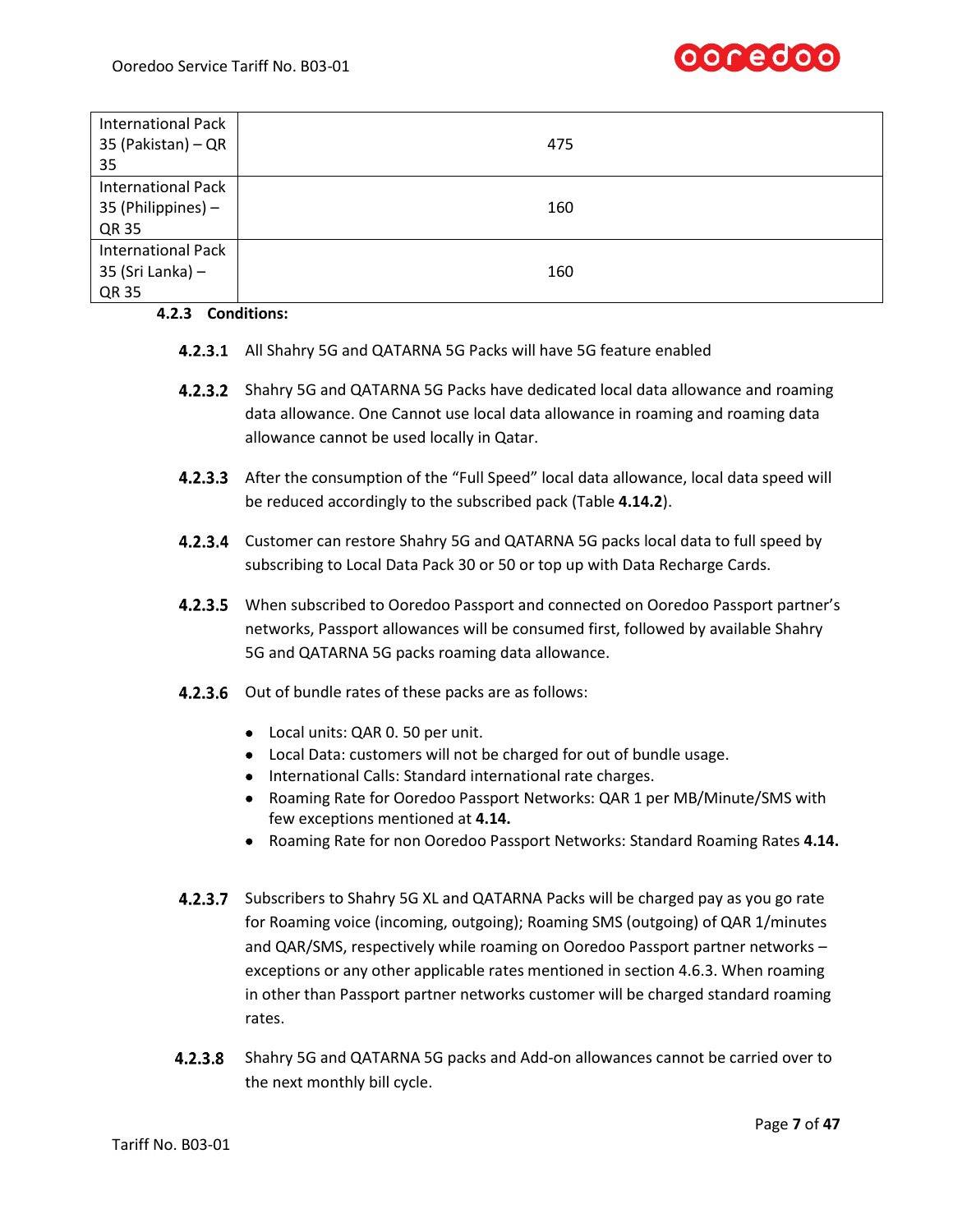| | |
|---|---|
| International Pack 35 (Pakistan) – QR 35 | 475 |
| International Pack 35 (Philippines) – QR 35 | 160 |
| International Pack 35 (Sri Lanka) – QR 35 | 160 |

### 4.2.3 Conditions:

**4.2.3.1** All Shahry 5G and QATARNA 5G Packs will have 5G feature enabled

**4.2.3.2** Shahry 5G and QATARNA 5G Packs have dedicated local data allowance and roaming data allowance. One Cannot use local data allowance in roaming and roaming data allowance cannot be used locally in Qatar.

**4.2.3.3** After the consumption of the "Full Speed" local data allowance, local data speed will be reduced accordingly to the subscribed pack (Table **4.14.2**).

**4.2.3.4** Customer can restore Shahry 5G and QATARNA 5G packs local data to full speed by subscribing to Local Data Pack 30 or 50 or top up with Data Recharge Cards.

**4.2.3.5** When subscribed to Ooredoo Passport and connected on Ooredoo Passport partner's networks, Passport allowances will be consumed first, followed by available Shahry 5G and QATARNA 5G packs roaming data allowance.

**4.2.3.6** Out of bundle rates of these packs are as follows:

- Local units: QAR 0. 50 per unit.
- Local Data: customers will not be charged for out of bundle usage.
- International Calls: Standard international rate charges.
- Roaming Rate for Ooredoo Passport Networks: QAR 1 per MB/Minute/SMS with few exceptions mentioned at **4.14.**
- Roaming Rate for non Ooredoo Passport Networks: Standard Roaming Rates **4.14.**

**4.2.3.7** Subscribers to Shahry 5G XL and QATARNA Packs will be charged pay as you go rate for Roaming voice (incoming, outgoing); Roaming SMS (outgoing) of QAR 1/minutes and QAR/SMS, respectively while roaming on Ooredoo Passport partner networks – exceptions or any other applicable rates mentioned in section 4.6.3. When roaming in other than Passport partner networks customer will be charged standard roaming rates.

**4.2.3.8** Shahry 5G and QATARNA 5G packs and Add-on allowances cannot be carried over to the next monthly bill cycle.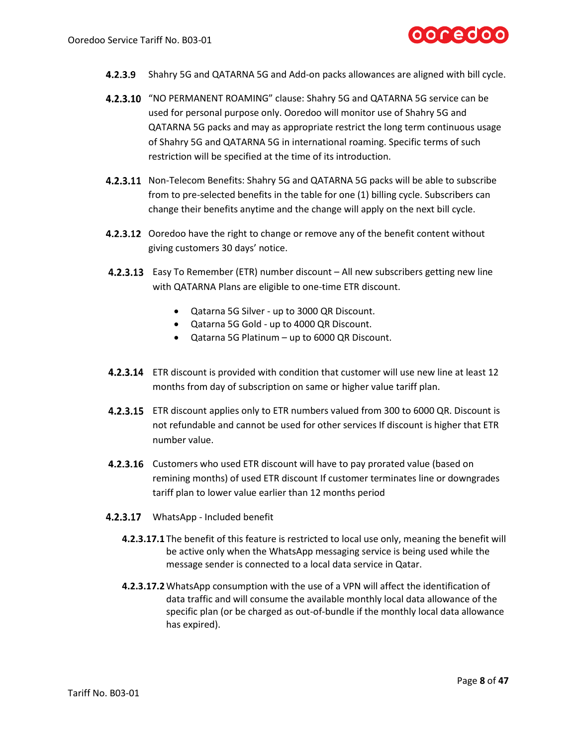**4.2.3.9** Shahry 5G and QATARNA 5G and Add-on packs allowances are aligned with bill cycle.

**4.2.3.10** "NO PERMANENT ROAMING" clause: Shahry 5G and QATARNA 5G service can be used for personal purpose only. Ooredoo will monitor use of Shahry 5G and QATARNA 5G packs and may as appropriate restrict the long term continuous usage of Shahry 5G and QATARNA 5G in international roaming. Specific terms of such restriction will be specified at the time of its introduction.

**4.2.3.11** Non-Telecom Benefits: Shahry 5G and QATARNA 5G packs will be able to subscribe from to pre-selected benefits in the table for one (1) billing cycle. Subscribers can change their benefits anytime and the change will apply on the next bill cycle.

**4.2.3.12** Ooredoo have the right to change or remove any of the benefit content without giving customers 30 days' notice.

**4.2.3.13** Easy To Remember (ETR) number discount – All new subscribers getting new line with QATARNA Plans are eligible to one-time ETR discount.

- Qatarna 5G Silver - up to 3000 QR Discount.
- Qatarna 5G Gold - up to 4000 QR Discount.
- Qatarna 5G Platinum – up to 6000 QR Discount.

**4.2.3.14** ETR discount is provided with condition that customer will use new line at least 12 months from day of subscription on same or higher value tariff plan.

**4.2.3.15** ETR discount applies only to ETR numbers valued from 300 to 6000 QR. Discount is not refundable and cannot be used for other services If discount is higher that ETR number value.

**4.2.3.16** Customers who used ETR discount will have to pay prorated value (based on remining months) of used ETR discount If customer terminates line or downgrades tariff plan to lower value earlier than 12 months period

**4.2.3.17** WhatsApp - Included benefit

**4.2.3.17.1** The benefit of this feature is restricted to local use only, meaning the benefit will be active only when the WhatsApp messaging service is being used while the message sender is connected to a local data service in Qatar.

**4.2.3.17.2** WhatsApp consumption with the use of a VPN will affect the identification of data traffic and will consume the available monthly local data allowance of the specific plan (or be charged as out-of-bundle if the monthly local data allowance has expired).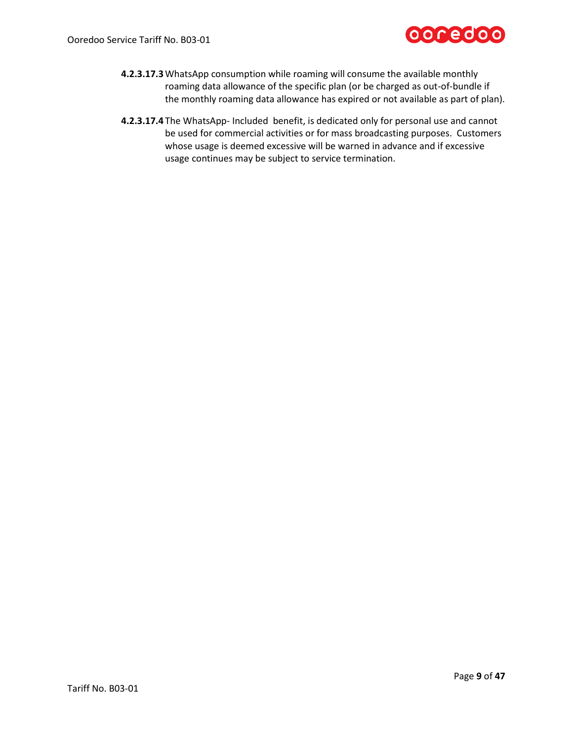**4.2.3.17.3** WhatsApp consumption while roaming will consume the available monthly roaming data allowance of the specific plan (or be charged as out-of-bundle if the monthly roaming data allowance has expired or not available as part of plan).

**4.2.3.17.4** The WhatsApp- Included benefit, is dedicated only for personal use and cannot be used for commercial activities or for mass broadcasting purposes. Customers whose usage is deemed excessive will be warned in advance and if excessive usage continues may be subject to service termination.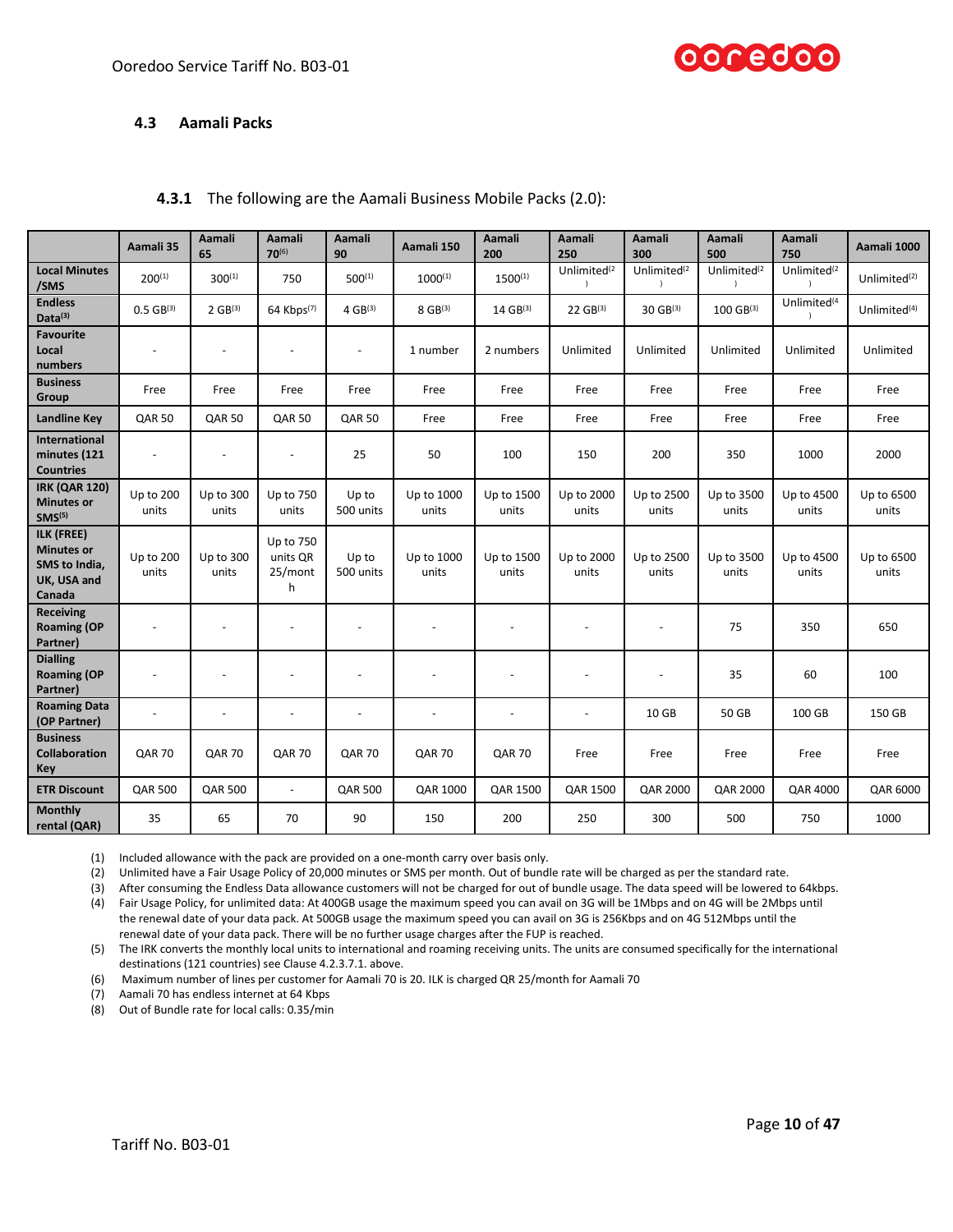## 4.3 Aamali Packs

### 4.3.1 The following are the Aamali Business Mobile Packs (2.0):

| | Aamali 35 | Aamali 65 | Aamali 70[6] | Aamali 90 | Aamali 150 | Aamali 200 | Aamali 250 | Aamali 300 | Aamali 500 | Aamali 750 | Aamali 1000 |
|---|---|---|---|---|---|---|---|---|---|---|---|
| Local Minutes /SMS | 200[1] | 300[1] | 750 | 500[1] | 1000[1] | 1500[1] | Unlimited[2] | Unlimited[2] | Unlimited[2] | Unlimited[2] | Unlimited[2] |
| Endless Data[3] | 0.5 GB[3] | 2 GB[3] | 64 Kbps[7] | 4 GB[3] | 8 GB[3] | 14 GB[3] | 22 GB[3] | 30 GB[3] | 100 GB[3] | Unlimited[4] | Unlimited[4] |
| Favourite Local numbers | - | - | - | - | 1 number | 2 numbers | Unlimited | Unlimited | Unlimited | Unlimited | Unlimited |
| Business Group | Free | Free | Free | Free | Free | Free | Free | Free | Free | Free | Free |
| Landline Key | QAR 50 | QAR 50 | QAR 50 | QAR 50 | Free | Free | Free | Free | Free | Free | Free |
| International minutes (121 Countries | - | - | - | 25 | 50 | 100 | 150 | 200 | 350 | 1000 | 2000 |
| IRK (QAR 120) Minutes or SMS[5] | Up to 200 units | Up to 300 units | Up to 750 units | Up to 500 units | Up to 1000 units | Up to 1500 units | Up to 2000 units | Up to 2500 units | Up to 3500 units | Up to 4500 units | Up to 6500 units |
| ILK (FREE) Minutes or SMS to India, UK, USA and Canada | Up to 200 units | Up to 300 units | Up to 750 units QR 25/month | Up to 500 units | Up to 1000 units | Up to 1500 units | Up to 2000 units | Up to 2500 units | Up to 3500 units | Up to 4500 units | Up to 6500 units |
| Receiving Roaming (OP Partner) | - | - | - | - | - | - | - | - | 75 | 350 | 650 |
| Dialling Roaming (OP Partner) | - | - | - | - | - | - | - | - | 35 | 60 | 100 |
| Roaming Data (OP Partner) | - | - | - | - | - | - | - | 10 GB | 50 GB | 100 GB | 150 GB |
| Business Collaboration Key | QAR 70 | QAR 70 | QAR 70 | QAR 70 | QAR 70 | QAR 70 | Free | Free | Free | Free | Free |
| ETR Discount | QAR 500 | QAR 500 | - | QAR 500 | QAR 1000 | QAR 1500 | QAR 1500 | QAR 2000 | QAR 2000 | QAR 4000 | QAR 6000 |
| Monthly rental (QAR) | 35 | 65 | 70 | 90 | 150 | 200 | 250 | 300 | 500 | 750 | 1000 |

(1) Included allowance with the pack are provided on a one-month carry over basis only.
(2) Unlimited have a Fair Usage Policy of 20,000 minutes or SMS per month. Out of bundle rate will be charged as per the standard rate.
(3) After consuming the Endless Data allowance customers will not be charged for out of bundle usage. The data speed will be lowered to 64kbps.
(4) Fair Usage Policy, for unlimited data: At 400GB usage the maximum speed you can avail on 3G will be 1Mbps and on 4G will be 2Mbps until the renewal date of your data pack. At 500GB usage the maximum speed you can avail on 3G is 256Kbps and on 4G 512Mbps until the renewal date of your data pack. There will be no further usage charges after the FUP is reached.
(5) The IRK converts the monthly local units to international and roaming receiving units. The units are consumed specifically for the international destinations (121 countries) see Clause 4.2.3.7.1. above.
(6) Maximum number of lines per customer for Aamali 70 is 20. ILK is charged QR 25/month for Aamali 70
(7) Aamali 70 has endless internet at 64 Kbps
(8) Out of Bundle rate for local calls: 0.35/min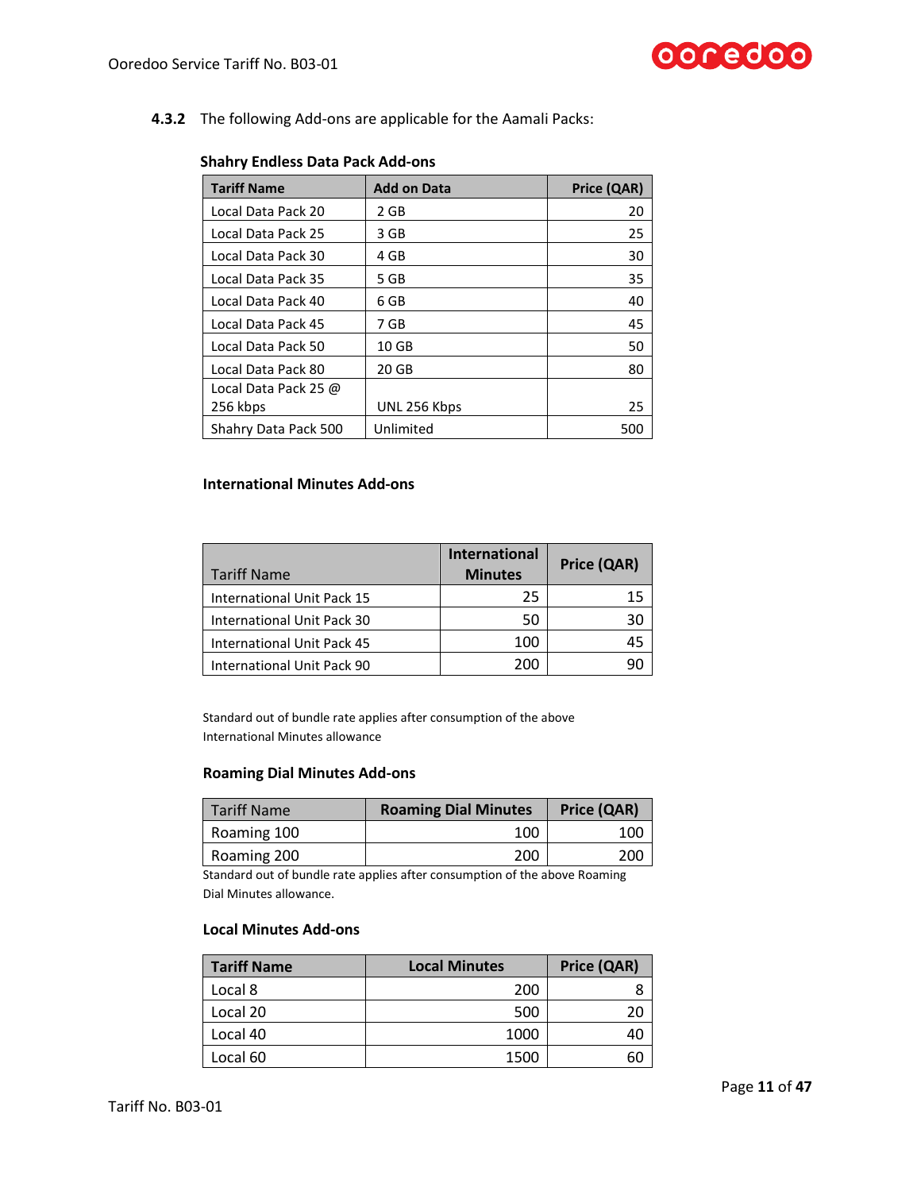**4.3.2** The following Add-ons are applicable for the Aamali Packs:

**Shahry Endless Data Pack Add-ons**

| Tariff Name | Add on Data | Price (QAR) |
|---|---|---|
| Local Data Pack 20 | 2 GB | 20 |
| Local Data Pack 25 | 3 GB | 25 |
| Local Data Pack 30 | 4 GB | 30 |
| Local Data Pack 35 | 5 GB | 35 |
| Local Data Pack 40 | 6 GB | 40 |
| Local Data Pack 45 | 7 GB | 45 |
| Local Data Pack 50 | 10 GB | 50 |
| Local Data Pack 80 | 20 GB | 80 |
| Local Data Pack 25 @ 256 kbps | UNL 256 Kbps | 25 |
| Shahry Data Pack 500 | Unlimited | 500 |

**International Minutes Add-ons**

| Tariff Name | International Minutes | Price (QAR) |
|---|---|---|
| International Unit Pack 15 | 25 | 15 |
| International Unit Pack 30 | 50 | 30 |
| International Unit Pack 45 | 100 | 45 |
| International Unit Pack 90 | 200 | 90 |

Standard out of bundle rate applies after consumption of the above International Minutes allowance

**Roaming Dial Minutes Add-ons**

| Tariff Name | Roaming Dial Minutes | Price (QAR) |
|---|---|---|
| Roaming 100 | 100 | 100 |
| Roaming 200 | 200 | 200 |

Standard out of bundle rate applies after consumption of the above Roaming Dial Minutes allowance.

**Local Minutes Add-ons**

| Tariff Name | Local Minutes | Price (QAR) |
|---|---|---|
| Local 8 | 200 | 8 |
| Local 20 | 500 | 20 |
| Local 40 | 1000 | 40 |
| Local 60 | 1500 | 60 |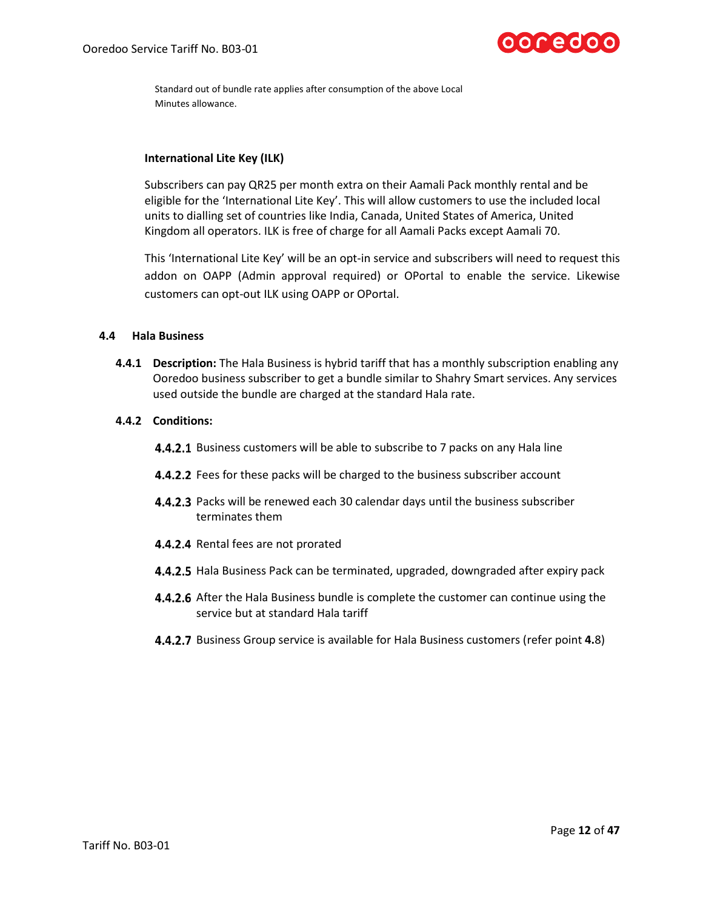Standard out of bundle rate applies after consumption of the above Local Minutes allowance.

**International Lite Key (ILK)**

Subscribers can pay QR25 per month extra on their Aamali Pack monthly rental and be eligible for the 'International Lite Key'. This will allow customers to use the included local units to dialling set of countries like India, Canada, United States of America, United Kingdom all operators. ILK is free of charge for all Aamali Packs except Aamali 70.

This 'International Lite Key' will be an opt-in service and subscribers will need to request this addon on OAPP (Admin approval required) or OPortal to enable the service. Likewise customers can opt-out ILK using OAPP or OPortal.

### 4.4 Hala Business

**4.4.1 Description:** The Hala Business is hybrid tariff that has a monthly subscription enabling any Ooredoo business subscriber to get a bundle similar to Shahry Smart services. Any services used outside the bundle are charged at the standard Hala rate.

**4.4.2 Conditions:**

**4.4.2.1** Business customers will be able to subscribe to 7 packs on any Hala line

**4.4.2.2** Fees for these packs will be charged to the business subscriber account

**4.4.2.3** Packs will be renewed each 30 calendar days until the business subscriber terminates them

**4.4.2.4** Rental fees are not prorated

**4.4.2.5** Hala Business Pack can be terminated, upgraded, downgraded after expiry pack

**4.4.2.6** After the Hala Business bundle is complete the customer can continue using the service but at standard Hala tariff

**4.4.2.7** Business Group service is available for Hala Business customers (refer point **4.**8)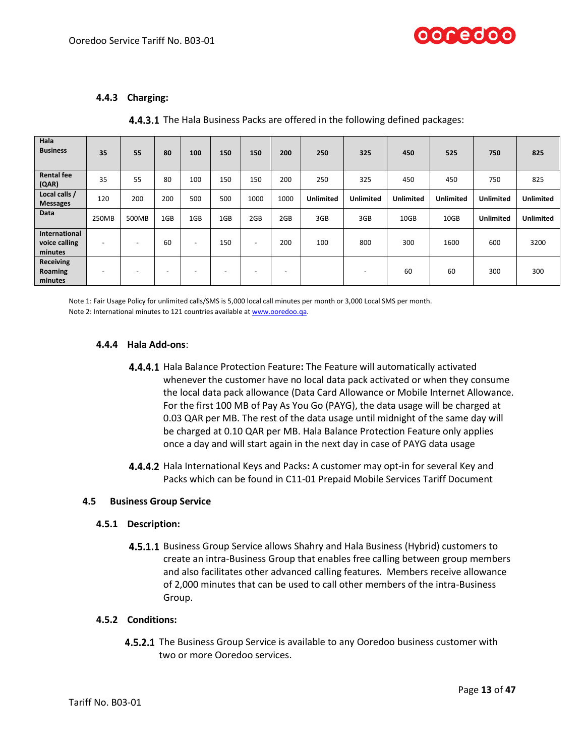### 4.4.3 Charging:

**4.4.3.1** The Hala Business Packs are offered in the following defined packages:

| Hala Business | 35 | 55 | 80 | 100 | 150 | 150 | 200 | 250 | 325 | 450 | 525 | 750 | 825 |
|---|---|---|---|---|---|---|---|---|---|---|---|---|---|
| **Rental fee (QAR)** | 35 | 55 | 80 | 100 | 150 | 150 | 200 | 250 | 325 | 450 | 450 | 750 | 825 |
| **Local calls / Messages** | 120 | 200 | 200 | 500 | 500 | 1000 | 1000 | **Unlimited** | **Unlimited** | **Unlimited** | **Unlimited** | **Unlimited** | **Unlimited** |
| **Data** | 250MB | 500MB | 1GB | 1GB | 1GB | 2GB | 2GB | 3GB | 3GB | 10GB | 10GB | **Unlimited** | **Unlimited** |
| **International voice calling minutes** | - | - | 60 | - | 150 | - | 200 | 100 | 800 | 300 | 1600 | 600 | 3200 |
| **Receiving Roaming minutes** | - | - | - | - | - | - | - | | - | 60 | 60 | 300 | 300 |

Note 1: Fair Usage Policy for unlimited calls/SMS is 5,000 local call minutes per month or 3,000 Local SMS per month.
Note 2: International minutes to 121 countries available at www.ooredoo.qa.

### 4.4.4 Hala Add-ons:

**4.4.4.1** Hala Balance Protection Feature**:** The Feature will automatically activated whenever the customer have no local data pack activated or when they consume the local data pack allowance (Data Card Allowance or Mobile Internet Allowance. For the first 100 MB of Pay As You Go (PAYG), the data usage will be charged at 0.03 QAR per MB. The rest of the data usage until midnight of the same day will be charged at 0.10 QAR per MB. Hala Balance Protection Feature only applies once a day and will start again in the next day in case of PAYG data usage

**4.4.4.2** Hala International Keys and Packs**:** A customer may opt-in for several Key and Packs which can be found in C11-01 Prepaid Mobile Services Tariff Document

## 4.5 Business Group Service

### 4.5.1 Description:

**4.5.1.1** Business Group Service allows Shahry and Hala Business (Hybrid) customers to create an intra-Business Group that enables free calling between group members and also facilitates other advanced calling features. Members receive allowance of 2,000 minutes that can be used to call other members of the intra-Business Group.

### 4.5.2 Conditions:

**4.5.2.1** The Business Group Service is available to any Ooredoo business customer with two or more Ooredoo services.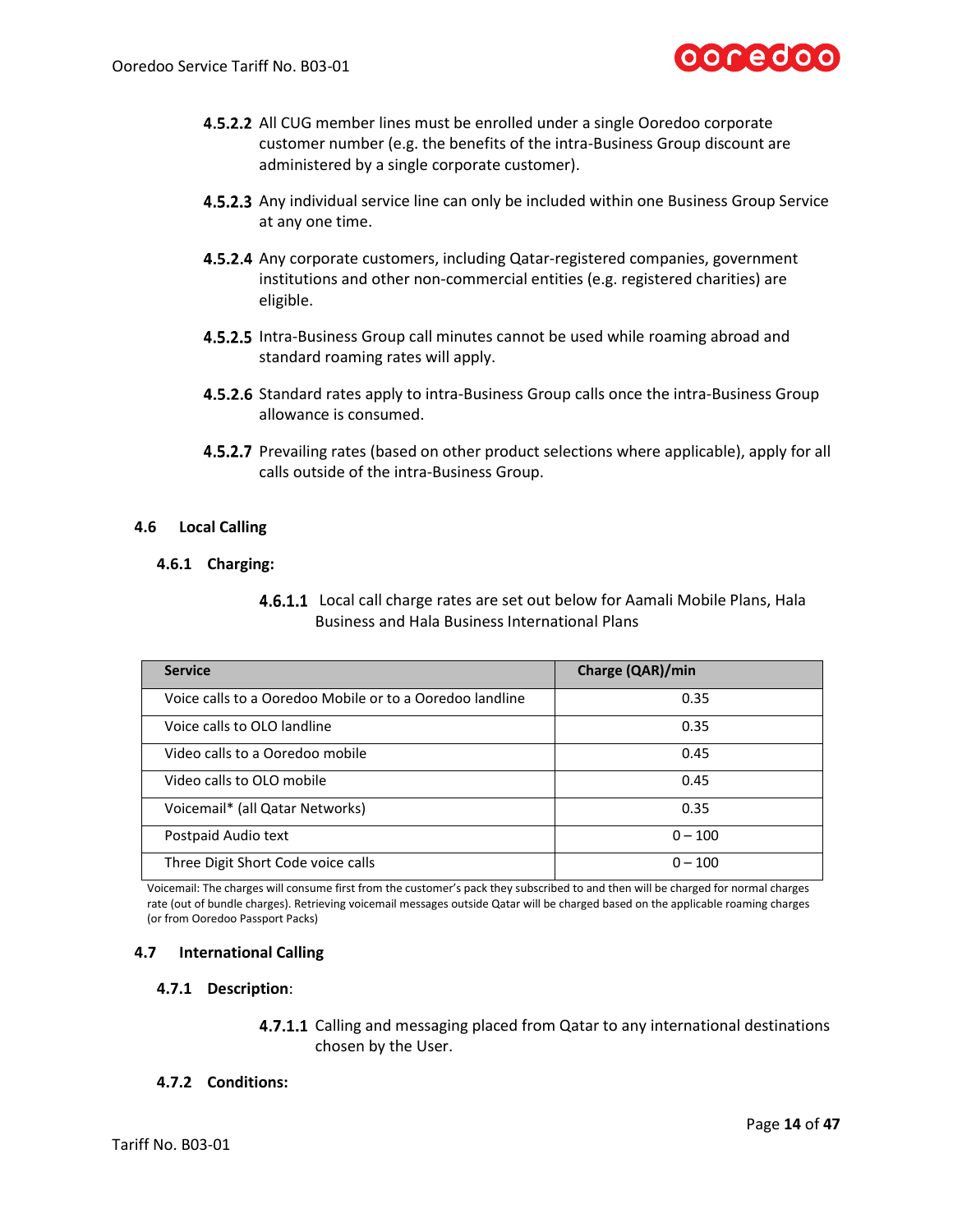**4.5.2.2** All CUG member lines must be enrolled under a single Ooredoo corporate customer number (e.g. the benefits of the intra-Business Group discount are administered by a single corporate customer).

**4.5.2.3** Any individual service line can only be included within one Business Group Service at any one time.

**4.5.2.4** Any corporate customers, including Qatar-registered companies, government institutions and other non-commercial entities (e.g. registered charities) are eligible.

**4.5.2.5** Intra-Business Group call minutes cannot be used while roaming abroad and standard roaming rates will apply.

**4.5.2.6** Standard rates apply to intra-Business Group calls once the intra-Business Group allowance is consumed.

**4.5.2.7** Prevailing rates (based on other product selections where applicable), apply for all calls outside of the intra-Business Group.

## 4.6 Local Calling

### 4.6.1 Charging:

**4.6.1.1** Local call charge rates are set out below for Aamali Mobile Plans, Hala Business and Hala Business International Plans

| Service | Charge (QAR)/min |
|---|---|
| Voice calls to a Ooredoo Mobile or to a Ooredoo landline | 0.35 |
| Voice calls to OLO landline | 0.35 |
| Video calls to a Ooredoo mobile | 0.45 |
| Video calls to OLO mobile | 0.45 |
| Voicemail* (all Qatar Networks) | 0.35 |
| Postpaid Audio text | 0 – 100 |
| Three Digit Short Code voice calls | 0 – 100 |

Voicemail: The charges will consume first from the customer's pack they subscribed to and then will be charged for normal charges rate (out of bundle charges). Retrieving voicemail messages outside Qatar will be charged based on the applicable roaming charges (or from Ooredoo Passport Packs)

## 4.7 International Calling

### 4.7.1 Description:

**4.7.1.1** Calling and messaging placed from Qatar to any international destinations chosen by the User.

### 4.7.2 Conditions: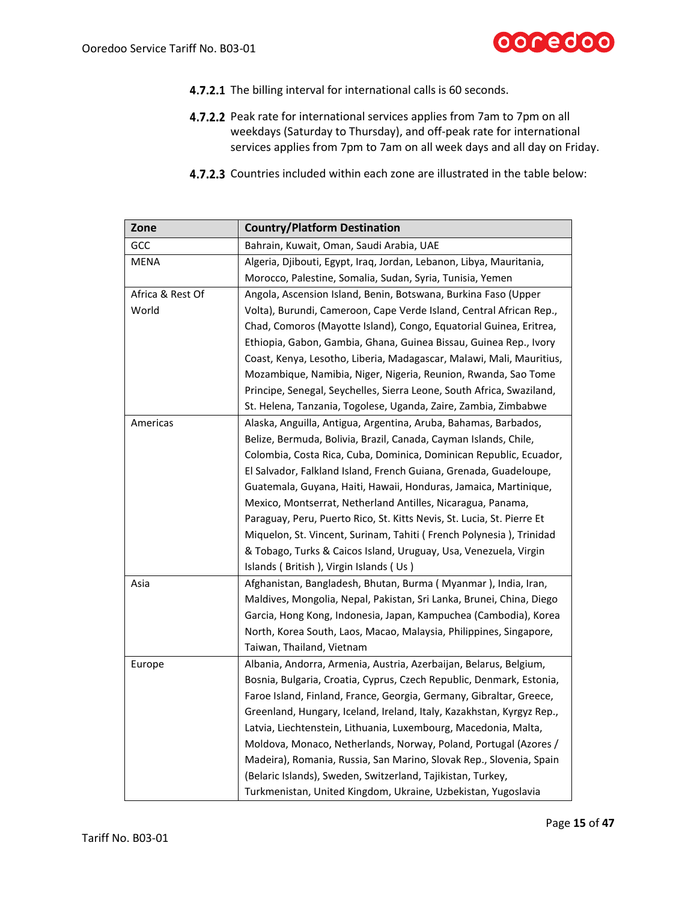**4.7.2.1** The billing interval for international calls is 60 seconds.

**4.7.2.2** Peak rate for international services applies from 7am to 7pm on all weekdays (Saturday to Thursday), and off-peak rate for international services applies from 7pm to 7am on all week days and all day on Friday.

**4.7.2.3** Countries included within each zone are illustrated in the table below:

| Zone | Country/Platform Destination |
|---|---|
| GCC | Bahrain, Kuwait, Oman, Saudi Arabia, UAE |
| MENA | Algeria, Djibouti, Egypt, Iraq, Jordan, Lebanon, Libya, Mauritania, Morocco, Palestine, Somalia, Sudan, Syria, Tunisia, Yemen |
| Africa & Rest Of World | Angola, Ascension Island, Benin, Botswana, Burkina Faso (Upper Volta), Burundi, Cameroon, Cape Verde Island, Central African Rep., Chad, Comoros (Mayotte Island), Congo, Equatorial Guinea, Eritrea, Ethiopia, Gabon, Gambia, Ghana, Guinea Bissau, Guinea Rep., Ivory Coast, Kenya, Lesotho, Liberia, Madagascar, Malawi, Mali, Mauritius, Mozambique, Namibia, Niger, Nigeria, Reunion, Rwanda, Sao Tome Principe, Senegal, Seychelles, Sierra Leone, South Africa, Swaziland, St. Helena, Tanzania, Togolese, Uganda, Zaire, Zambia, Zimbabwe |
| Americas | Alaska, Anguilla, Antigua, Argentina, Aruba, Bahamas, Barbados, Belize, Bermuda, Bolivia, Brazil, Canada, Cayman Islands, Chile, Colombia, Costa Rica, Cuba, Dominica, Dominican Republic, Ecuador, El Salvador, Falkland Island, French Guiana, Grenada, Guadeloupe, Guatemala, Guyana, Haiti, Hawaii, Honduras, Jamaica, Martinique, Mexico, Montserrat, Netherland Antilles, Nicaragua, Panama, Paraguay, Peru, Puerto Rico, St. Kitts Nevis, St. Lucia, St. Pierre Et Miquelon, St. Vincent, Surinam, Tahiti ( French Polynesia ), Trinidad & Tobago, Turks & Caicos Island, Uruguay, Usa, Venezuela, Virgin Islands ( British ), Virgin Islands ( Us ) |
| Asia | Afghanistan, Bangladesh, Bhutan, Burma ( Myanmar ), India, Iran, Maldives, Mongolia, Nepal, Pakistan, Sri Lanka, Brunei, China, Diego Garcia, Hong Kong, Indonesia, Japan, Kampuchea (Cambodia), Korea North, Korea South, Laos, Macao, Malaysia, Philippines, Singapore, Taiwan, Thailand, Vietnam |
| Europe | Albania, Andorra, Armenia, Austria, Azerbaijan, Belarus, Belgium, Bosnia, Bulgaria, Croatia, Cyprus, Czech Republic, Denmark, Estonia, Faroe Island, Finland, France, Georgia, Germany, Gibraltar, Greece, Greenland, Hungary, Iceland, Ireland, Italy, Kazakhstan, Kyrgyz Rep., Latvia, Liechtenstein, Lithuania, Luxembourg, Macedonia, Malta, Moldova, Monaco, Netherlands, Norway, Poland, Portugal (Azores / Madeira), Romania, Russia, San Marino, Slovak Rep., Slovenia, Spain (Belaric Islands), Sweden, Switzerland, Tajikistan, Turkey, Turkmenistan, United Kingdom, Ukraine, Uzbekistan, Yugoslavia |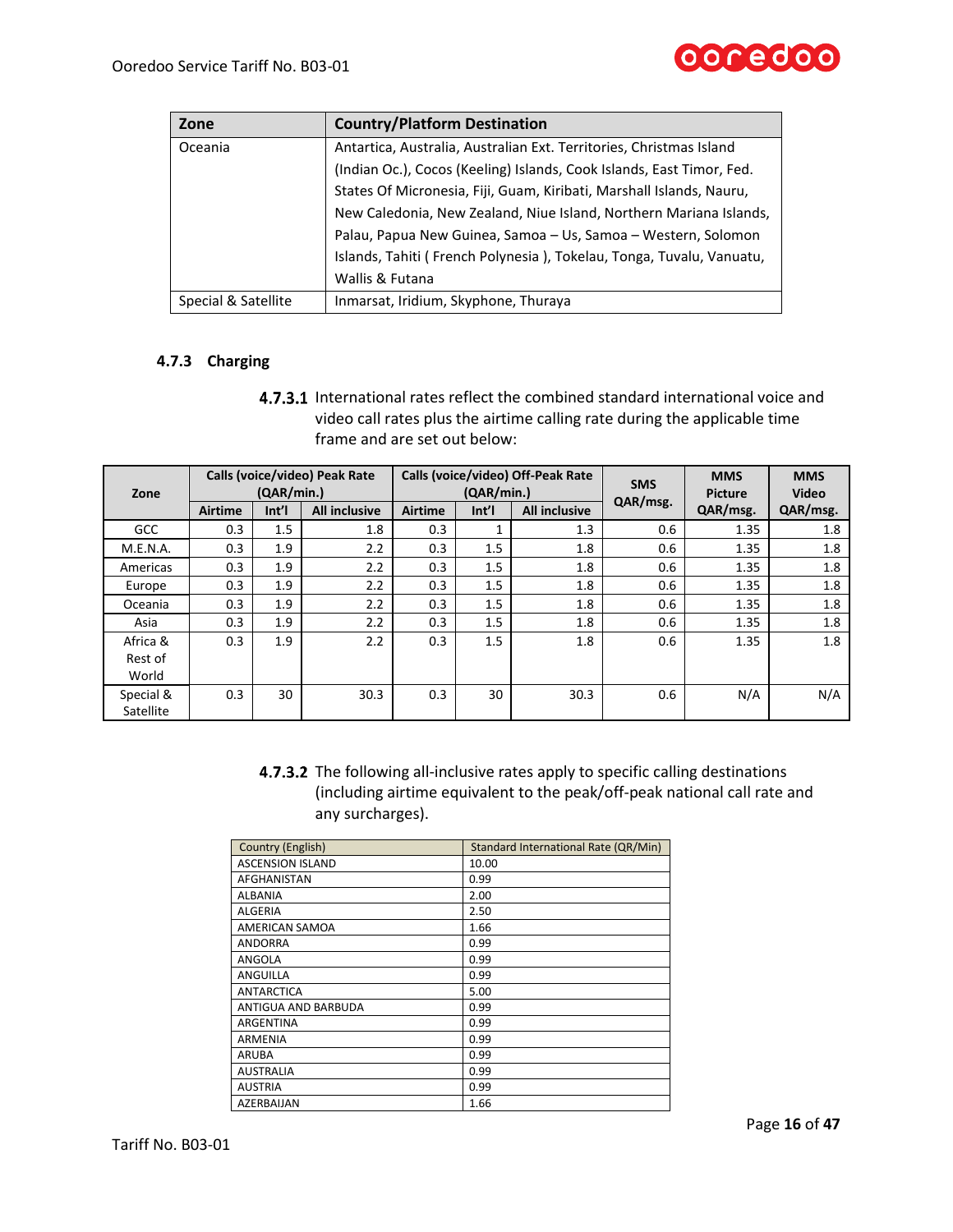| Zone | Country/Platform Destination |
|---|---|
| Oceania | Antartica, Australia, Australian Ext. Territories, Christmas Island (Indian Oc.), Cocos (Keeling) Islands, Cook Islands, East Timor, Fed. States Of Micronesia, Fiji, Guam, Kiribati, Marshall Islands, Nauru, New Caledonia, New Zealand, Niue Island, Northern Mariana Islands, Palau, Papua New Guinea, Samoa – Us, Samoa – Western, Solomon Islands, Tahiti ( French Polynesia ), Tokelau, Tonga, Tuvalu, Vanuatu, Wallis & Futana |
| Special & Satellite | Inmarsat, Iridium, Skyphone, Thuraya |

### 4.7.3 Charging

**4.7.3.1** International rates reflect the combined standard international voice and video call rates plus the airtime calling rate during the applicable time frame and are set out below:

| Zone | Calls (voice/video) Peak Rate (QAR/min.) | | | Calls (voice/video) Off-Peak Rate (QAR/min.) | | | SMS QAR/msg. | MMS Picture QAR/msg. | MMS Video QAR/msg. |
|---|---|---|---|---|---|---|---|---|---|
| | Airtime | Int'l | All inclusive | Airtime | Int'l | All inclusive | | | |
| GCC | 0.3 | 1.5 | 1.8 | 0.3 | 1 | 1.3 | 0.6 | 1.35 | 1.8 |
| M.E.N.A. | 0.3 | 1.9 | 2.2 | 0.3 | 1.5 | 1.8 | 0.6 | 1.35 | 1.8 |
| Americas | 0.3 | 1.9 | 2.2 | 0.3 | 1.5 | 1.8 | 0.6 | 1.35 | 1.8 |
| Europe | 0.3 | 1.9 | 2.2 | 0.3 | 1.5 | 1.8 | 0.6 | 1.35 | 1.8 |
| Oceania | 0.3 | 1.9 | 2.2 | 0.3 | 1.5 | 1.8 | 0.6 | 1.35 | 1.8 |
| Asia | 0.3 | 1.9 | 2.2 | 0.3 | 1.5 | 1.8 | 0.6 | 1.35 | 1.8 |
| Africa & Rest of World | 0.3 | 1.9 | 2.2 | 0.3 | 1.5 | 1.8 | 0.6 | 1.35 | 1.8 |
| Special & Satellite | 0.3 | 30 | 30.3 | 0.3 | 30 | 30.3 | 0.6 | N/A | N/A |

**4.7.3.2** The following all-inclusive rates apply to specific calling destinations (including airtime equivalent to the peak/off-peak national call rate and any surcharges).

| Country (English) | Standard International Rate (QR/Min) |
|---|---|
| ASCENSION ISLAND | 10.00 |
| AFGHANISTAN | 0.99 |
| ALBANIA | 2.00 |
| ALGERIA | 2.50 |
| AMERICAN SAMOA | 1.66 |
| ANDORRA | 0.99 |
| ANGOLA | 0.99 |
| ANGUILLA | 0.99 |
| ANTARCTICA | 5.00 |
| ANTIGUA AND BARBUDA | 0.99 |
| ARGENTINA | 0.99 |
| ARMENIA | 0.99 |
| ARUBA | 0.99 |
| AUSTRALIA | 0.99 |
| AUSTRIA | 0.99 |
| AZERBAIJAN | 1.66 |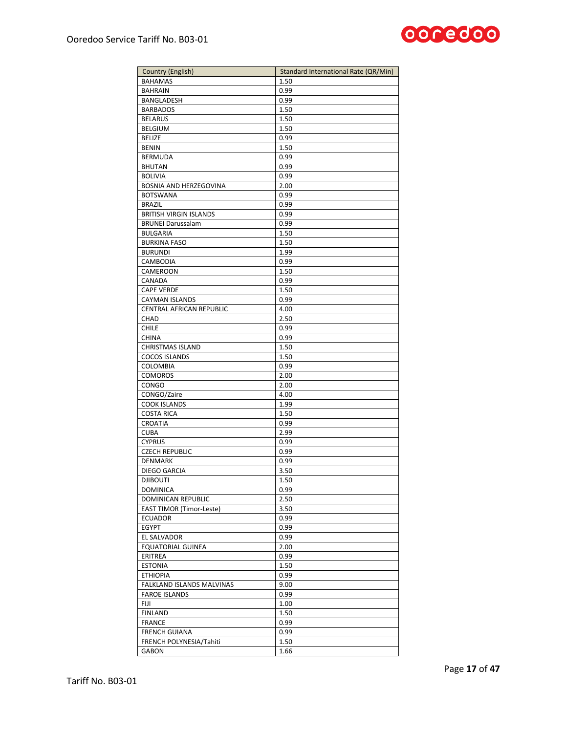| Country (English) | Standard International Rate (QR/Min) |
|---|---|
| BAHAMAS | 1.50 |
| BAHRAIN | 0.99 |
| BANGLADESH | 0.99 |
| BARBADOS | 1.50 |
| BELARUS | 1.50 |
| BELGIUM | 1.50 |
| BELIZE | 0.99 |
| BENIN | 1.50 |
| BERMUDA | 0.99 |
| BHUTAN | 0.99 |
| BOLIVIA | 0.99 |
| BOSNIA AND HERZEGOVINA | 2.00 |
| BOTSWANA | 0.99 |
| BRAZIL | 0.99 |
| BRITISH VIRGIN ISLANDS | 0.99 |
| BRUNEI Darussalam | 0.99 |
| BULGARIA | 1.50 |
| BURKINA FASO | 1.50 |
| BURUNDI | 1.99 |
| CAMBODIA | 0.99 |
| CAMEROON | 1.50 |
| CANADA | 0.99 |
| CAPE VERDE | 1.50 |
| CAYMAN ISLANDS | 0.99 |
| CENTRAL AFRICAN REPUBLIC | 4.00 |
| CHAD | 2.50 |
| CHILE | 0.99 |
| CHINA | 0.99 |
| CHRISTMAS ISLAND | 1.50 |
| COCOS ISLANDS | 1.50 |
| COLOMBIA | 0.99 |
| COMOROS | 2.00 |
| CONGO | 2.00 |
| CONGO/Zaire | 4.00 |
| COOK ISLANDS | 1.99 |
| COSTA RICA | 1.50 |
| CROATIA | 0.99 |
| CUBA | 2.99 |
| CYPRUS | 0.99 |
| CZECH REPUBLIC | 0.99 |
| DENMARK | 0.99 |
| DIEGO GARCIA | 3.50 |
| DJIBOUTI | 1.50 |
| DOMINICA | 0.99 |
| DOMINICAN REPUBLIC | 2.50 |
| EAST TIMOR (Timor-Leste) | 3.50 |
| ECUADOR | 0.99 |
| EGYPT | 0.99 |
| EL SALVADOR | 0.99 |
| EQUATORIAL GUINEA | 2.00 |
| ERITREA | 0.99 |
| ESTONIA | 1.50 |
| ETHIOPIA | 0.99 |
| FALKLAND ISLANDS MALVINAS | 9.00 |
| FAROE ISLANDS | 0.99 |
| FIJI | 1.00 |
| FINLAND | 1.50 |
| FRANCE | 0.99 |
| FRENCH GUIANA | 0.99 |
| FRENCH POLYNESIA/Tahiti | 1.50 |
| GABON | 1.66 |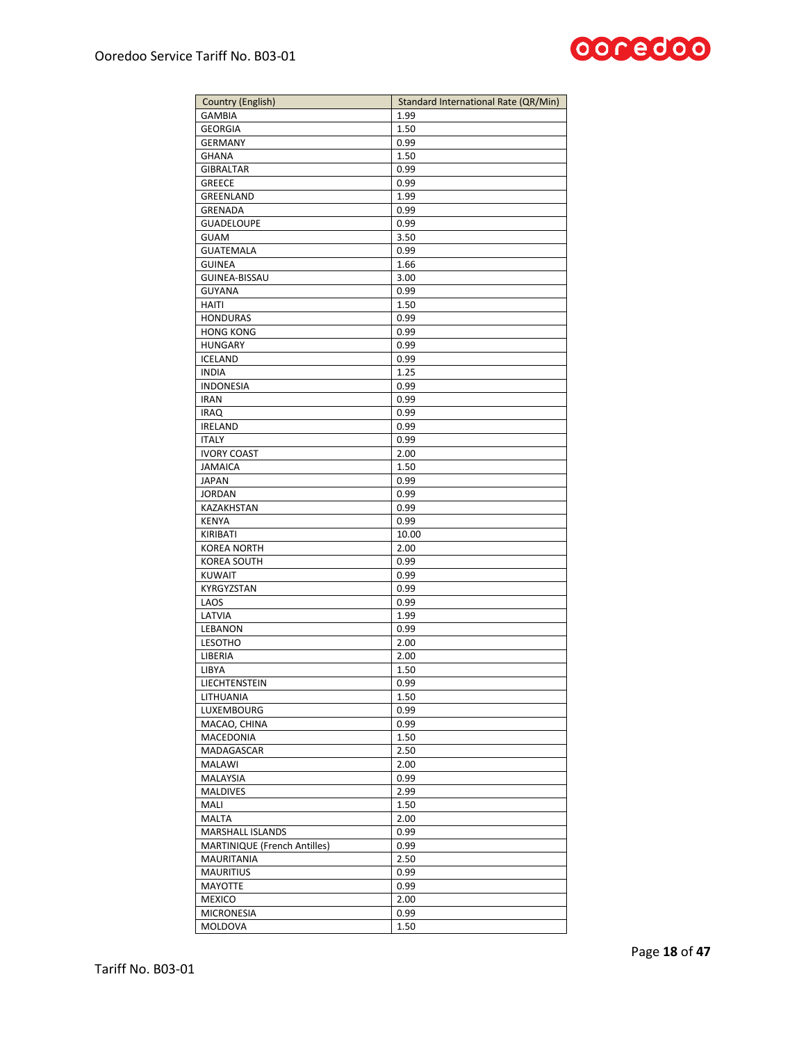| Country (English) | Standard International Rate (QR/Min) |
|---|---|
| GAMBIA | 1.99 |
| GEORGIA | 1.50 |
| GERMANY | 0.99 |
| GHANA | 1.50 |
| GIBRALTAR | 0.99 |
| GREECE | 0.99 |
| GREENLAND | 1.99 |
| GRENADA | 0.99 |
| GUADELOUPE | 0.99 |
| GUAM | 3.50 |
| GUATEMALA | 0.99 |
| GUINEA | 1.66 |
| GUINEA-BISSAU | 3.00 |
| GUYANA | 0.99 |
| HAITI | 1.50 |
| HONDURAS | 0.99 |
| HONG KONG | 0.99 |
| HUNGARY | 0.99 |
| ICELAND | 0.99 |
| INDIA | 1.25 |
| INDONESIA | 0.99 |
| IRAN | 0.99 |
| IRAQ | 0.99 |
| IRELAND | 0.99 |
| ITALY | 0.99 |
| IVORY COAST | 2.00 |
| JAMAICA | 1.50 |
| JAPAN | 0.99 |
| JORDAN | 0.99 |
| KAZAKHSTAN | 0.99 |
| KENYA | 0.99 |
| KIRIBATI | 10.00 |
| KOREA NORTH | 2.00 |
| KOREA SOUTH | 0.99 |
| KUWAIT | 0.99 |
| KYRGYZSTAN | 0.99 |
| LAOS | 0.99 |
| LATVIA | 1.99 |
| LEBANON | 0.99 |
| LESOTHO | 2.00 |
| LIBERIA | 2.00 |
| LIBYA | 1.50 |
| LIECHTENSTEIN | 0.99 |
| LITHUANIA | 1.50 |
| LUXEMBOURG | 0.99 |
| MACAO, CHINA | 0.99 |
| MACEDONIA | 1.50 |
| MADAGASCAR | 2.50 |
| MALAWI | 2.00 |
| MALAYSIA | 0.99 |
| MALDIVES | 2.99 |
| MALI | 1.50 |
| MALTA | 2.00 |
| MARSHALL ISLANDS | 0.99 |
| MARTINIQUE (French Antilles) | 0.99 |
| MAURITANIA | 2.50 |
| MAURITIUS | 0.99 |
| MAYOTTE | 0.99 |
| MEXICO | 2.00 |
| MICRONESIA | 0.99 |
| MOLDOVA | 1.50 |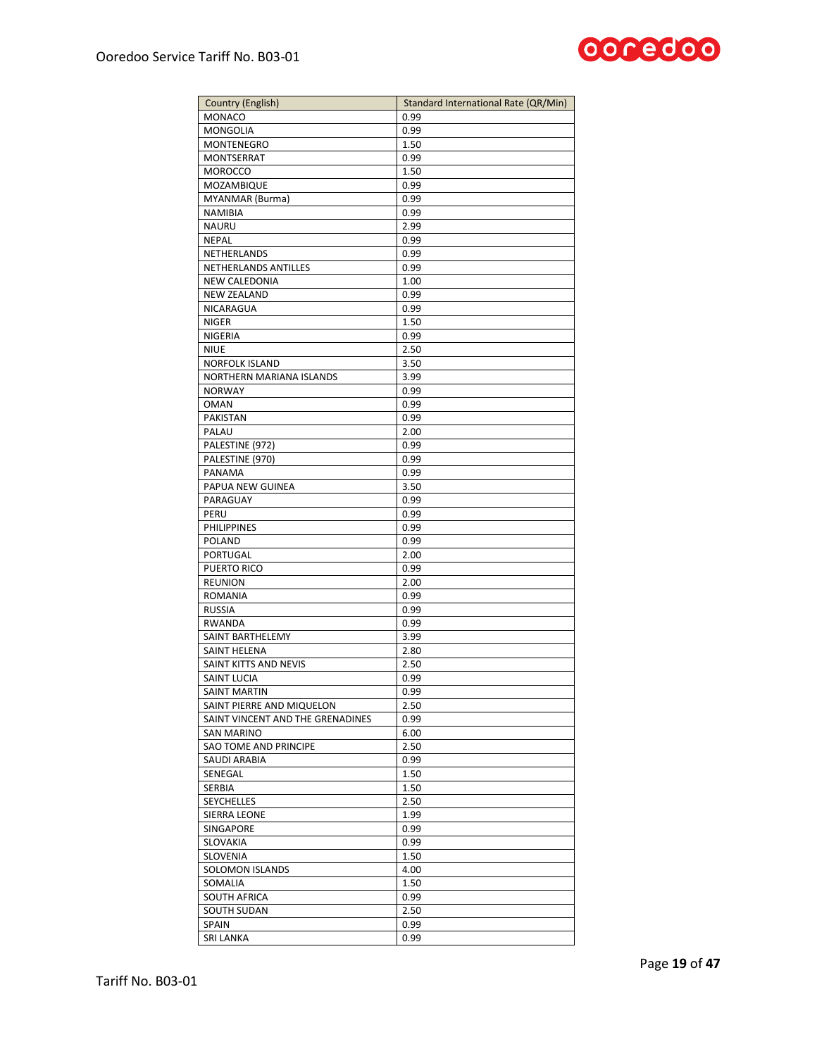| Country (English) | Standard International Rate (QR/Min) |
| --- | --- |
| MONACO | 0.99 |
| MONGOLIA | 0.99 |
| MONTENEGRO | 1.50 |
| MONTSERRAT | 0.99 |
| MOROCCO | 1.50 |
| MOZAMBIQUE | 0.99 |
| MYANMAR (Burma) | 0.99 |
| NAMIBIA | 0.99 |
| NAURU | 2.99 |
| NEPAL | 0.99 |
| NETHERLANDS | 0.99 |
| NETHERLANDS ANTILLES | 0.99 |
| NEW CALEDONIA | 1.00 |
| NEW ZEALAND | 0.99 |
| NICARAGUA | 0.99 |
| NIGER | 1.50 |
| NIGERIA | 0.99 |
| NIUE | 2.50 |
| NORFOLK ISLAND | 3.50 |
| NORTHERN MARIANA ISLANDS | 3.99 |
| NORWAY | 0.99 |
| OMAN | 0.99 |
| PAKISTAN | 0.99 |
| PALAU | 2.00 |
| PALESTINE (972) | 0.99 |
| PALESTINE (970) | 0.99 |
| PANAMA | 0.99 |
| PAPUA NEW GUINEA | 3.50 |
| PARAGUAY | 0.99 |
| PERU | 0.99 |
| PHILIPPINES | 0.99 |
| POLAND | 0.99 |
| PORTUGAL | 2.00 |
| PUERTO RICO | 0.99 |
| REUNION | 2.00 |
| ROMANIA | 0.99 |
| RUSSIA | 0.99 |
| RWANDA | 0.99 |
| SAINT BARTHELEMY | 3.99 |
| SAINT HELENA | 2.80 |
| SAINT KITTS AND NEVIS | 2.50 |
| SAINT LUCIA | 0.99 |
| SAINT MARTIN | 0.99 |
| SAINT PIERRE AND MIQUELON | 2.50 |
| SAINT VINCENT AND THE GRENADINES | 0.99 |
| SAN MARINO | 6.00 |
| SAO TOME AND PRINCIPE | 2.50 |
| SAUDI ARABIA | 0.99 |
| SENEGAL | 1.50 |
| SERBIA | 1.50 |
| SEYCHELLES | 2.50 |
| SIERRA LEONE | 1.99 |
| SINGAPORE | 0.99 |
| SLOVAKIA | 0.99 |
| SLOVENIA | 1.50 |
| SOLOMON ISLANDS | 4.00 |
| SOMALIA | 1.50 |
| SOUTH AFRICA | 0.99 |
| SOUTH SUDAN | 2.50 |
| SPAIN | 0.99 |
| SRI LANKA | 0.99 |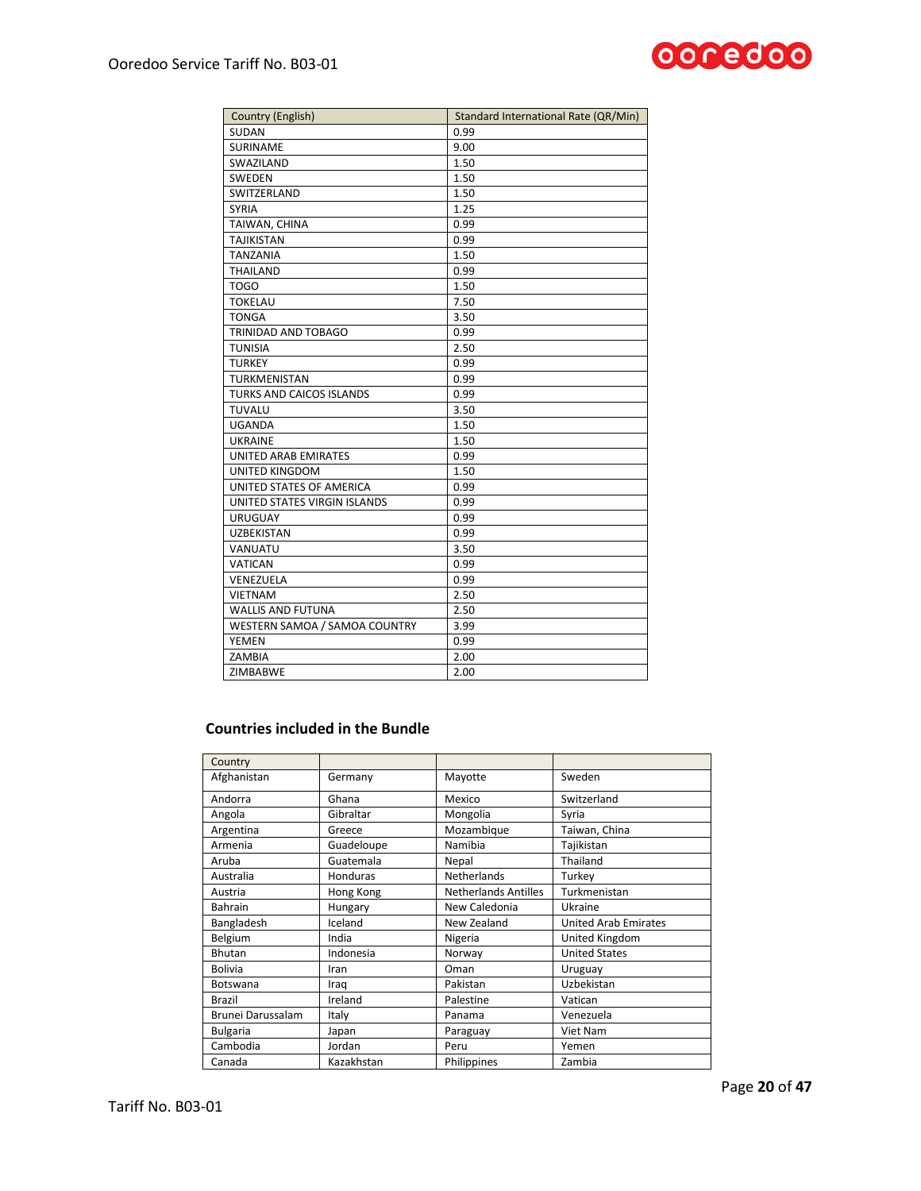| Country (English) | Standard International Rate (QR/Min) |
|---|---|
| SUDAN | 0.99 |
| SURINAME | 9.00 |
| SWAZILAND | 1.50 |
| SWEDEN | 1.50 |
| SWITZERLAND | 1.50 |
| SYRIA | 1.25 |
| TAIWAN, CHINA | 0.99 |
| TAJIKISTAN | 0.99 |
| TANZANIA | 1.50 |
| THAILAND | 0.99 |
| TOGO | 1.50 |
| TOKELAU | 7.50 |
| TONGA | 3.50 |
| TRINIDAD AND TOBAGO | 0.99 |
| TUNISIA | 2.50 |
| TURKEY | 0.99 |
| TURKMENISTAN | 0.99 |
| TURKS AND CAICOS ISLANDS | 0.99 |
| TUVALU | 3.50 |
| UGANDA | 1.50 |
| UKRAINE | 1.50 |
| UNITED ARAB EMIRATES | 0.99 |
| UNITED KINGDOM | 1.50 |
| UNITED STATES OF AMERICA | 0.99 |
| UNITED STATES VIRGIN ISLANDS | 0.99 |
| URUGUAY | 0.99 |
| UZBEKISTAN | 0.99 |
| VANUATU | 3.50 |
| VATICAN | 0.99 |
| VENEZUELA | 0.99 |
| VIETNAM | 2.50 |
| WALLIS AND FUTUNA | 2.50 |
| WESTERN SAMOA / SAMOA COUNTRY | 3.99 |
| YEMEN | 0.99 |
| ZAMBIA | 2.00 |
| ZIMBABWE | 2.00 |

## Countries included in the Bundle

| Country | | | |
|---|---|---|---|
| Afghanistan | Germany | Mayotte | Sweden |
| Andorra | Ghana | Mexico | Switzerland |
| Angola | Gibraltar | Mongolia | Syria |
| Argentina | Greece | Mozambique | Taiwan, China |
| Armenia | Guadeloupe | Namibia | Tajikistan |
| Aruba | Guatemala | Nepal | Thailand |
| Australia | Honduras | Netherlands | Turkey |
| Austria | Hong Kong | Netherlands Antilles | Turkmenistan |
| Bahrain | Hungary | New Caledonia | Ukraine |
| Bangladesh | Iceland | New Zealand | United Arab Emirates |
| Belgium | India | Nigeria | United Kingdom |
| Bhutan | Indonesia | Norway | United States |
| Bolivia | Iran | Oman | Uruguay |
| Botswana | Iraq | Pakistan | Uzbekistan |
| Brazil | Ireland | Palestine | Vatican |
| Brunei Darussalam | Italy | Panama | Venezuela |
| Bulgaria | Japan | Paraguay | Viet Nam |
| Cambodia | Jordan | Peru | Yemen |
| Canada | Kazakhstan | Philippines | Zambia |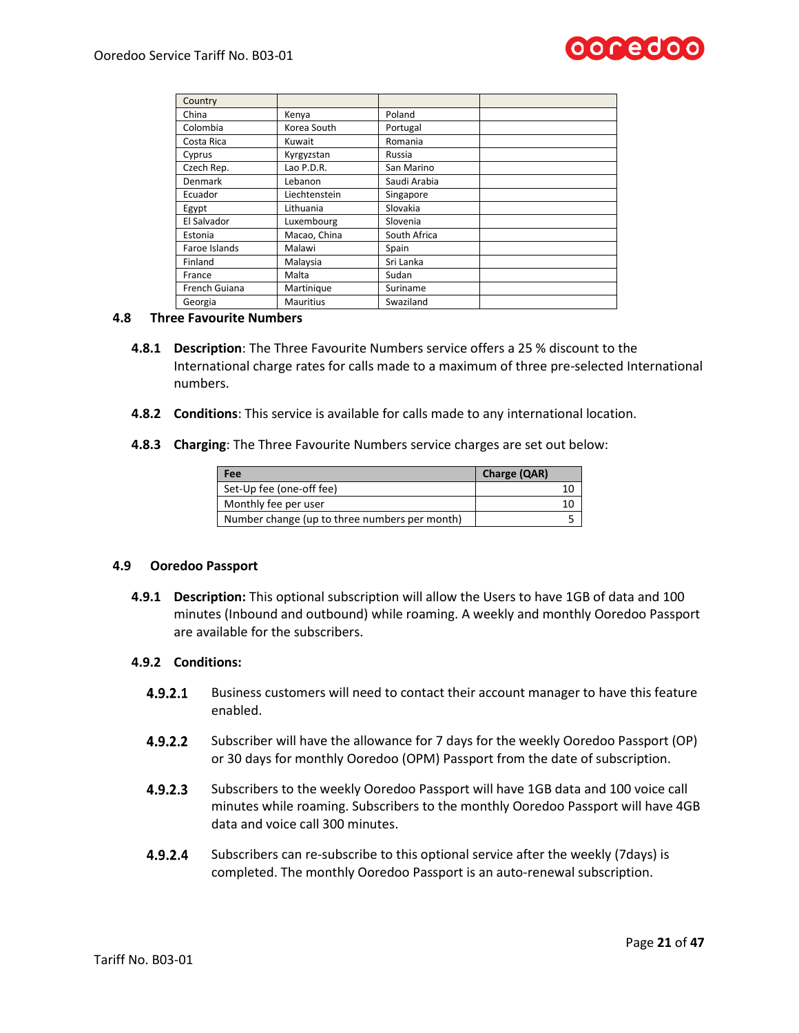| Country | | | |
|---|---|---|---|
| China | Kenya | Poland | |
| Colombia | Korea South | Portugal | |
| Costa Rica | Kuwait | Romania | |
| Cyprus | Kyrgyzstan | Russia | |
| Czech Rep. | Lao P.D.R. | San Marino | |
| Denmark | Lebanon | Saudi Arabia | |
| Ecuador | Liechtenstein | Singapore | |
| Egypt | Lithuania | Slovakia | |
| El Salvador | Luxembourg | Slovenia | |
| Estonia | Macao, China | South Africa | |
| Faroe Islands | Malawi | Spain | |
| Finland | Malaysia | Sri Lanka | |
| France | Malta | Sudan | |
| French Guiana | Martinique | Suriname | |
| Georgia | Mauritius | Swaziland | |

### 4.8 Three Favourite Numbers

**4.8.1 Description**: The Three Favourite Numbers service offers a 25 % discount to the International charge rates for calls made to a maximum of three pre-selected International numbers.

**4.8.2 Conditions**: This service is available for calls made to any international location.

**4.8.3 Charging**: The Three Favourite Numbers service charges are set out below:

| Fee | Charge (QAR) |
|---|---|
| Set-Up fee (one-off fee) | 10 |
| Monthly fee per user | 10 |
| Number change (up to three numbers per month) | 5 |

### 4.9 Ooredoo Passport

**4.9.1 Description:** This optional subscription will allow the Users to have 1GB of data and 100 minutes (Inbound and outbound) while roaming. A weekly and monthly Ooredoo Passport are available for the subscribers.

**4.9.2 Conditions:**

**4.9.2.1** Business customers will need to contact their account manager to have this feature enabled.

**4.9.2.2** Subscriber will have the allowance for 7 days for the weekly Ooredoo Passport (OP) or 30 days for monthly Ooredoo (OPM) Passport from the date of subscription.

**4.9.2.3** Subscribers to the weekly Ooredoo Passport will have 1GB data and 100 voice call minutes while roaming. Subscribers to the monthly Ooredoo Passport will have 4GB data and voice call 300 minutes.

**4.9.2.4** Subscribers can re-subscribe to this optional service after the weekly (7days) is completed. The monthly Ooredoo Passport is an auto-renewal subscription.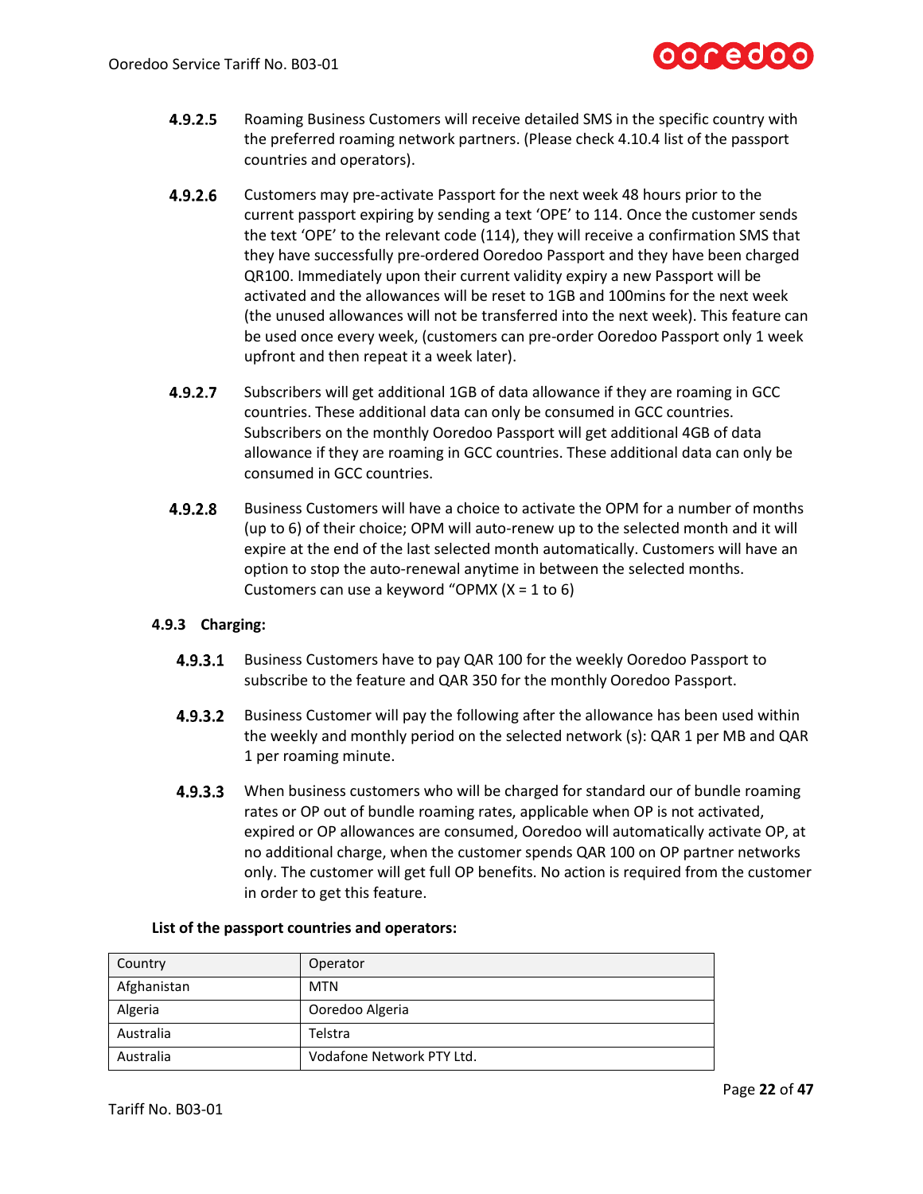**4.9.2.5** Roaming Business Customers will receive detailed SMS in the specific country with the preferred roaming network partners. (Please check 4.10.4 list of the passport countries and operators).

**4.9.2.6** Customers may pre-activate Passport for the next week 48 hours prior to the current passport expiring by sending a text 'OPE' to 114. Once the customer sends the text 'OPE' to the relevant code (114), they will receive a confirmation SMS that they have successfully pre-ordered Ooredoo Passport and they have been charged QR100. Immediately upon their current validity expiry a new Passport will be activated and the allowances will be reset to 1GB and 100mins for the next week (the unused allowances will not be transferred into the next week). This feature can be used once every week, (customers can pre-order Ooredoo Passport only 1 week upfront and then repeat it a week later).

**4.9.2.7** Subscribers will get additional 1GB of data allowance if they are roaming in GCC countries. These additional data can only be consumed in GCC countries. Subscribers on the monthly Ooredoo Passport will get additional 4GB of data allowance if they are roaming in GCC countries. These additional data can only be consumed in GCC countries.

**4.9.2.8** Business Customers will have a choice to activate the OPM for a number of months (up to 6) of their choice; OPM will auto-renew up to the selected month and it will expire at the end of the last selected month automatically. Customers will have an option to stop the auto-renewal anytime in between the selected months. Customers can use a keyword "OPMX (X = 1 to 6)

### 4.9.3 Charging:

**4.9.3.1** Business Customers have to pay QAR 100 for the weekly Ooredoo Passport to subscribe to the feature and QAR 350 for the monthly Ooredoo Passport.

**4.9.3.2** Business Customer will pay the following after the allowance has been used within the weekly and monthly period on the selected network (s): QAR 1 per MB and QAR 1 per roaming minute.

**4.9.3.3** When business customers who will be charged for standard our of bundle roaming rates or OP out of bundle roaming rates, applicable when OP is not activated, expired or OP allowances are consumed, Ooredoo will automatically activate OP, at no additional charge, when the customer spends QAR 100 on OP partner networks only. The customer will get full OP benefits. No action is required from the customer in order to get this feature.

**List of the passport countries and operators:**

| Country | Operator |
|---|---|
| Afghanistan | MTN |
| Algeria | Ooredoo Algeria |
| Australia | Telstra |
| Australia | Vodafone Network PTY Ltd. |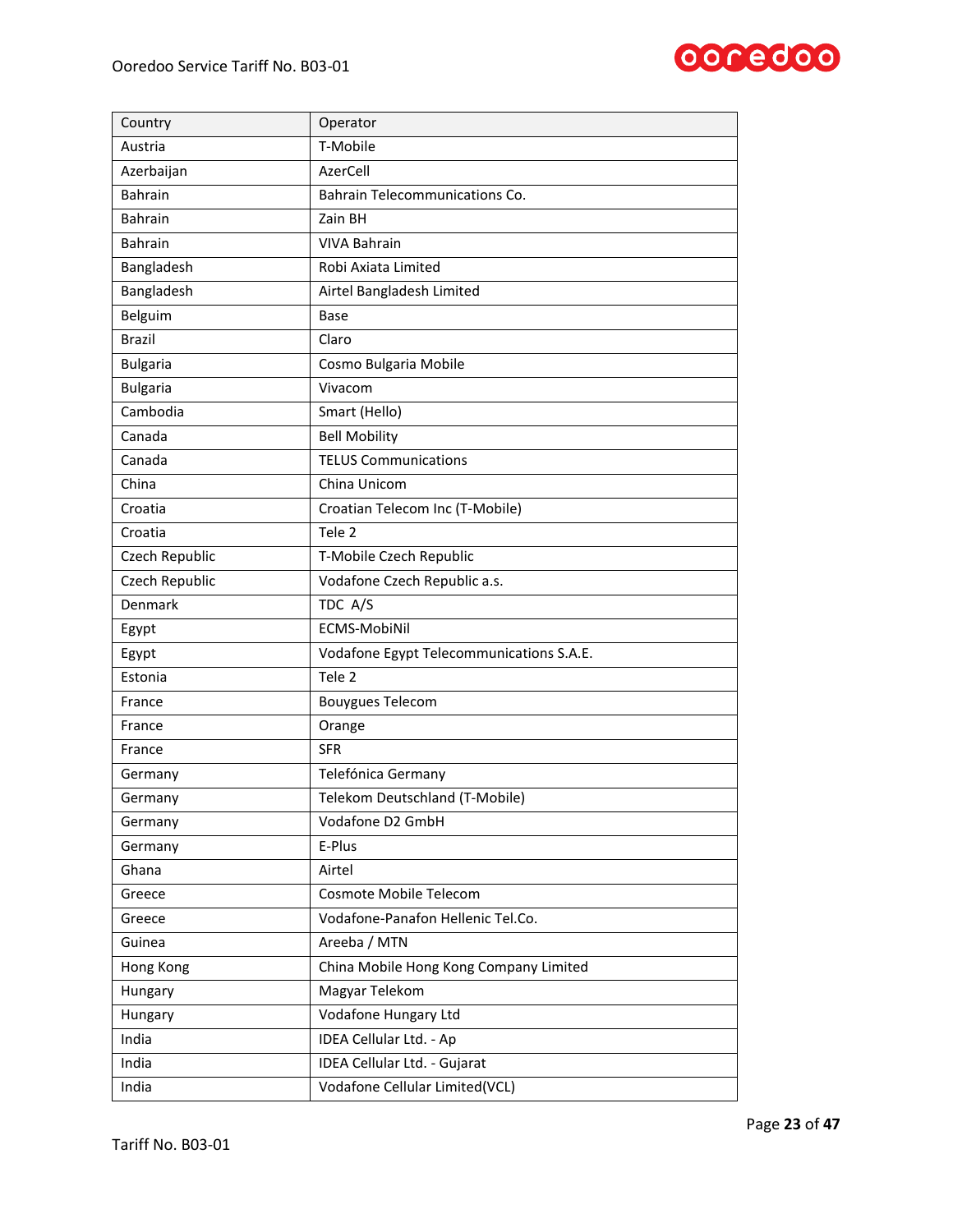| Country | Operator |
|---|---|
| Austria | T-Mobile |
| Azerbaijan | AzerCell |
| Bahrain | Bahrain Telecommunications Co. |
| Bahrain | Zain BH |
| Bahrain | VIVA Bahrain |
| Bangladesh | Robi Axiata Limited |
| Bangladesh | Airtel Bangladesh Limited |
| Belguim | Base |
| Brazil | Claro |
| Bulgaria | Cosmo Bulgaria Mobile |
| Bulgaria | Vivacom |
| Cambodia | Smart (Hello) |
| Canada | Bell Mobility |
| Canada | TELUS Communications |
| China | China Unicom |
| Croatia | Croatian Telecom Inc (T-Mobile) |
| Croatia | Tele 2 |
| Czech Republic | T-Mobile Czech Republic |
| Czech Republic | Vodafone Czech Republic a.s. |
| Denmark | TDC A/S |
| Egypt | ECMS-MobiNil |
| Egypt | Vodafone Egypt Telecommunications S.A.E. |
| Estonia | Tele 2 |
| France | Bouygues Telecom |
| France | Orange |
| France | SFR |
| Germany | Telefónica Germany |
| Germany | Telekom Deutschland (T-Mobile) |
| Germany | Vodafone D2 GmbH |
| Germany | E-Plus |
| Ghana | Airtel |
| Greece | Cosmote Mobile Telecom |
| Greece | Vodafone-Panafon Hellenic Tel.Co. |
| Guinea | Areeba / MTN |
| Hong Kong | China Mobile Hong Kong Company Limited |
| Hungary | Magyar Telekom |
| Hungary | Vodafone Hungary Ltd |
| India | IDEA Cellular Ltd. - Ap |
| India | IDEA Cellular Ltd. - Gujarat |
| India | Vodafone Cellular Limited(VCL) |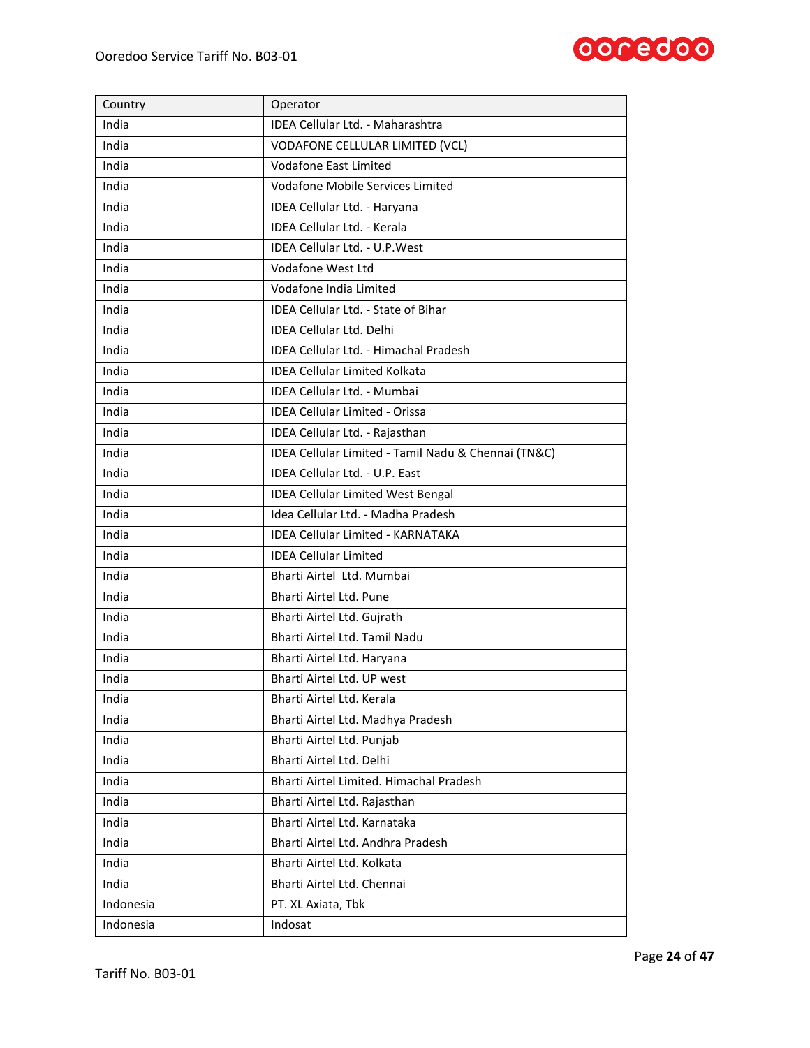| Country | Operator |
|---|---|
| India | IDEA Cellular Ltd. - Maharashtra |
| India | VODAFONE CELLULAR LIMITED (VCL) |
| India | Vodafone East Limited |
| India | Vodafone Mobile Services Limited |
| India | IDEA Cellular Ltd. - Haryana |
| India | IDEA Cellular Ltd. - Kerala |
| India | IDEA Cellular Ltd. - U.P.West |
| India | Vodafone West Ltd |
| India | Vodafone India Limited |
| India | IDEA Cellular Ltd. - State of Bihar |
| India | IDEA Cellular Ltd. Delhi |
| India | IDEA Cellular Ltd. - Himachal Pradesh |
| India | IDEA Cellular Limited Kolkata |
| India | IDEA Cellular Ltd. - Mumbai |
| India | IDEA Cellular Limited - Orissa |
| India | IDEA Cellular Ltd. - Rajasthan |
| India | IDEA Cellular Limited - Tamil Nadu & Chennai (TN&C) |
| India | IDEA Cellular Ltd. - U.P. East |
| India | IDEA Cellular Limited West Bengal |
| India | Idea Cellular Ltd. - Madha Pradesh |
| India | IDEA Cellular Limited - KARNATAKA |
| India | IDEA Cellular Limited |
| India | Bharti Airtel Ltd. Mumbai |
| India | Bharti Airtel Ltd. Pune |
| India | Bharti Airtel Ltd. Gujrath |
| India | Bharti Airtel Ltd. Tamil Nadu |
| India | Bharti Airtel Ltd. Haryana |
| India | Bharti Airtel Ltd. UP west |
| India | Bharti Airtel Ltd. Kerala |
| India | Bharti Airtel Ltd. Madhya Pradesh |
| India | Bharti Airtel Ltd. Punjab |
| India | Bharti Airtel Ltd. Delhi |
| India | Bharti Airtel Limited. Himachal Pradesh |
| India | Bharti Airtel Ltd. Rajasthan |
| India | Bharti Airtel Ltd. Karnataka |
| India | Bharti Airtel Ltd. Andhra Pradesh |
| India | Bharti Airtel Ltd. Kolkata |
| India | Bharti Airtel Ltd. Chennai |
| Indonesia | PT. XL Axiata, Tbk |
| Indonesia | Indosat |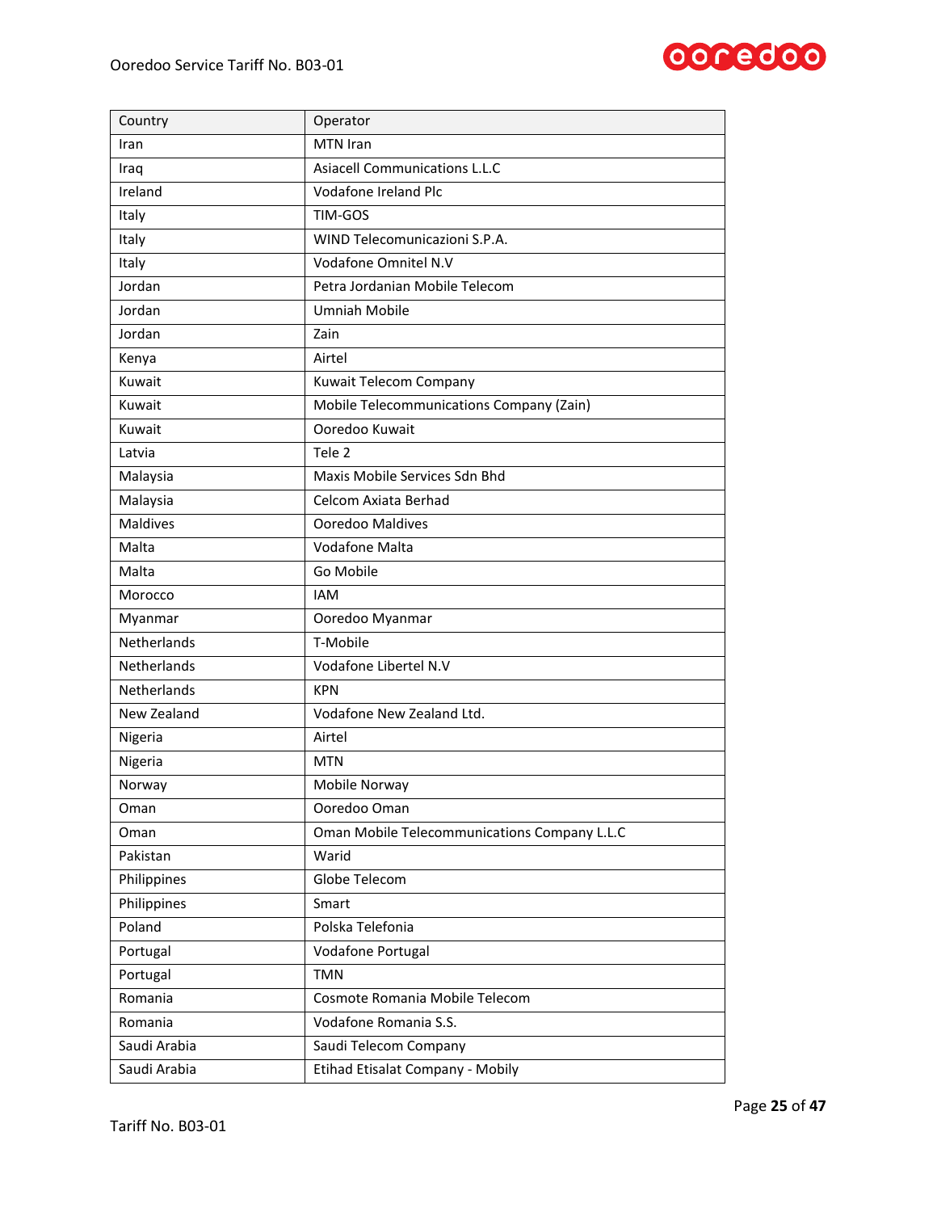| Country | Operator |
|---|---|
| Iran | MTN Iran |
| Iraq | Asiacell Communications L.L.C |
| Ireland | Vodafone Ireland Plc |
| Italy | TIM-GOS |
| Italy | WIND Telecomunicazioni S.P.A. |
| Italy | Vodafone Omnitel N.V |
| Jordan | Petra Jordanian Mobile Telecom |
| Jordan | Umniah Mobile |
| Jordan | Zain |
| Kenya | Airtel |
| Kuwait | Kuwait Telecom Company |
| Kuwait | Mobile Telecommunications Company (Zain) |
| Kuwait | Ooredoo Kuwait |
| Latvia | Tele 2 |
| Malaysia | Maxis Mobile Services Sdn Bhd |
| Malaysia | Celcom Axiata Berhad |
| Maldives | Ooredoo Maldives |
| Malta | Vodafone Malta |
| Malta | Go Mobile |
| Morocco | IAM |
| Myanmar | Ooredoo Myanmar |
| Netherlands | T-Mobile |
| Netherlands | Vodafone Libertel N.V |
| Netherlands | KPN |
| New Zealand | Vodafone New Zealand Ltd. |
| Nigeria | Airtel |
| Nigeria | MTN |
| Norway | Mobile Norway |
| Oman | Ooredoo Oman |
| Oman | Oman Mobile Telecommunications Company L.L.C |
| Pakistan | Warid |
| Philippines | Globe Telecom |
| Philippines | Smart |
| Poland | Polska Telefonia |
| Portugal | Vodafone Portugal |
| Portugal | TMN |
| Romania | Cosmote Romania Mobile Telecom |
| Romania | Vodafone Romania S.S. |
| Saudi Arabia | Saudi Telecom Company |
| Saudi Arabia | Etihad Etisalat Company - Mobily |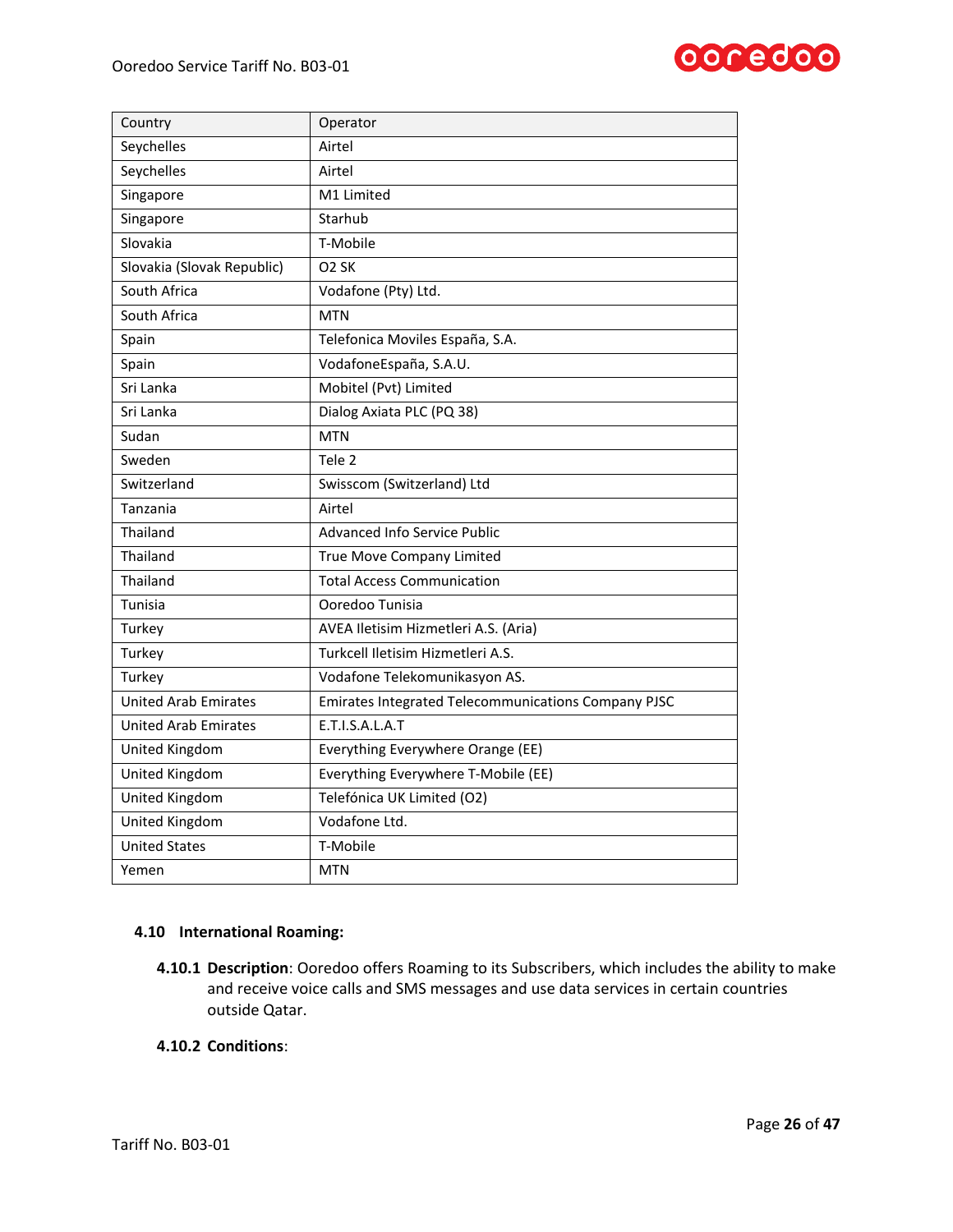| Country | Operator |
|---|---|
| Seychelles | Airtel |
| Seychelles | Airtel |
| Singapore | M1 Limited |
| Singapore | Starhub |
| Slovakia | T-Mobile |
| Slovakia (Slovak Republic) | O2 SK |
| South Africa | Vodafone (Pty) Ltd. |
| South Africa | MTN |
| Spain | Telefonica Moviles España, S.A. |
| Spain | VodafoneEspaña, S.A.U. |
| Sri Lanka | Mobitel (Pvt) Limited |
| Sri Lanka | Dialog Axiata PLC (PQ 38) |
| Sudan | MTN |
| Sweden | Tele 2 |
| Switzerland | Swisscom (Switzerland) Ltd |
| Tanzania | Airtel |
| Thailand | Advanced Info Service Public |
| Thailand | True Move Company Limited |
| Thailand | Total Access Communication |
| Tunisia | Ooredoo Tunisia |
| Turkey | AVEA Iletisim Hizmetleri A.S. (Aria) |
| Turkey | Turkcell Iletisim Hizmetleri A.S. |
| Turkey | Vodafone Telekomunikasyon AS. |
| United Arab Emirates | Emirates Integrated Telecommunications Company PJSC |
| United Arab Emirates | E.T.I.S.A.L.A.T |
| United Kingdom | Everything Everywhere Orange (EE) |
| United Kingdom | Everything Everywhere T-Mobile (EE) |
| United Kingdom | Telefónica UK Limited (O2) |
| United Kingdom | Vodafone Ltd. |
| United States | T-Mobile |
| Yemen | MTN |

### 4.10 International Roaming:

**4.10.1 Description**: Ooredoo offers Roaming to its Subscribers, which includes the ability to make and receive voice calls and SMS messages and use data services in certain countries outside Qatar.

**4.10.2 Conditions**: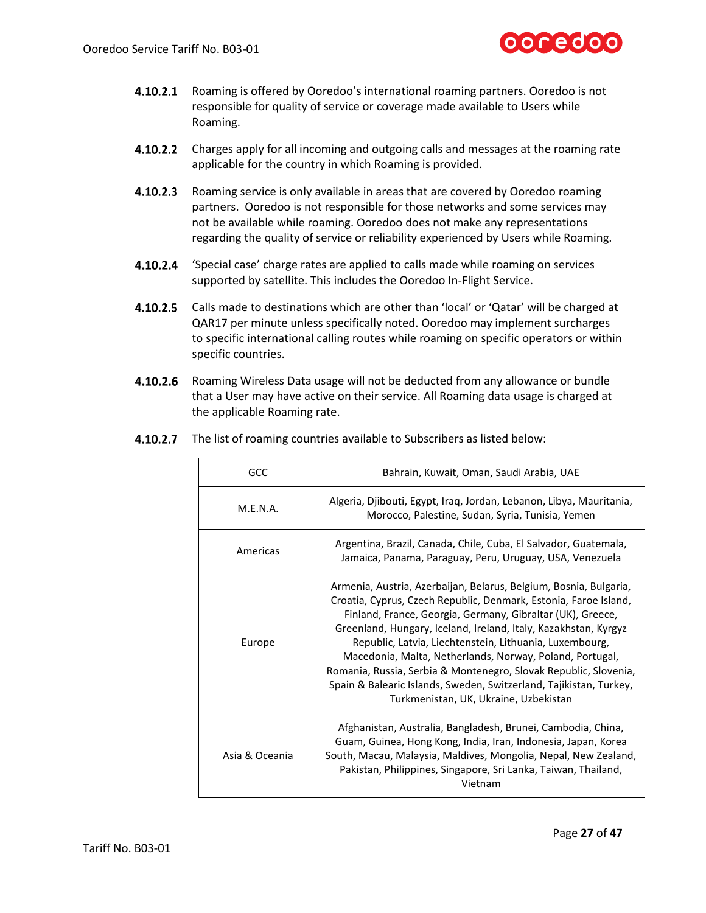**4.10.2.1** Roaming is offered by Ooredoo's international roaming partners. Ooredoo is not responsible for quality of service or coverage made available to Users while Roaming.

**4.10.2.2** Charges apply for all incoming and outgoing calls and messages at the roaming rate applicable for the country in which Roaming is provided.

**4.10.2.3** Roaming service is only available in areas that are covered by Ooredoo roaming partners. Ooredoo is not responsible for those networks and some services may not be available while roaming. Ooredoo does not make any representations regarding the quality of service or reliability experienced by Users while Roaming.

**4.10.2.4** 'Special case' charge rates are applied to calls made while roaming on services supported by satellite. This includes the Ooredoo In-Flight Service.

**4.10.2.5** Calls made to destinations which are other than 'local' or 'Qatar' will be charged at QAR17 per minute unless specifically noted. Ooredoo may implement surcharges to specific international calling routes while roaming on specific operators or within specific countries.

**4.10.2.6** Roaming Wireless Data usage will not be deducted from any allowance or bundle that a User may have active on their service. All Roaming data usage is charged at the applicable Roaming rate.

**4.10.2.7** The list of roaming countries available to Subscribers as listed below:

| Region | Countries |
|---|---|
| GCC | Bahrain, Kuwait, Oman, Saudi Arabia, UAE |
| M.E.N.A. | Algeria, Djibouti, Egypt, Iraq, Jordan, Lebanon, Libya, Mauritania, Morocco, Palestine, Sudan, Syria, Tunisia, Yemen |
| Americas | Argentina, Brazil, Canada, Chile, Cuba, El Salvador, Guatemala, Jamaica, Panama, Paraguay, Peru, Uruguay, USA, Venezuela |
| Europe | Armenia, Austria, Azerbaijan, Belarus, Belgium, Bosnia, Bulgaria, Croatia, Cyprus, Czech Republic, Denmark, Estonia, Faroe Island, Finland, France, Georgia, Germany, Gibraltar (UK), Greece, Greenland, Hungary, Iceland, Ireland, Italy, Kazakhstan, Kyrgyz Republic, Latvia, Liechtenstein, Lithuania, Luxembourg, Macedonia, Malta, Netherlands, Norway, Poland, Portugal, Romania, Russia, Serbia & Montenegro, Slovak Republic, Slovenia, Spain & Balearic Islands, Sweden, Switzerland, Tajikistan, Turkey, Turkmenistan, UK, Ukraine, Uzbekistan |
| Asia & Oceania | Afghanistan, Australia, Bangladesh, Brunei, Cambodia, China, Guam, Guinea, Hong Kong, India, Iran, Indonesia, Japan, Korea South, Macau, Malaysia, Maldives, Mongolia, Nepal, New Zealand, Pakistan, Philippines, Singapore, Sri Lanka, Taiwan, Thailand, Vietnam |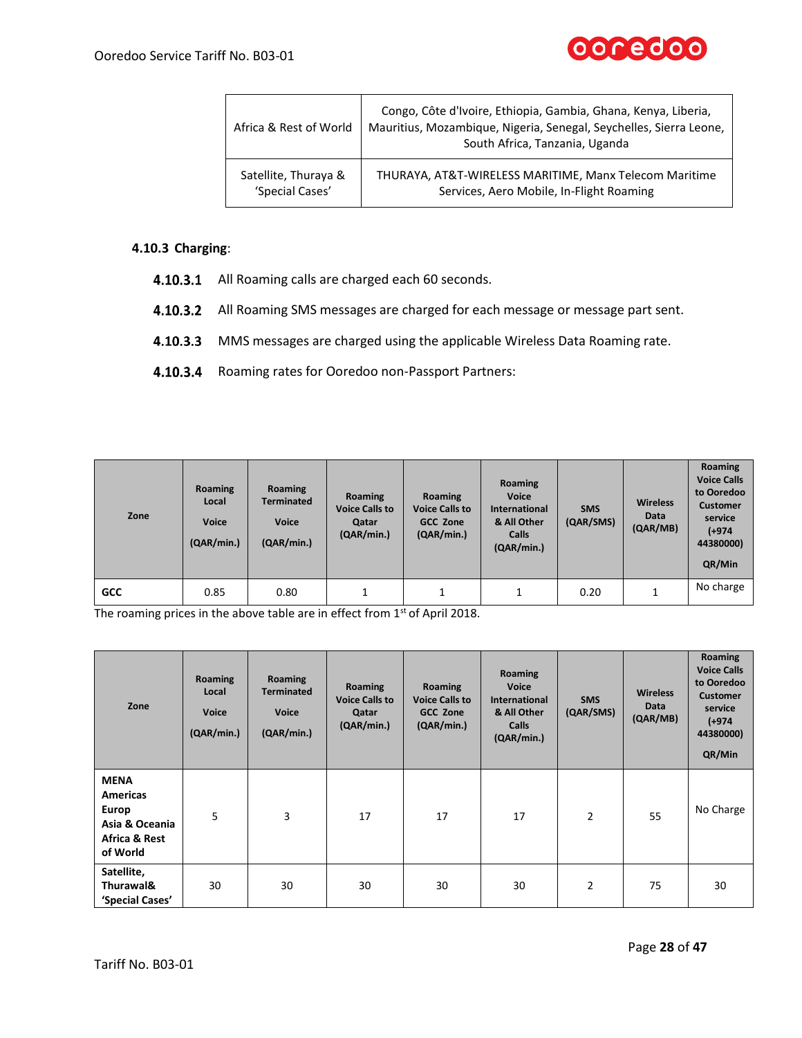| Africa & Rest of World | Congo, Côte d'Ivoire, Ethiopia, Gambia, Ghana, Kenya, Liberia, Mauritius, Mozambique, Nigeria, Senegal, Seychelles, Sierra Leone, South Africa, Tanzania, Uganda |
|---|---|
| Satellite, Thuraya & 'Special Cases' | THURAYA, AT&T-WIRELESS MARITIME, Manx Telecom Maritime Services, Aero Mobile, In-Flight Roaming |

### 4.10.3 Charging:

**4.10.3.1** All Roaming calls are charged each 60 seconds.

**4.10.3.2** All Roaming SMS messages are charged for each message or message part sent.

**4.10.3.3** MMS messages are charged using the applicable Wireless Data Roaming rate.

**4.10.3.4** Roaming rates for Ooredoo non-Passport Partners:

| Zone | Roaming Local Voice (QAR/min.) | Roaming Terminated Voice (QAR/min.) | Roaming Voice Calls to Qatar (QAR/min.) | Roaming Voice Calls to GCC Zone (QAR/min.) | Roaming Voice International & All Other Calls (QAR/min.) | SMS (QAR/SMS) | Wireless Data (QAR/MB) | Roaming Voice Calls to Ooredoo Customer service (+974 44380000) QR/Min |
|---|---|---|---|---|---|---|---|---|
| **GCC** | 0.85 | 0.80 | 1 | 1 | 1 | 0.20 | 1 | No charge |

The roaming prices in the above table are in effect from 1st of April 2018.

| Zone | Roaming Local Voice (QAR/min.) | Roaming Terminated Voice (QAR/min.) | Roaming Voice Calls to Qatar (QAR/min.) | Roaming Voice Calls to GCC Zone (QAR/min.) | Roaming Voice International & All Other Calls (QAR/min.) | SMS (QAR/SMS) | Wireless Data (QAR/MB) | Roaming Voice Calls to Ooredoo Customer service (+974 44380000) QR/Min |
|---|---|---|---|---|---|---|---|---|
| **MENA Americas Europ Asia & Oceania Africa & Rest of World** | 5 | 3 | 17 | 17 | 17 | 2 | 55 | No Charge |
| **Satellite, Thurawal& 'Special Cases'** | 30 | 30 | 30 | 30 | 30 | 2 | 75 | 30 |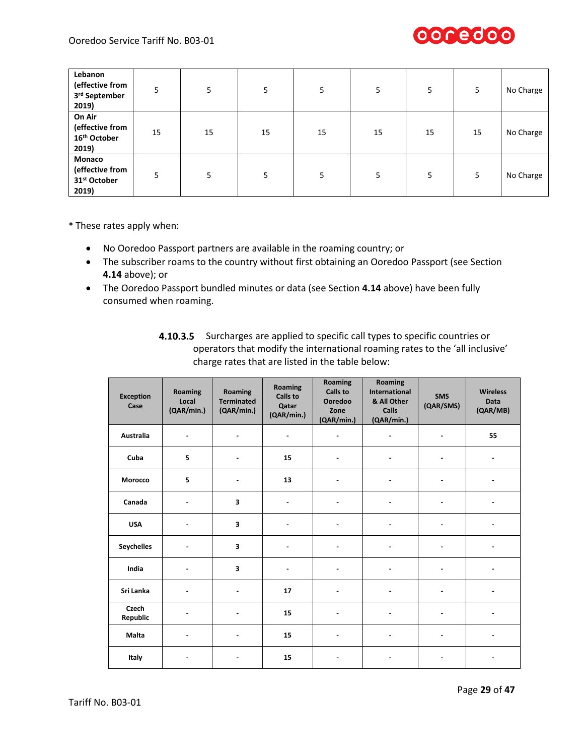| | | | | | | | | |
|---|---|---|---|---|---|---|---|---|
| **Lebanon (effective from 3rd September 2019)** | 5 | 5 | 5 | 5 | 5 | 5 | 5 | No Charge |
| **On Air (effective from 16th October 2019)** | 15 | 15 | 15 | 15 | 15 | 15 | 15 | No Charge |
| **Monaco (effective from 31st October 2019)** | 5 | 5 | 5 | 5 | 5 | 5 | 5 | No Charge |

* These rates apply when:

- No Ooredoo Passport partners are available in the roaming country; or
- The subscriber roams to the country without first obtaining an Ooredoo Passport (see Section **4.14** above); or
- The Ooredoo Passport bundled minutes or data (see Section **4.14** above) have been fully consumed when roaming.

**4.10.3.5** Surcharges are applied to specific call types to specific countries or operators that modify the international roaming rates to the 'all inclusive' charge rates that are listed in the table below:

| Exception Case | Roaming Local (QAR/min.) | Roaming Terminated (QAR/min.) | Roaming Calls to Qatar (QAR/min.) | Roaming Calls to Ooredoo Zone (QAR/min.) | Roaming International & All Other Calls (QAR/min.) | SMS (QAR/SMS) | Wireless Data (QAR/MB) |
|---|---|---|---|---|---|---|---|
| **Australia** | - | - | - | - | - | - | **55** |
| **Cuba** | **5** | - | **15** | - | - | - | - |
| **Morocco** | **5** | - | **13** | - | - | - | - |
| **Canada** | - | **3** | - | - | - | - | - |
| **USA** | - | **3** | - | - | - | - | - |
| **Seychelles** | - | **3** | - | - | - | - | - |
| **India** | - | **3** | - | - | - | - | - |
| **Sri Lanka** | - | - | **17** | - | - | - | - |
| **Czech Republic** | - | - | **15** | - | - | - | - |
| **Malta** | - | - | **15** | - | - | - | - |
| **Italy** | - | - | **15** | - | - | - | - |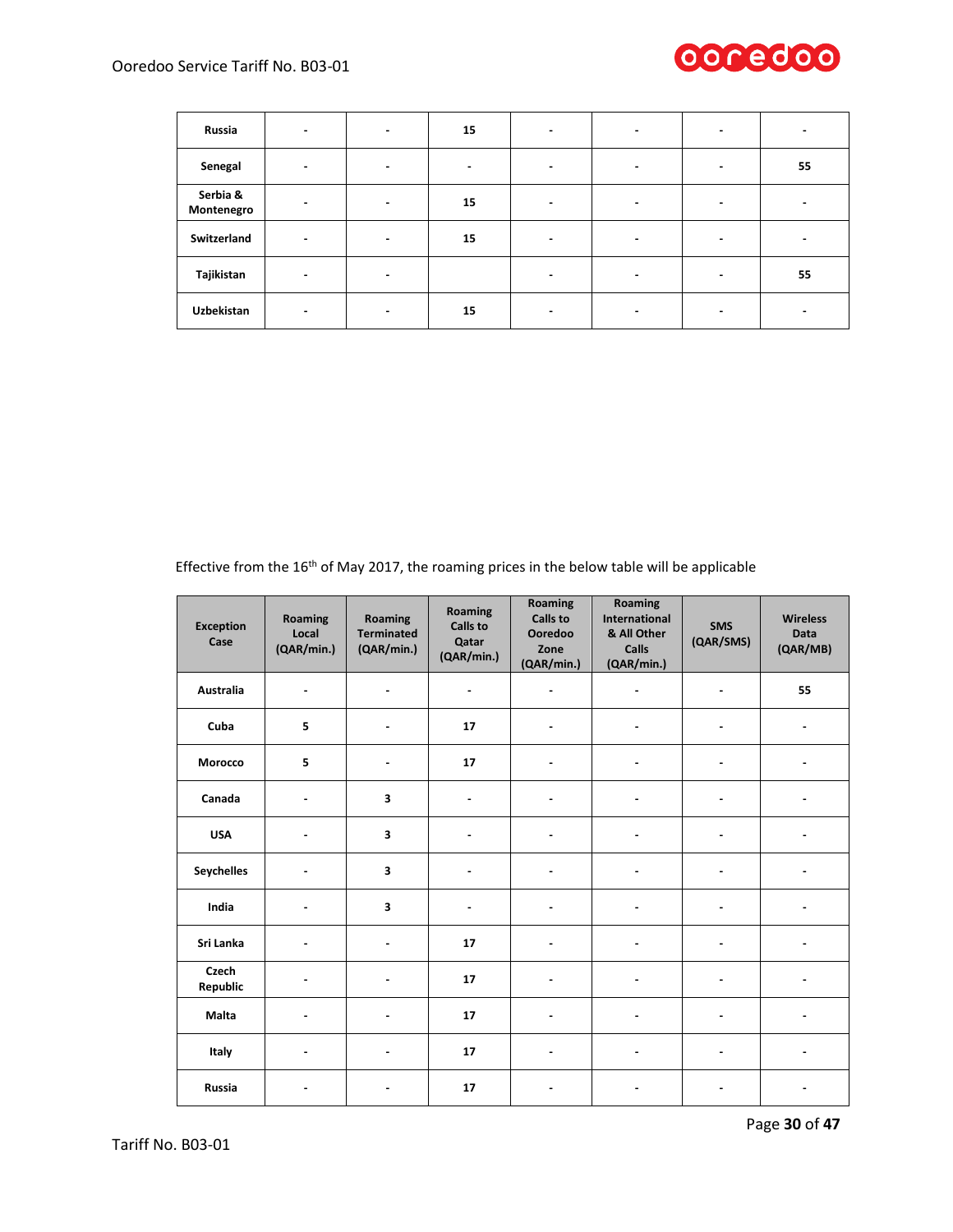| Russia | - | - | 15 | - | - | - | - |
|---|---|---|---|---|---|---|---|
| Senegal | - | - | - | - | - | - | 55 |
| Serbia & Montenegro | - | - | 15 | - | - | - | - |
| Switzerland | - | - | 15 | - | - | - | - |
| Tajikistan | - | - | | - | - | - | 55 |
| Uzbekistan | - | - | 15 | - | - | - | - |

Effective from the 16th of May 2017, the roaming prices in the below table will be applicable

| Exception Case | Roaming Local (QAR/min.) | Roaming Terminated (QAR/min.) | Roaming Calls to Qatar (QAR/min.) | Roaming Calls to Ooredoo Zone (QAR/min.) | Roaming International & All Other Calls (QAR/min.) | SMS (QAR/SMS) | Wireless Data (QAR/MB) |
|---|---|---|---|---|---|---|---|
| Australia | - | - | - | - | - | - | 55 |
| Cuba | 5 | - | 17 | - | - | - | - |
| Morocco | 5 | - | 17 | - | - | - | - |
| Canada | - | 3 | - | - | - | - | - |
| USA | - | 3 | - | - | - | - | - |
| Seychelles | - | 3 | - | - | - | - | - |
| India | - | 3 | - | - | - | - | - |
| Sri Lanka | - | - | 17 | - | - | - | - |
| Czech Republic | - | - | 17 | - | - | - | - |
| Malta | - | - | 17 | - | - | - | - |
| Italy | - | - | 17 | - | - | - | - |
| Russia | - | - | 17 | - | - | - | - |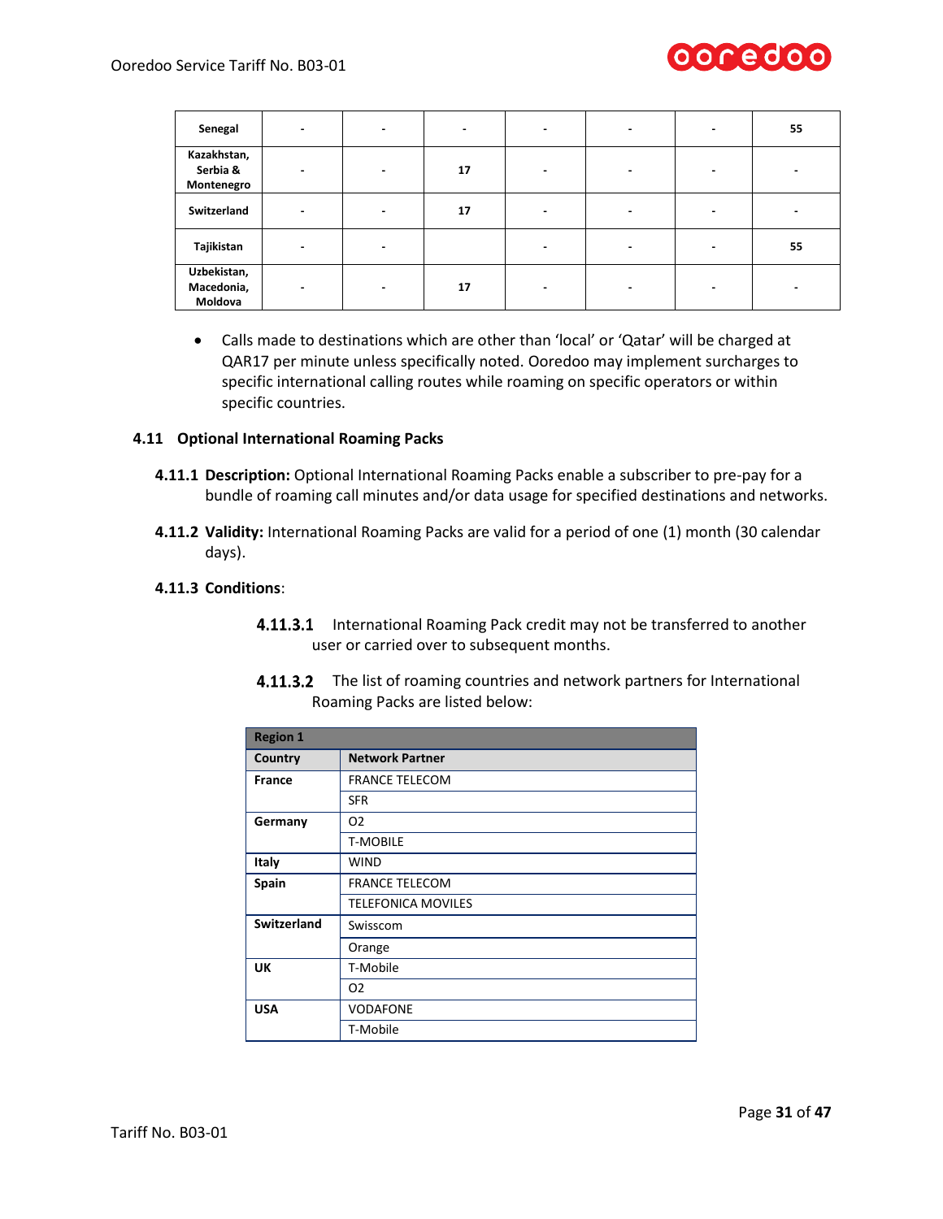| | | | | | | | |
|---|---|---|---|---|---|---|---|
| **Senegal** | - | - | - | - | - | - | 55 |
| **Kazakhstan, Serbia & Montenegro** | - | - | 17 | - | - | - | - |
| **Switzerland** | - | - | 17 | - | - | - | - |
| **Tajikistan** | - | - | | - | - | - | 55 |
| **Uzbekistan, Macedonia, Moldova** | - | - | 17 | - | - | - | - |

- Calls made to destinations which are other than 'local' or 'Qatar' will be charged at QAR17 per minute unless specifically noted. Ooredoo may implement surcharges to specific international calling routes while roaming on specific operators or within specific countries.

### 4.11 Optional International Roaming Packs

**4.11.1 Description:** Optional International Roaming Packs enable a subscriber to pre-pay for a bundle of roaming call minutes and/or data usage for specified destinations and networks.

**4.11.2 Validity:** International Roaming Packs are valid for a period of one (1) month (30 calendar days).

**4.11.3 Conditions**:

**4.11.3.1** International Roaming Pack credit may not be transferred to another user or carried over to subsequent months.

**4.11.3.2** The list of roaming countries and network partners for International Roaming Packs are listed below:

| **Region 1** | |
|---|---|
| **Country** | **Network Partner** |
| **France** | FRANCE TELECOM |
| | SFR |
| **Germany** | O2 |
| | T-MOBILE |
| **Italy** | WIND |
| **Spain** | FRANCE TELECOM |
| | TELEFONICA MOVILES |
| **Switzerland** | Swisscom |
| | Orange |
| **UK** | T-Mobile |
| | O2 |
| **USA** | VODAFONE |
| | T-Mobile |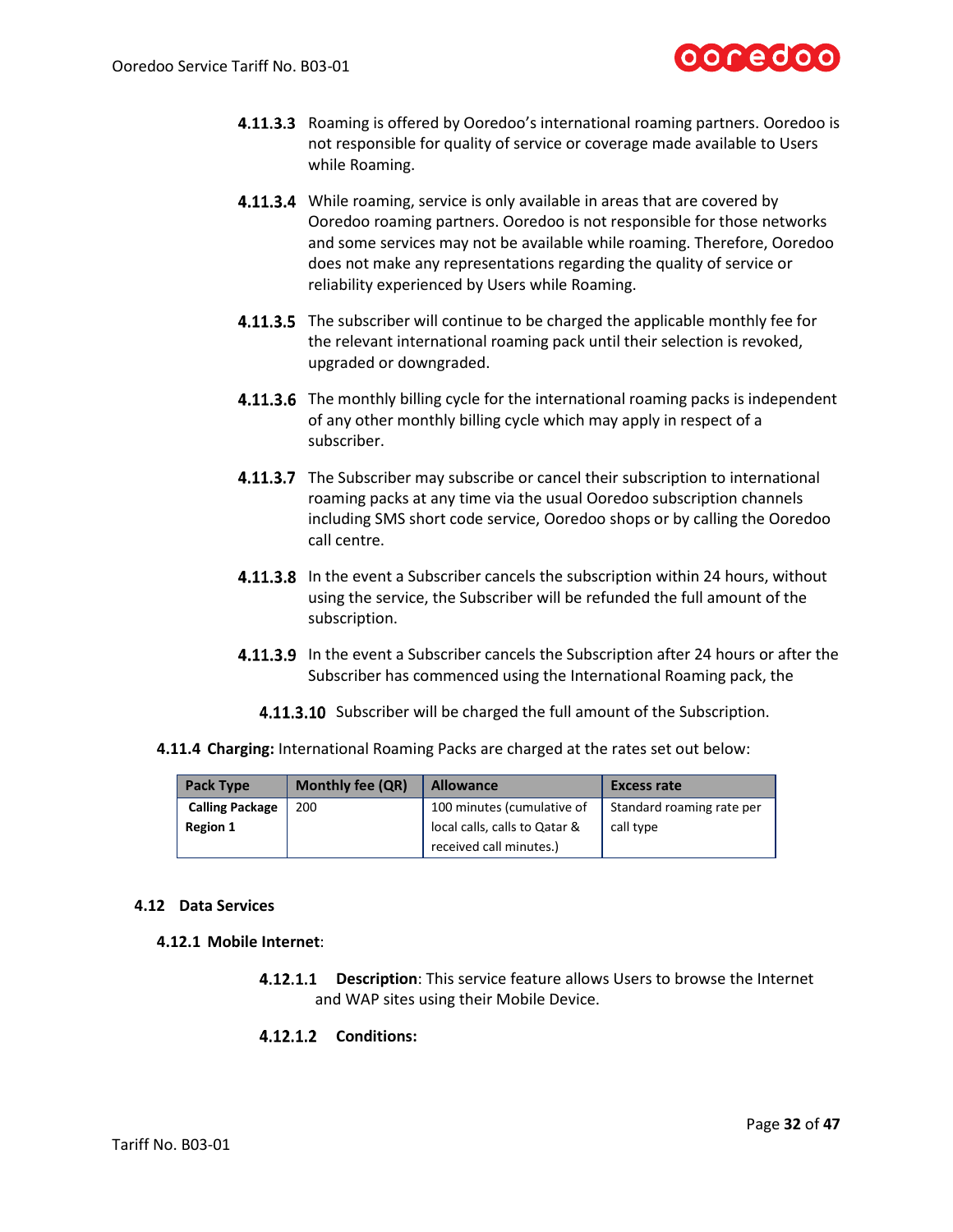**4.11.3.3** Roaming is offered by Ooredoo's international roaming partners. Ooredoo is not responsible for quality of service or coverage made available to Users while Roaming.

**4.11.3.4** While roaming, service is only available in areas that are covered by Ooredoo roaming partners. Ooredoo is not responsible for those networks and some services may not be available while roaming. Therefore, Ooredoo does not make any representations regarding the quality of service or reliability experienced by Users while Roaming.

**4.11.3.5** The subscriber will continue to be charged the applicable monthly fee for the relevant international roaming pack until their selection is revoked, upgraded or downgraded.

**4.11.3.6** The monthly billing cycle for the international roaming packs is independent of any other monthly billing cycle which may apply in respect of a subscriber.

**4.11.3.7** The Subscriber may subscribe or cancel their subscription to international roaming packs at any time via the usual Ooredoo subscription channels including SMS short code service, Ooredoo shops or by calling the Ooredoo call centre.

**4.11.3.8** In the event a Subscriber cancels the subscription within 24 hours, without using the service, the Subscriber will be refunded the full amount of the subscription.

**4.11.3.9** In the event a Subscriber cancels the Subscription after 24 hours or after the Subscriber has commenced using the International Roaming pack, the

**4.11.3.10** Subscriber will be charged the full amount of the Subscription.

**4.11.4 Charging:** International Roaming Packs are charged at the rates set out below:

| Pack Type | Monthly fee (QR) | Allowance | Excess rate |
|---|---|---|---|
| **Calling Package Region 1** | 200 | 100 minutes (cumulative of local calls, calls to Qatar & received call minutes.) | Standard roaming rate per call type |

## 4.12 Data Services

### 4.12.1 Mobile Internet:

**4.12.1.1** **Description**: This service feature allows Users to browse the Internet and WAP sites using their Mobile Device.

**4.12.1.2** **Conditions:**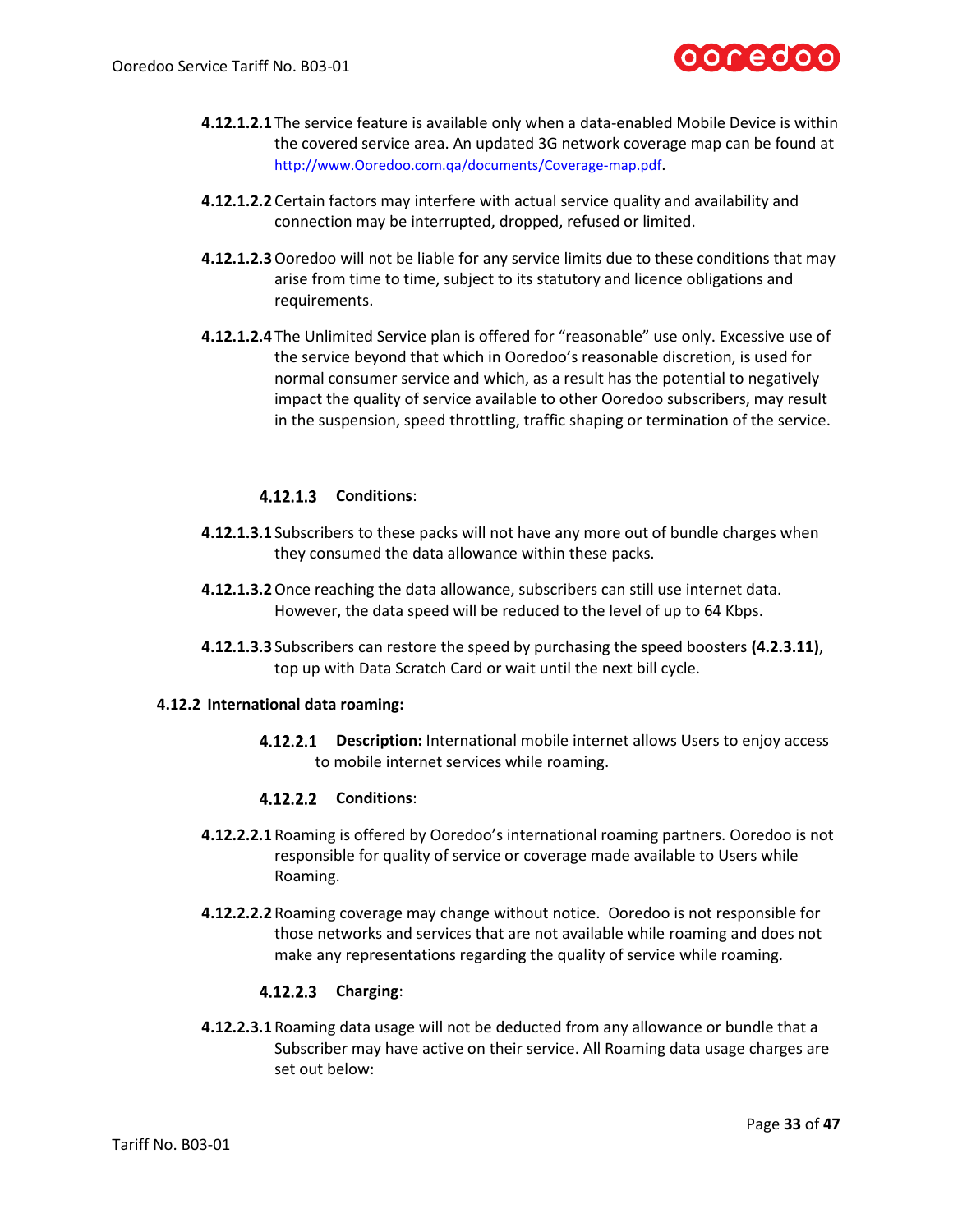**4.12.1.2.1** The service feature is available only when a data-enabled Mobile Device is within the covered service area. An updated 3G network coverage map can be found at http://www.Ooredoo.com.qa/documents/Coverage-map.pdf.

**4.12.1.2.2** Certain factors may interfere with actual service quality and availability and connection may be interrupted, dropped, refused or limited.

**4.12.1.2.3** Ooredoo will not be liable for any service limits due to these conditions that may arise from time to time, subject to its statutory and licence obligations and requirements.

**4.12.1.2.4** The Unlimited Service plan is offered for "reasonable" use only. Excessive use of the service beyond that which in Ooredoo's reasonable discretion, is used for normal consumer service and which, as a result has the potential to negatively impact the quality of service available to other Ooredoo subscribers, may result in the suspension, speed throttling, traffic shaping or termination of the service.

#### 4.12.1.3 Conditions:

**4.12.1.3.1** Subscribers to these packs will not have any more out of bundle charges when they consumed the data allowance within these packs.

**4.12.1.3.2** Once reaching the data allowance, subscribers can still use internet data. However, the data speed will be reduced to the level of up to 64 Kbps.

**4.12.1.3.3** Subscribers can restore the speed by purchasing the speed boosters **(4.2.3.11)**, top up with Data Scratch Card or wait until the next bill cycle.

### 4.12.2 International data roaming:

#### 4.12.2.1 **Description:** International mobile internet allows Users to enjoy access to mobile internet services while roaming.

#### 4.12.2.2 Conditions:

**4.12.2.2.1** Roaming is offered by Ooredoo's international roaming partners. Ooredoo is not responsible for quality of service or coverage made available to Users while Roaming.

**4.12.2.2.2** Roaming coverage may change without notice. Ooredoo is not responsible for those networks and services that are not available while roaming and does not make any representations regarding the quality of service while roaming.

#### 4.12.2.3 Charging:

**4.12.2.3.1** Roaming data usage will not be deducted from any allowance or bundle that a Subscriber may have active on their service. All Roaming data usage charges are set out below: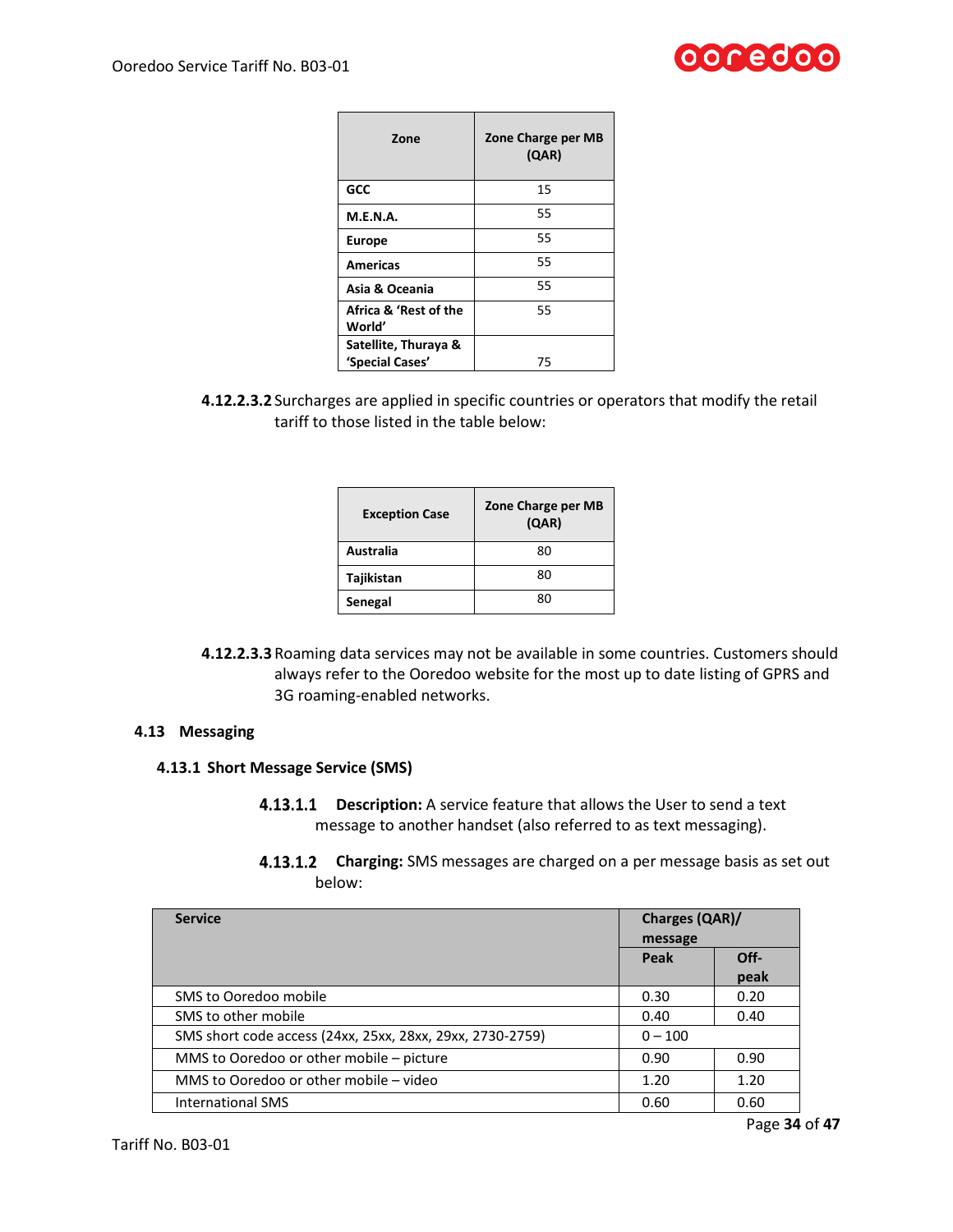| Zone | Zone Charge per MB (QAR) |
|---|---|
| **GCC** | 15 |
| **M.E.N.A.** | 55 |
| **Europe** | 55 |
| **Americas** | 55 |
| **Asia & Oceania** | 55 |
| **Africa & 'Rest of the World'** | 55 |
| **Satellite, Thuraya & 'Special Cases'** | 75 |

**4.12.2.3.2** Surcharges are applied in specific countries or operators that modify the retail tariff to those listed in the table below:

| Exception Case | Zone Charge per MB (QAR) |
|---|---|
| **Australia** | 80 |
| **Tajikistan** | 80 |
| **Senegal** | 80 |

**4.12.2.3.3** Roaming data services may not be available in some countries. Customers should always refer to the Ooredoo website for the most up to date listing of GPRS and 3G roaming-enabled networks.

## 4.13 Messaging

### 4.13.1 Short Message Service (SMS)

**4.13.1.1** **Description:** A service feature that allows the User to send a text message to another handset (also referred to as text messaging).

**4.13.1.2** **Charging:** SMS messages are charged on a per message basis as set out below:

| Service | Charges (QAR)/ message | |
|---|---|---|
| | Peak | Off-peak |
| SMS to Ooredoo mobile | 0.30 | 0.20 |
| SMS to other mobile | 0.40 | 0.40 |
| SMS short code access (24xx, 25xx, 28xx, 29xx, 2730-2759) | 0 – 100 | |
| MMS to Ooredoo or other mobile – picture | 0.90 | 0.90 |
| MMS to Ooredoo or other mobile – video | 1.20 | 1.20 |
| International SMS | 0.60 | 0.60 |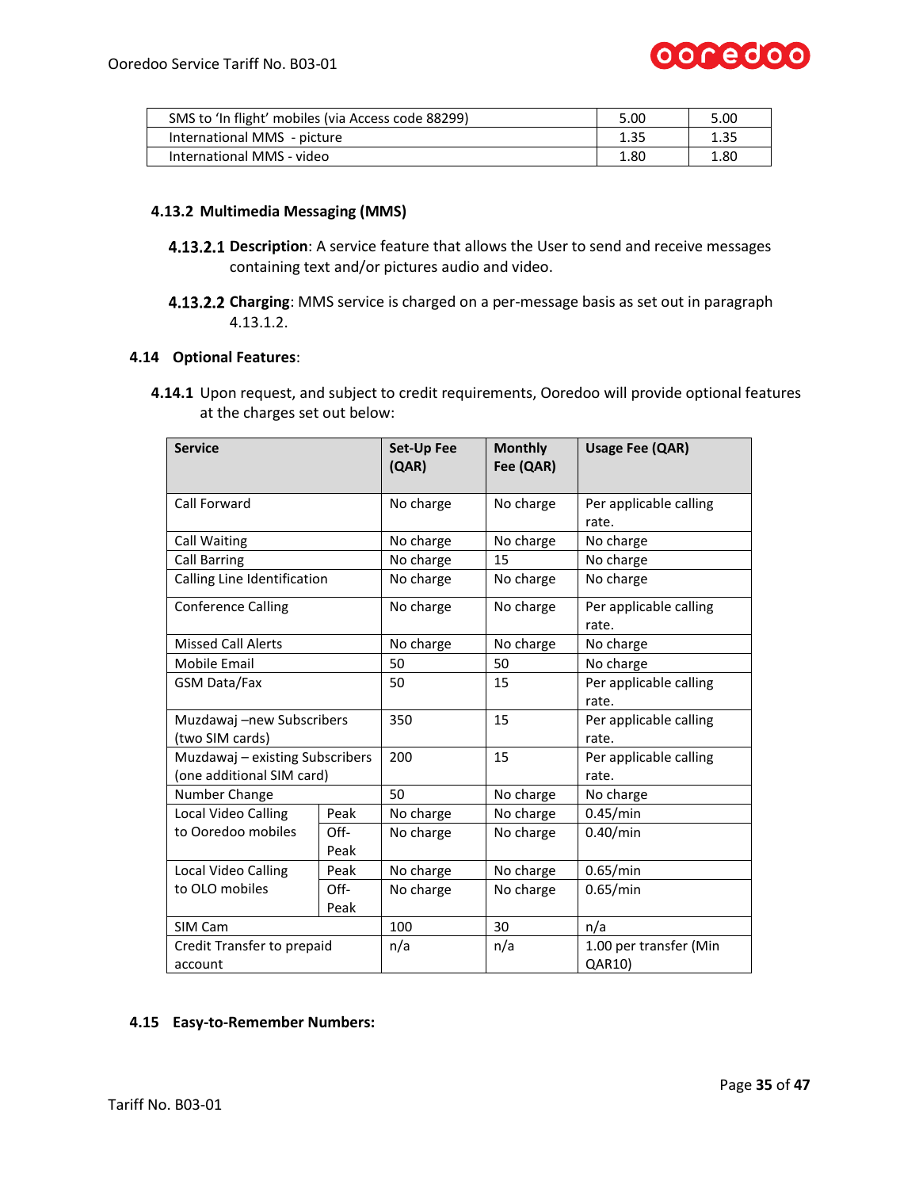| SMS to 'In flight' mobiles (via Access code 88299) | 5.00 | 5.00 |
|---|---|---|
| International MMS - picture | 1.35 | 1.35 |
| International MMS - video | 1.80 | 1.80 |

### 4.13.2 Multimedia Messaging (MMS)

**4.13.2.1** **Description**: A service feature that allows the User to send and receive messages containing text and/or pictures audio and video.

**4.13.2.2** **Charging**: MMS service is charged on a per-message basis as set out in paragraph 4.13.1.2.

## 4.14 Optional Features:

**4.14.1** Upon request, and subject to credit requirements, Ooredoo will provide optional features at the charges set out below:

| Service | | Set-Up Fee (QAR) | Monthly Fee (QAR) | Usage Fee (QAR) |
|---|---|---|---|---|
| Call Forward | | No charge | No charge | Per applicable calling rate. |
| Call Waiting | | No charge | No charge | No charge |
| Call Barring | | No charge | 15 | No charge |
| Calling Line Identification | | No charge | No charge | No charge |
| Conference Calling | | No charge | No charge | Per applicable calling rate. |
| Missed Call Alerts | | No charge | No charge | No charge |
| Mobile Email | | 50 | 50 | No charge |
| GSM Data/Fax | | 50 | 15 | Per applicable calling rate. |
| Muzdawaj –new Subscribers (two SIM cards) | | 350 | 15 | Per applicable calling rate. |
| Muzdawaj – existing Subscribers (one additional SIM card) | | 200 | 15 | Per applicable calling rate. |
| Number Change | | 50 | No charge | No charge |
| Local Video Calling to Ooredoo mobiles | Peak | No charge | No charge | 0.45/min |
| | Off-Peak | No charge | No charge | 0.40/min |
| Local Video Calling to OLO mobiles | Peak | No charge | No charge | 0.65/min |
| | Off-Peak | No charge | No charge | 0.65/min |
| SIM Cam | | 100 | 30 | n/a |
| Credit Transfer to prepaid account | | n/a | n/a | 1.00 per transfer (Min QAR10) |

## 4.15 Easy-to-Remember Numbers: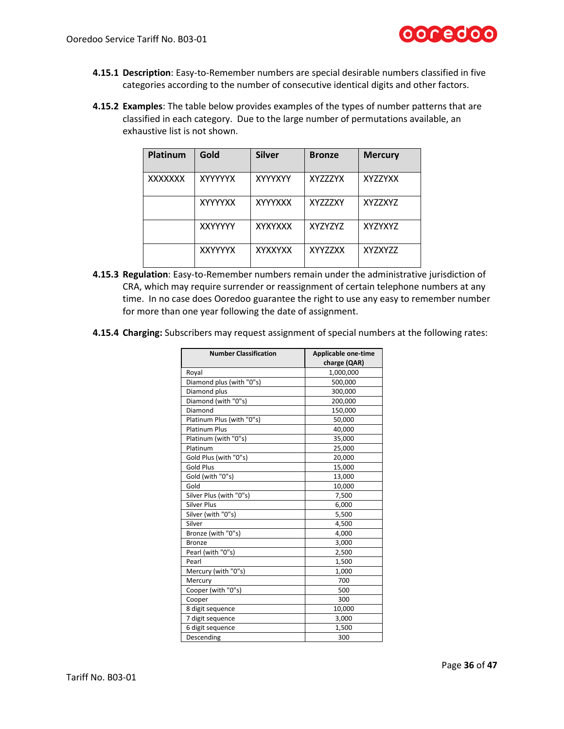**4.15.1 Description**: Easy-to-Remember numbers are special desirable numbers classified in five categories according to the number of consecutive identical digits and other factors.

**4.15.2 Examples**: The table below provides examples of the types of number patterns that are classified in each category. Due to the large number of permutations available, an exhaustive list is not shown.

| Platinum | Gold | Silver | Bronze | Mercury |
|---|---|---|---|---|
| XXXXXXX | XYYYYYX | XYYYXYY | XYZZZYX | XYZZYXX |
| | XYYYYXX | XYYYXXX | XYZZZXY | XYZZXYZ |
| | XXYYYYY | XYXYXXX | XYZYZYZ | XYZYXYZ |
| | XXYYYYX | XYXXYXX | XYYZZXX | XYZXYZZ |

**4.15.3 Regulation**: Easy-to-Remember numbers remain under the administrative jurisdiction of CRA, which may require surrender or reassignment of certain telephone numbers at any time. In no case does Ooredoo guarantee the right to use any easy to remember number for more than one year following the date of assignment.

**4.15.4 Charging:** Subscribers may request assignment of special numbers at the following rates:

| Number Classification | Applicable one-time charge (QAR) |
|---|---|
| Royal | 1,000,000 |
| Diamond plus (with "0"s) | 500,000 |
| Diamond plus | 300,000 |
| Diamond (with "0"s) | 200,000 |
| Diamond | 150,000 |
| Platinum Plus (with "0"s) | 50,000 |
| Platinum Plus | 40,000 |
| Platinum (with "0"s) | 35,000 |
| Platinum | 25,000 |
| Gold Plus (with "0"s) | 20,000 |
| Gold Plus | 15,000 |
| Gold (with "0"s) | 13,000 |
| Gold | 10,000 |
| Silver Plus (with "0"s) | 7,500 |
| Silver Plus | 6,000 |
| Silver (with "0"s) | 5,500 |
| Silver | 4,500 |
| Bronze (with "0"s) | 4,000 |
| Bronze | 3,000 |
| Pearl (with "0"s) | 2,500 |
| Pearl | 1,500 |
| Mercury (with "0"s) | 1,000 |
| Mercury | 700 |
| Cooper (with "0"s) | 500 |
| Cooper | 300 |
| 8 digit sequence | 10,000 |
| 7 digit sequence | 3,000 |
| 6 digit sequence | 1,500 |
| Descending | 300 |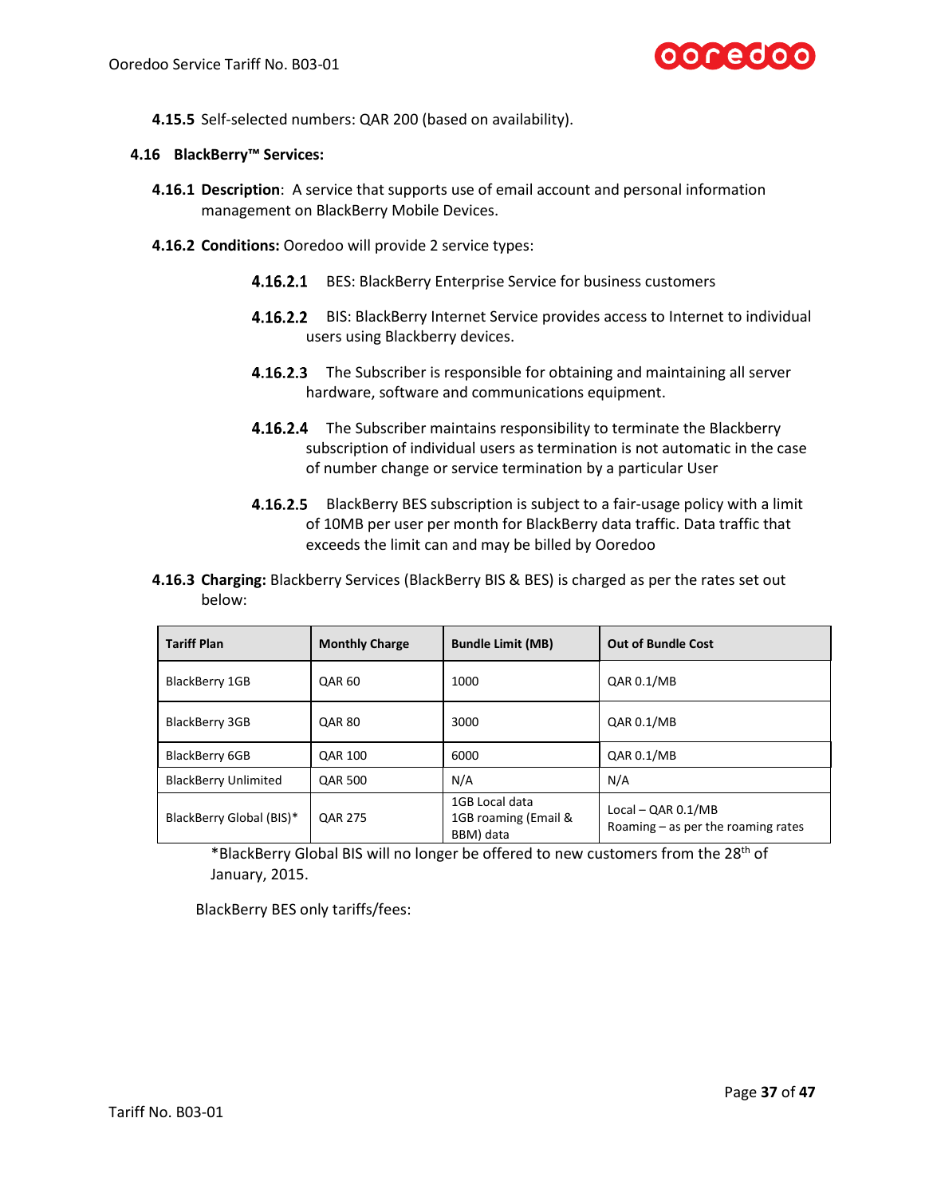**4.15.5** Self-selected numbers: QAR 200 (based on availability).

### 4.16 BlackBerry™ Services:

**4.16.1 Description**: A service that supports use of email account and personal information management on BlackBerry Mobile Devices.

**4.16.2 Conditions:** Ooredoo will provide 2 service types:

**4.16.2.1** BES: BlackBerry Enterprise Service for business customers

**4.16.2.2** BIS: BlackBerry Internet Service provides access to Internet to individual users using Blackberry devices.

**4.16.2.3** The Subscriber is responsible for obtaining and maintaining all server hardware, software and communications equipment.

**4.16.2.4** The Subscriber maintains responsibility to terminate the Blackberry subscription of individual users as termination is not automatic in the case of number change or service termination by a particular User

**4.16.2.5** BlackBerry BES subscription is subject to a fair-usage policy with a limit of 10MB per user per month for BlackBerry data traffic. Data traffic that exceeds the limit can and may be billed by Ooredoo

**4.16.3 Charging:** Blackberry Services (BlackBerry BIS & BES) is charged as per the rates set out below:

| Tariff Plan | Monthly Charge | Bundle Limit (MB) | Out of Bundle Cost |
|---|---|---|---|
| BlackBerry 1GB | QAR 60 | 1000 | QAR 0.1/MB |
| BlackBerry 3GB | QAR 80 | 3000 | QAR 0.1/MB |
| BlackBerry 6GB | QAR 100 | 6000 | QAR 0.1/MB |
| BlackBerry Unlimited | QAR 500 | N/A | N/A |
| BlackBerry Global (BIS)* | QAR 275 | 1GB Local data<br>1GB roaming (Email & BBM) data | Local – QAR 0.1/MB<br>Roaming – as per the roaming rates |

*BlackBerry Global BIS will no longer be offered to new customers from the 28th of January, 2015.

BlackBerry BES only tariffs/fees: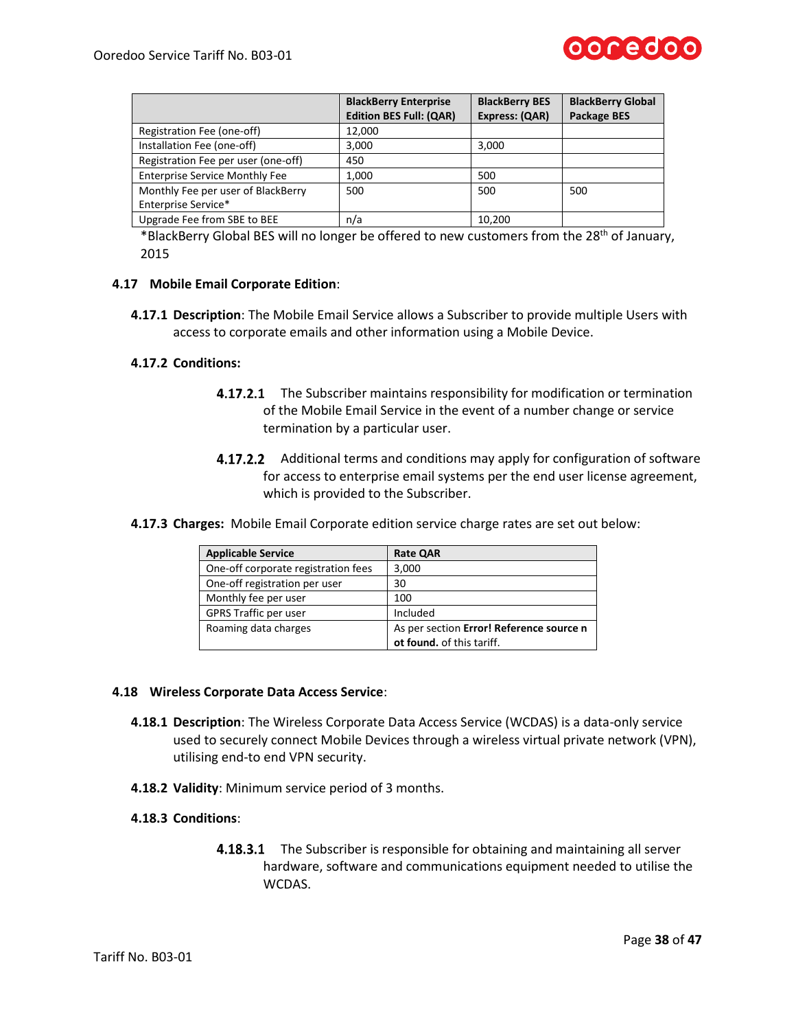| | BlackBerry Enterprise Edition BES Full: (QAR) | BlackBerry BES Express: (QAR) | BlackBerry Global Package BES |
|---|---|---|---|
| Registration Fee (one-off) | 12,000 | | |
| Installation Fee (one-off) | 3,000 | 3,000 | |
| Registration Fee per user (one-off) | 450 | | |
| Enterprise Service Monthly Fee | 1,000 | 500 | |
| Monthly Fee per user of BlackBerry Enterprise Service* | 500 | 500 | 500 |
| Upgrade Fee from SBE to BEE | n/a | 10,200 | |

*BlackBerry Global BES will no longer be offered to new customers from the 28th of January, 2015

### 4.17 Mobile Email Corporate Edition:

**4.17.1 Description**: The Mobile Email Service allows a Subscriber to provide multiple Users with access to corporate emails and other information using a Mobile Device.

**4.17.2 Conditions:**

**4.17.2.1** The Subscriber maintains responsibility for modification or termination of the Mobile Email Service in the event of a number change or service termination by a particular user.

**4.17.2.2** Additional terms and conditions may apply for configuration of software for access to enterprise email systems per the end user license agreement, which is provided to the Subscriber.

**4.17.3 Charges:** Mobile Email Corporate edition service charge rates are set out below:

| Applicable Service | Rate QAR |
|---|---|
| One-off corporate registration fees | 3,000 |
| One-off registration per user | 30 |
| Monthly fee per user | 100 |
| GPRS Traffic per user | Included |
| Roaming data charges | As per section **Error! Reference source not found.** of this tariff. |

### 4.18 Wireless Corporate Data Access Service:

**4.18.1 Description**: The Wireless Corporate Data Access Service (WCDAS) is a data-only service used to securely connect Mobile Devices through a wireless virtual private network (VPN), utilising end-to end VPN security.

**4.18.2 Validity**: Minimum service period of 3 months.

**4.18.3 Conditions**:

**4.18.3.1** The Subscriber is responsible for obtaining and maintaining all server hardware, software and communications equipment needed to utilise the WCDAS.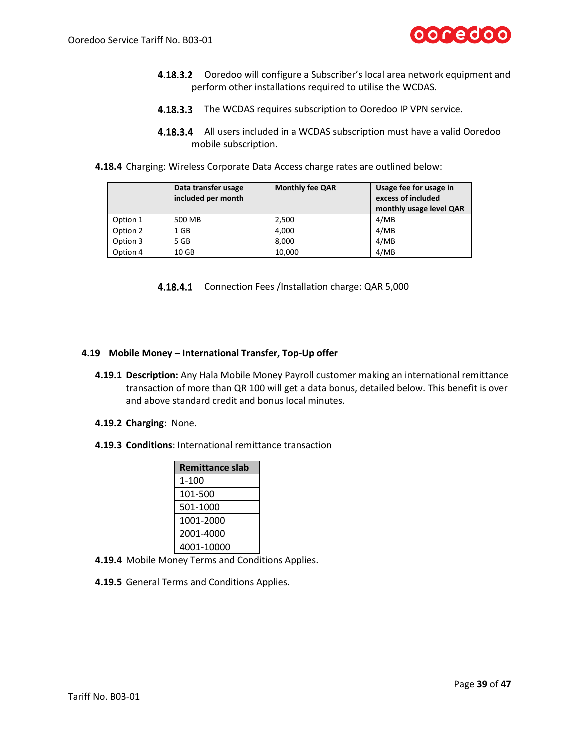**4.18.3.2** Ooredoo will configure a Subscriber's local area network equipment and perform other installations required to utilise the WCDAS.

**4.18.3.3** The WCDAS requires subscription to Ooredoo IP VPN service.

**4.18.3.4** All users included in a WCDAS subscription must have a valid Ooredoo mobile subscription.

**4.18.4** Charging: Wireless Corporate Data Access charge rates are outlined below:

| | Data transfer usage included per month | Monthly fee QAR | Usage fee for usage in excess of included monthly usage level QAR |
|---|---|---|---|
| Option 1 | 500 MB | 2,500 | 4/MB |
| Option 2 | 1 GB | 4,000 | 4/MB |
| Option 3 | 5 GB | 8,000 | 4/MB |
| Option 4 | 10 GB | 10,000 | 4/MB |

**4.18.4.1** Connection Fees /Installation charge: QAR 5,000

## 4.19 Mobile Money – International Transfer, Top-Up offer

**4.19.1 Description:** Any Hala Mobile Money Payroll customer making an international remittance transaction of more than QR 100 will get a data bonus, detailed below. This benefit is over and above standard credit and bonus local minutes.

**4.19.2 Charging**: None.

**4.19.3 Conditions**: International remittance transaction

| Remittance slab |
|---|
| 1-100 |
| 101-500 |
| 501-1000 |
| 1001-2000 |
| 2001-4000 |
| 4001-10000 |

**4.19.4** Mobile Money Terms and Conditions Applies.

**4.19.5** General Terms and Conditions Applies.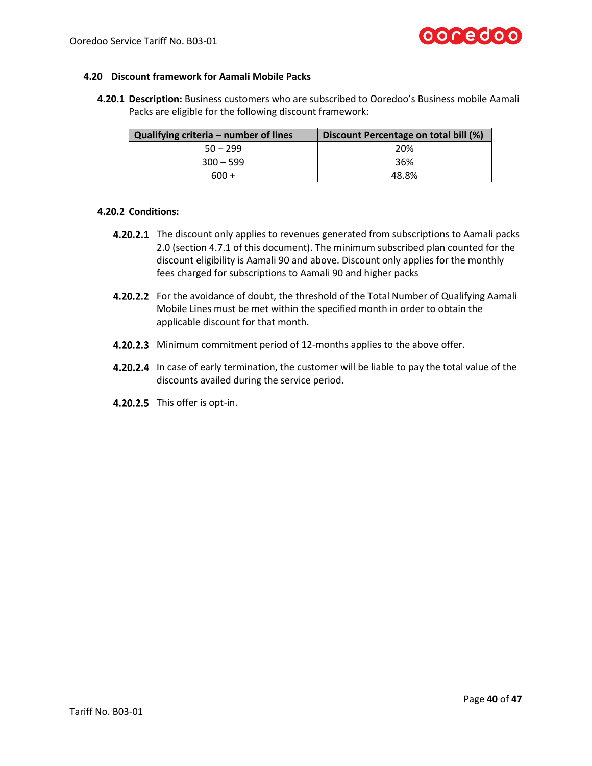## 4.20 Discount framework for Aamali Mobile Packs

**4.20.1 Description:** Business customers who are subscribed to Ooredoo's Business mobile Aamali Packs are eligible for the following discount framework:

| Qualifying criteria – number of lines | Discount Percentage on total bill (%) |
|---|---|
| 50 – 299 | 20% |
| 300 – 599 | 36% |
| 600 + | 48.8% |

**4.20.2 Conditions:**

**4.20.2.1** The discount only applies to revenues generated from subscriptions to Aamali packs 2.0 (section 4.7.1 of this document). The minimum subscribed plan counted for the discount eligibility is Aamali 90 and above. Discount only applies for the monthly fees charged for subscriptions to Aamali 90 and higher packs

**4.20.2.2** For the avoidance of doubt, the threshold of the Total Number of Qualifying Aamali Mobile Lines must be met within the specified month in order to obtain the applicable discount for that month.

**4.20.2.3** Minimum commitment period of 12-months applies to the above offer.

**4.20.2.4** In case of early termination, the customer will be liable to pay the total value of the discounts availed during the service period.

**4.20.2.5** This offer is opt-in.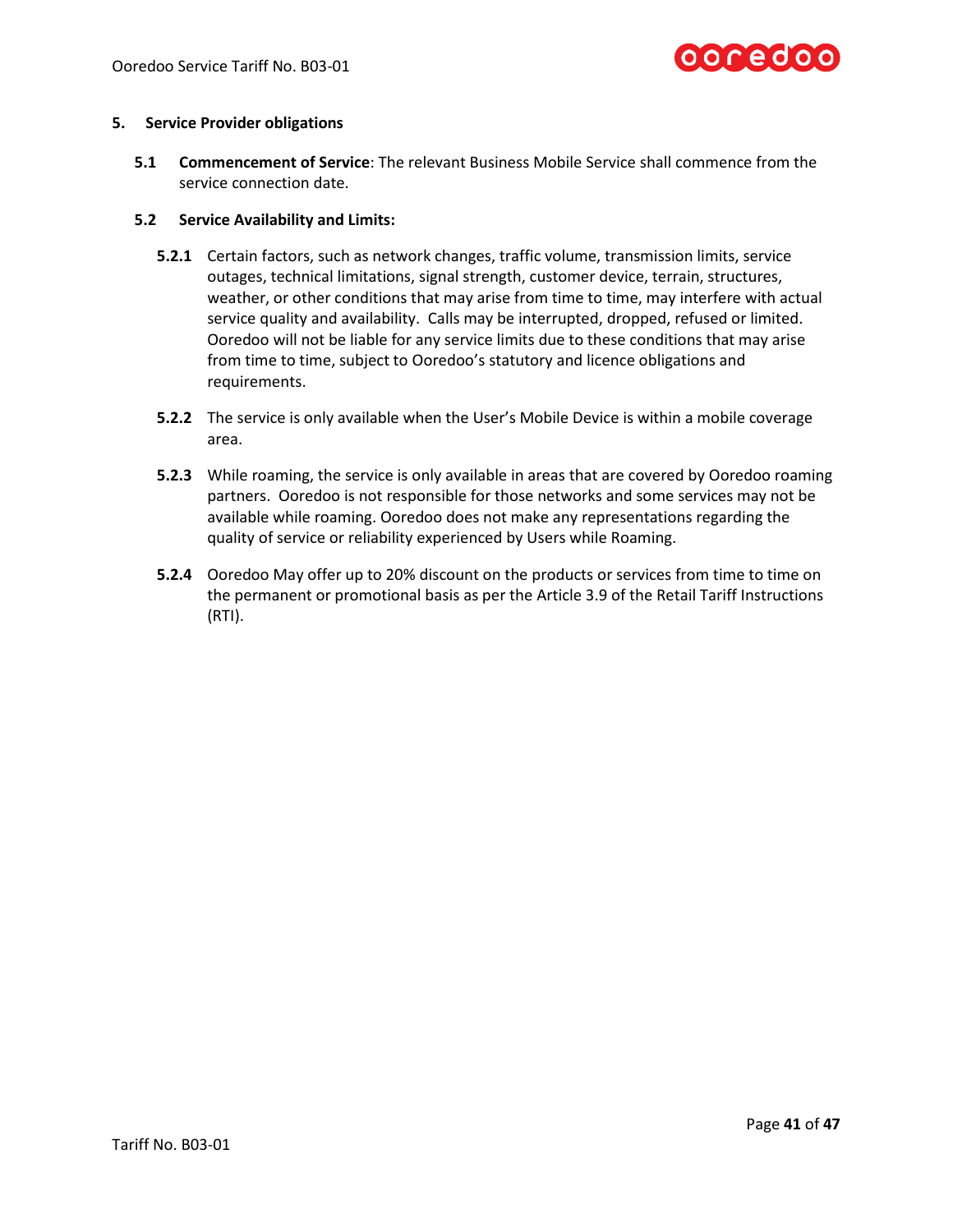## 5. Service Provider obligations

**5.1 Commencement of Service**: The relevant Business Mobile Service shall commence from the service connection date.

**5.2 Service Availability and Limits:**

**5.2.1** Certain factors, such as network changes, traffic volume, transmission limits, service outages, technical limitations, signal strength, customer device, terrain, structures, weather, or other conditions that may arise from time to time, may interfere with actual service quality and availability. Calls may be interrupted, dropped, refused or limited. Ooredoo will not be liable for any service limits due to these conditions that may arise from time to time, subject to Ooredoo's statutory and licence obligations and requirements.

**5.2.2** The service is only available when the User's Mobile Device is within a mobile coverage area.

**5.2.3** While roaming, the service is only available in areas that are covered by Ooredoo roaming partners. Ooredoo is not responsible for those networks and some services may not be available while roaming. Ooredoo does not make any representations regarding the quality of service or reliability experienced by Users while Roaming.

**5.2.4** Ooredoo May offer up to 20% discount on the products or services from time to time on the permanent or promotional basis as per the Article 3.9 of the Retail Tariff Instructions (RTI).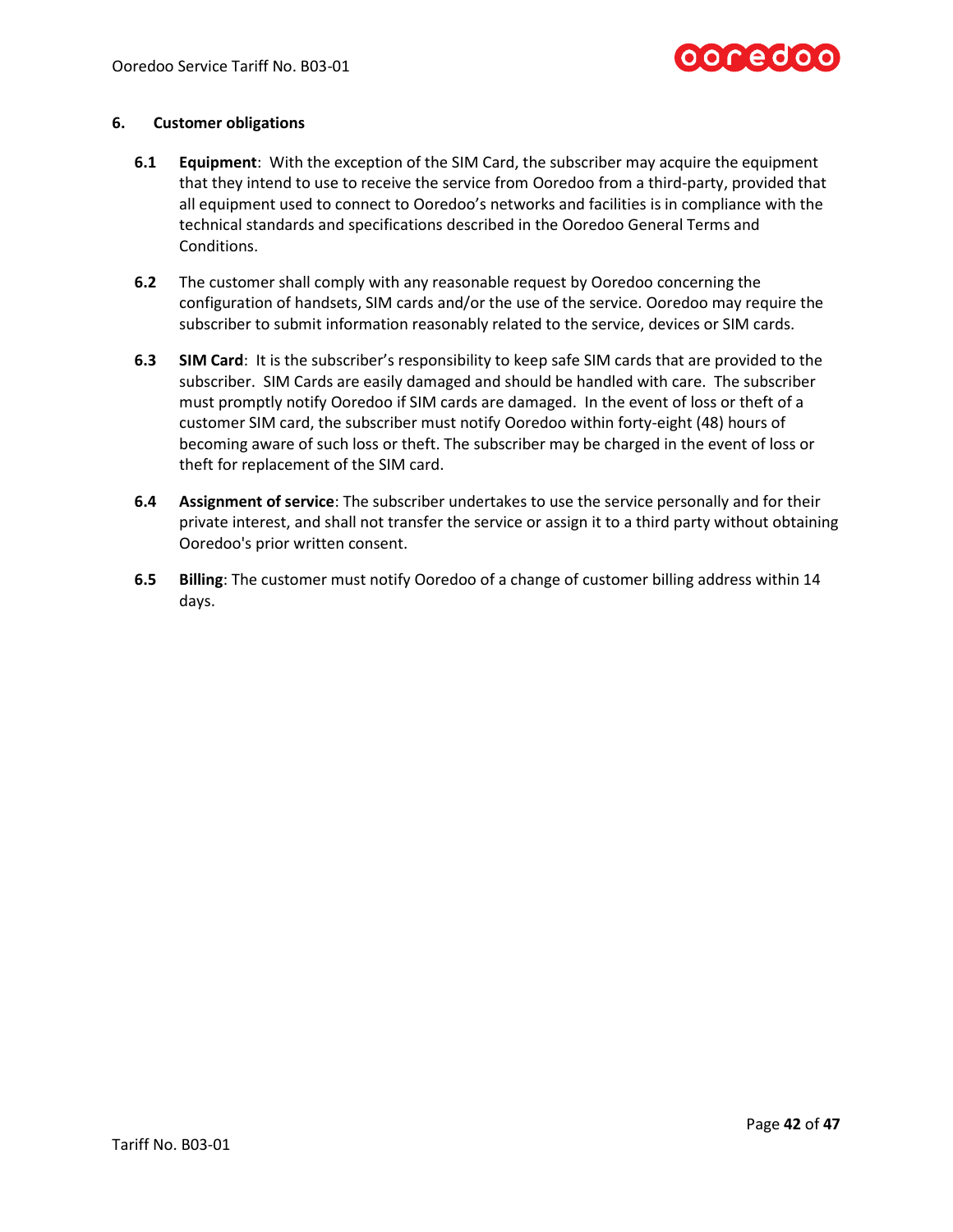## 6. Customer obligations

**6.1** **Equipment**: With the exception of the SIM Card, the subscriber may acquire the equipment that they intend to use to receive the service from Ooredoo from a third-party, provided that all equipment used to connect to Ooredoo's networks and facilities is in compliance with the technical standards and specifications described in the Ooredoo General Terms and Conditions.

**6.2** The customer shall comply with any reasonable request by Ooredoo concerning the configuration of handsets, SIM cards and/or the use of the service. Ooredoo may require the subscriber to submit information reasonably related to the service, devices or SIM cards.

**6.3** **SIM Card**: It is the subscriber's responsibility to keep safe SIM cards that are provided to the subscriber. SIM Cards are easily damaged and should be handled with care. The subscriber must promptly notify Ooredoo if SIM cards are damaged. In the event of loss or theft of a customer SIM card, the subscriber must notify Ooredoo within forty-eight (48) hours of becoming aware of such loss or theft. The subscriber may be charged in the event of loss or theft for replacement of the SIM card.

**6.4** **Assignment of service**: The subscriber undertakes to use the service personally and for their private interest, and shall not transfer the service or assign it to a third party without obtaining Ooredoo's prior written consent.

**6.5** **Billing**: The customer must notify Ooredoo of a change of customer billing address within 14 days.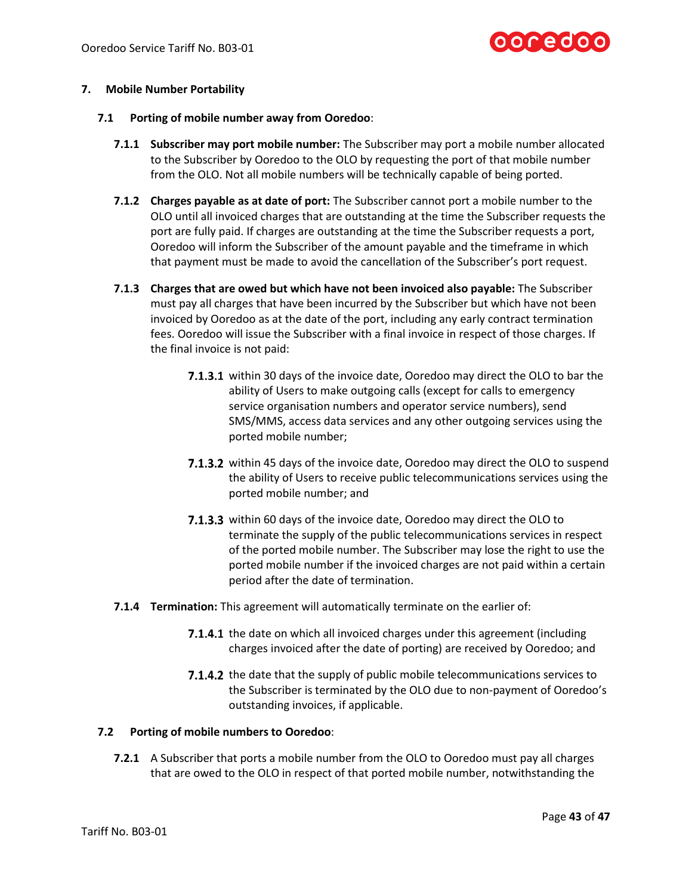## 7. Mobile Number Portability

### 7.1 Porting of mobile number away from Ooredoo:

**7.1.1 Subscriber may port mobile number:** The Subscriber may port a mobile number allocated to the Subscriber by Ooredoo to the OLO by requesting the port of that mobile number from the OLO. Not all mobile numbers will be technically capable of being ported.

**7.1.2 Charges payable as at date of port:** The Subscriber cannot port a mobile number to the OLO until all invoiced charges that are outstanding at the time the Subscriber requests the port are fully paid. If charges are outstanding at the time the Subscriber requests a port, Ooredoo will inform the Subscriber of the amount payable and the timeframe in which that payment must be made to avoid the cancellation of the Subscriber's port request.

**7.1.3 Charges that are owed but which have not been invoiced also payable:** The Subscriber must pay all charges that have been incurred by the Subscriber but which have not been invoiced by Ooredoo as at the date of the port, including any early contract termination fees. Ooredoo will issue the Subscriber with a final invoice in respect of those charges. If the final invoice is not paid:

**7.1.3.1** within 30 days of the invoice date, Ooredoo may direct the OLO to bar the ability of Users to make outgoing calls (except for calls to emergency service organisation numbers and operator service numbers), send SMS/MMS, access data services and any other outgoing services using the ported mobile number;

**7.1.3.2** within 45 days of the invoice date, Ooredoo may direct the OLO to suspend the ability of Users to receive public telecommunications services using the ported mobile number; and

**7.1.3.3** within 60 days of the invoice date, Ooredoo may direct the OLO to terminate the supply of the public telecommunications services in respect of the ported mobile number. The Subscriber may lose the right to use the ported mobile number if the invoiced charges are not paid within a certain period after the date of termination.

**7.1.4 Termination:** This agreement will automatically terminate on the earlier of:

**7.1.4.1** the date on which all invoiced charges under this agreement (including charges invoiced after the date of porting) are received by Ooredoo; and

**7.1.4.2** the date that the supply of public mobile telecommunications services to the Subscriber is terminated by the OLO due to non-payment of Ooredoo's outstanding invoices, if applicable.

### 7.2 Porting of mobile numbers to Ooredoo:

**7.2.1** A Subscriber that ports a mobile number from the OLO to Ooredoo must pay all charges that are owed to the OLO in respect of that ported mobile number, notwithstanding the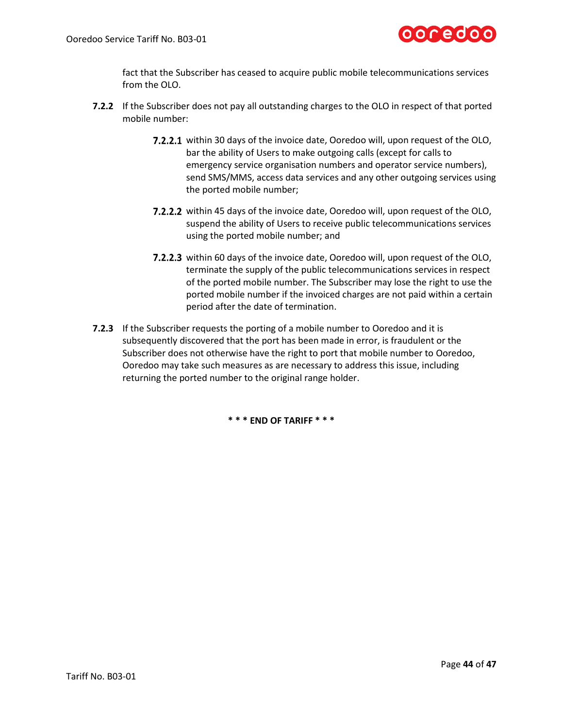fact that the Subscriber has ceased to acquire public mobile telecommunications services from the OLO.

**7.2.2** If the Subscriber does not pay all outstanding charges to the OLO in respect of that ported mobile number:

**7.2.2.1** within 30 days of the invoice date, Ooredoo will, upon request of the OLO, bar the ability of Users to make outgoing calls (except for calls to emergency service organisation numbers and operator service numbers), send SMS/MMS, access data services and any other outgoing services using the ported mobile number;

**7.2.2.2** within 45 days of the invoice date, Ooredoo will, upon request of the OLO, suspend the ability of Users to receive public telecommunications services using the ported mobile number; and

**7.2.2.3** within 60 days of the invoice date, Ooredoo will, upon request of the OLO, terminate the supply of the public telecommunications services in respect of the ported mobile number. The Subscriber may lose the right to use the ported mobile number if the invoiced charges are not paid within a certain period after the date of termination.

**7.2.3** If the Subscriber requests the porting of a mobile number to Ooredoo and it is subsequently discovered that the port has been made in error, is fraudulent or the Subscriber does not otherwise have the right to port that mobile number to Ooredoo, Ooredoo may take such measures as are necessary to address this issue, including returning the ported number to the original range holder.

**\* \* \* END OF TARIFF \* \* \***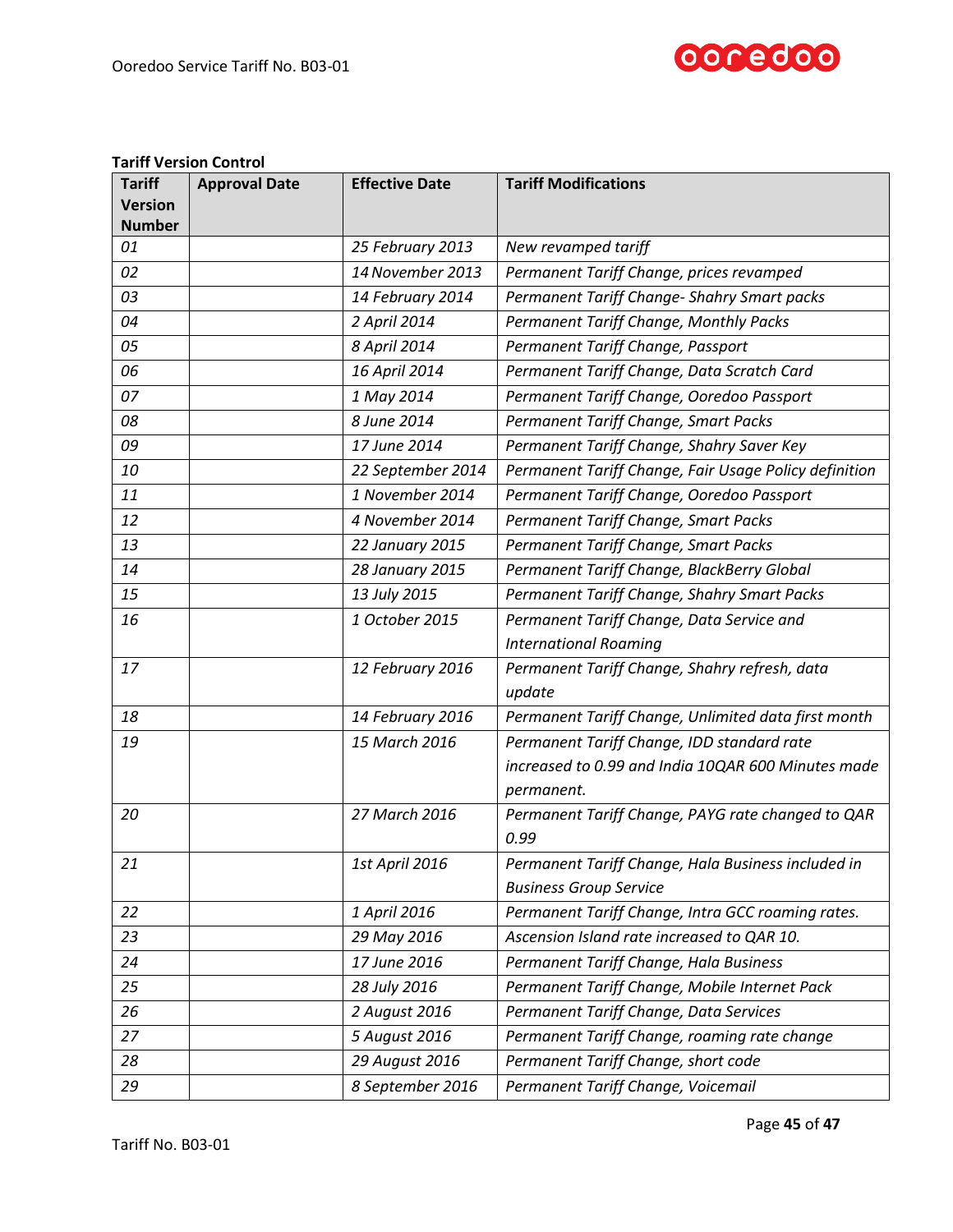**Tariff Version Control**

| Tariff Version Number | Approval Date | Effective Date | Tariff Modifications |
|---|---|---|---|
| *01* | | *25 February 2013* | *New revamped tariff* |
| *02* | | *14 November 2013* | *Permanent Tariff Change, prices revamped* |
| *03* | | *14 February 2014* | *Permanent Tariff Change- Shahry Smart packs* |
| *04* | | *2 April 2014* | *Permanent Tariff Change, Monthly Packs* |
| *05* | | *8 April 2014* | *Permanent Tariff Change, Passport* |
| *06* | | *16 April 2014* | *Permanent Tariff Change, Data Scratch Card* |
| *07* | | *1 May 2014* | *Permanent Tariff Change, Ooredoo Passport* |
| *08* | | *8 June 2014* | *Permanent Tariff Change, Smart Packs* |
| *09* | | *17 June 2014* | *Permanent Tariff Change, Shahry Saver Key* |
| *10* | | *22 September 2014* | *Permanent Tariff Change, Fair Usage Policy definition* |
| *11* | | *1 November 2014* | *Permanent Tariff Change, Ooredoo Passport* |
| *12* | | *4 November 2014* | *Permanent Tariff Change, Smart Packs* |
| *13* | | *22 January 2015* | *Permanent Tariff Change, Smart Packs* |
| *14* | | *28 January 2015* | *Permanent Tariff Change, BlackBerry Global* |
| *15* | | *13 July 2015* | *Permanent Tariff Change, Shahry Smart Packs* |
| *16* | | *1 October 2015* | *Permanent Tariff Change, Data Service and International Roaming* |
| *17* | | *12 February 2016* | *Permanent Tariff Change, Shahry refresh, data update* |
| *18* | | *14 February 2016* | *Permanent Tariff Change, Unlimited data first month* |
| *19* | | *15 March 2016* | *Permanent Tariff Change, IDD standard rate increased to 0.99 and India 10QAR 600 Minutes made permanent.* |
| *20* | | *27 March 2016* | *Permanent Tariff Change, PAYG rate changed to QAR 0.99* |
| *21* | | *1st April 2016* | *Permanent Tariff Change, Hala Business included in Business Group Service* |
| *22* | | *1 April 2016* | *Permanent Tariff Change, Intra GCC roaming rates.* |
| *23* | | *29 May 2016* | *Ascension Island rate increased to QAR 10.* |
| *24* | | *17 June 2016* | *Permanent Tariff Change, Hala Business* |
| *25* | | *28 July 2016* | *Permanent Tariff Change, Mobile Internet Pack* |
| *26* | | *2 August 2016* | *Permanent Tariff Change, Data Services* |
| *27* | | *5 August 2016* | *Permanent Tariff Change, roaming rate change* |
| *28* | | *29 August 2016* | *Permanent Tariff Change, short code* |
| *29* | | *8 September 2016* | *Permanent Tariff Change, Voicemail* |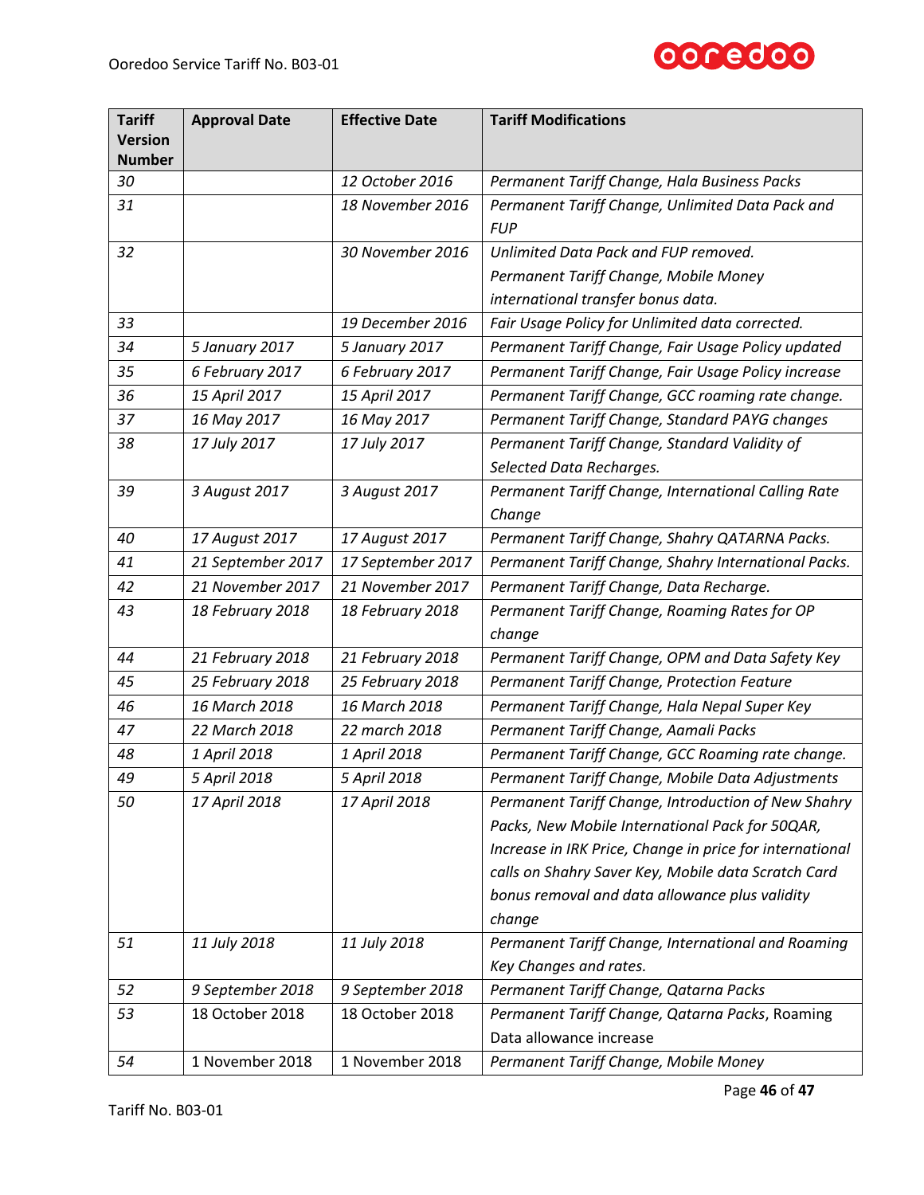| Tariff Version Number | Approval Date | Effective Date | Tariff Modifications |
|---|---|---|---|
| *30* | | *12 October 2016* | *Permanent Tariff Change, Hala Business Packs* |
| *31* | | *18 November 2016* | *Permanent Tariff Change, Unlimited Data Pack and FUP* |
| *32* | | *30 November 2016* | *Unlimited Data Pack and FUP removed. Permanent Tariff Change, Mobile Money international transfer bonus data.* |
| *33* | | *19 December 2016* | *Fair Usage Policy for Unlimited data corrected.* |
| *34* | *5 January 2017* | *5 January 2017* | *Permanent Tariff Change, Fair Usage Policy updated* |
| *35* | *6 February 2017* | *6 February 2017* | *Permanent Tariff Change, Fair Usage Policy increase* |
| *36* | *15 April 2017* | *15 April 2017* | *Permanent Tariff Change, GCC roaming rate change.* |
| *37* | *16 May 2017* | *16 May 2017* | *Permanent Tariff Change, Standard PAYG changes* |
| *38* | *17 July 2017* | *17 July 2017* | *Permanent Tariff Change, Standard Validity of Selected Data Recharges.* |
| *39* | *3 August 2017* | *3 August 2017* | *Permanent Tariff Change, International Calling Rate Change* |
| *40* | *17 August 2017* | *17 August 2017* | *Permanent Tariff Change, Shahry QATARNA Packs.* |
| *41* | *21 September 2017* | *17 September 2017* | *Permanent Tariff Change, Shahry International Packs.* |
| *42* | *21 November 2017* | *21 November 2017* | *Permanent Tariff Change, Data Recharge.* |
| *43* | *18 February 2018* | *18 February 2018* | *Permanent Tariff Change, Roaming Rates for OP change* |
| *44* | *21 February 2018* | *21 February 2018* | *Permanent Tariff Change, OPM and Data Safety Key* |
| *45* | *25 February 2018* | *25 February 2018* | *Permanent Tariff Change, Protection Feature* |
| *46* | *16 March 2018* | *16 March 2018* | *Permanent Tariff Change, Hala Nepal Super Key* |
| *47* | *22 March 2018* | *22 march 2018* | *Permanent Tariff Change, Aamali Packs* |
| *48* | *1 April 2018* | *1 April 2018* | *Permanent Tariff Change, GCC Roaming rate change.* |
| *49* | *5 April 2018* | *5 April 2018* | *Permanent Tariff Change, Mobile Data Adjustments* |
| *50* | *17 April 2018* | *17 April 2018* | *Permanent Tariff Change, Introduction of New Shahry Packs, New Mobile International Pack for 50QAR, Increase in IRK Price, Change in price for international calls on Shahry Saver Key, Mobile data Scratch Card bonus removal and data allowance plus validity change* |
| *51* | *11 July 2018* | *11 July 2018* | *Permanent Tariff Change, International and Roaming Key Changes and rates.* |
| *52* | *9 September 2018* | *9 September 2018* | *Permanent Tariff Change, Qatarna Packs* |
| *53* | 18 October 2018 | 18 October 2018 | *Permanent Tariff Change, Qatarna Packs*, Roaming Data allowance increase |
| *54* | 1 November 2018 | 1 November 2018 | *Permanent Tariff Change, Mobile Money* |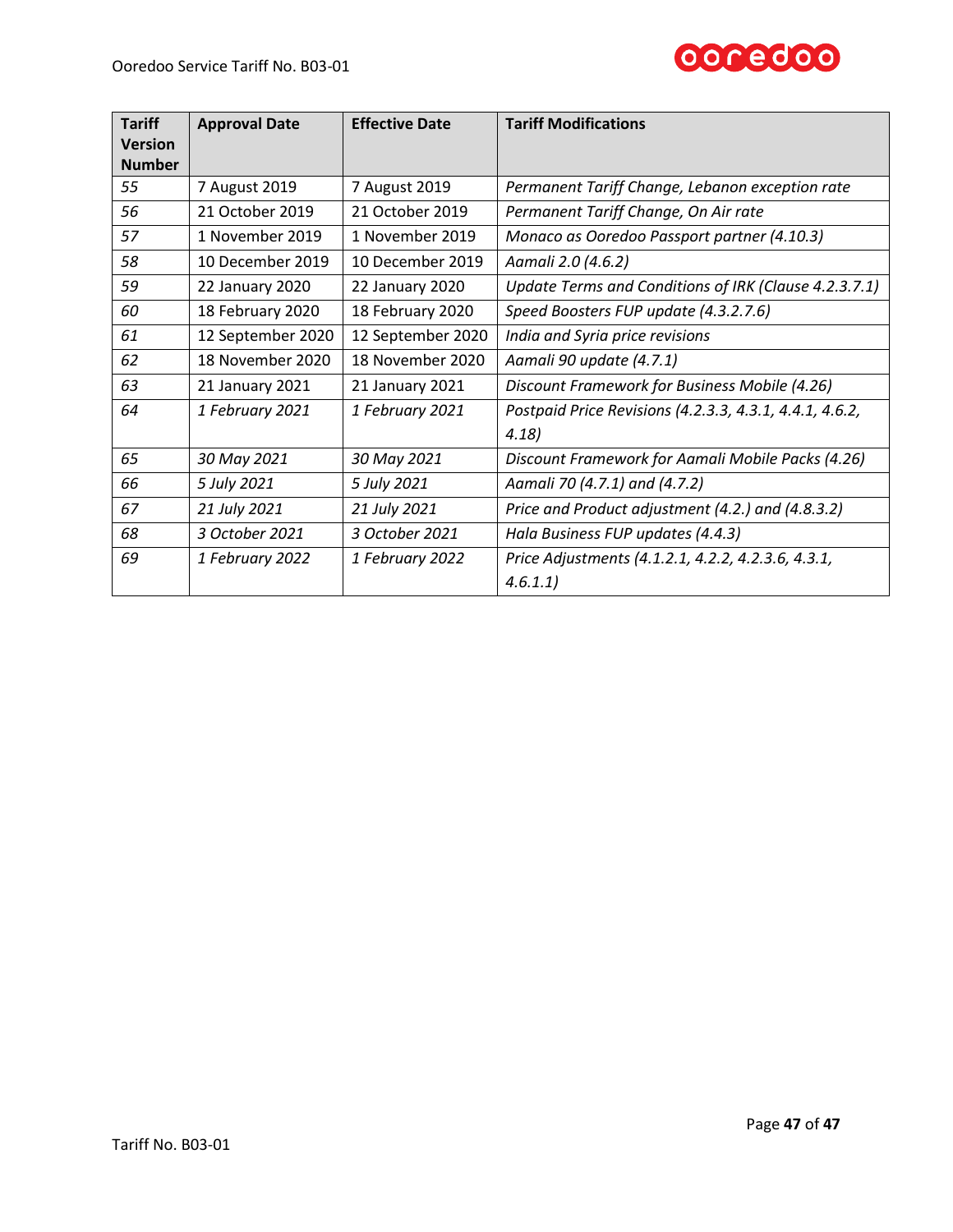| Tariff Version Number | Approval Date | Effective Date | Tariff Modifications |
|---|---|---|---|
| *55* | 7 August 2019 | 7 August 2019 | *Permanent Tariff Change, Lebanon exception rate* |
| *56* | 21 October 2019 | 21 October 2019 | *Permanent Tariff Change, On Air rate* |
| *57* | 1 November 2019 | 1 November 2019 | *Monaco as Ooredoo Passport partner (4.10.3)* |
| *58* | 10 December 2019 | 10 December 2019 | *Aamali 2.0 (4.6.2)* |
| *59* | 22 January 2020 | 22 January 2020 | *Update Terms and Conditions of IRK (Clause 4.2.3.7.1)* |
| *60* | 18 February 2020 | 18 February 2020 | *Speed Boosters FUP update (4.3.2.7.6)* |
| *61* | 12 September 2020 | 12 September 2020 | *India and Syria price revisions* |
| *62* | 18 November 2020 | 18 November 2020 | *Aamali 90 update (4.7.1)* |
| *63* | 21 January 2021 | 21 January 2021 | *Discount Framework for Business Mobile (4.26)* |
| *64* | *1 February 2021* | *1 February 2021* | *Postpaid Price Revisions (4.2.3.3, 4.3.1, 4.4.1, 4.6.2, 4.18)* |
| *65* | *30 May 2021* | *30 May 2021* | *Discount Framework for Aamali Mobile Packs (4.26)* |
| *66* | *5 July 2021* | *5 July 2021* | *Aamali 70 (4.7.1) and (4.7.2)* |
| *67* | *21 July 2021* | *21 July 2021* | *Price and Product adjustment (4.2.) and (4.8.3.2)* |
| *68* | *3 October 2021* | *3 October 2021* | *Hala Business FUP updates (4.4.3)* |
| *69* | *1 February 2022* | *1 February 2022* | *Price Adjustments (4.1.2.1, 4.2.2, 4.2.3.6, 4.3.1, 4.6.1.1)* |